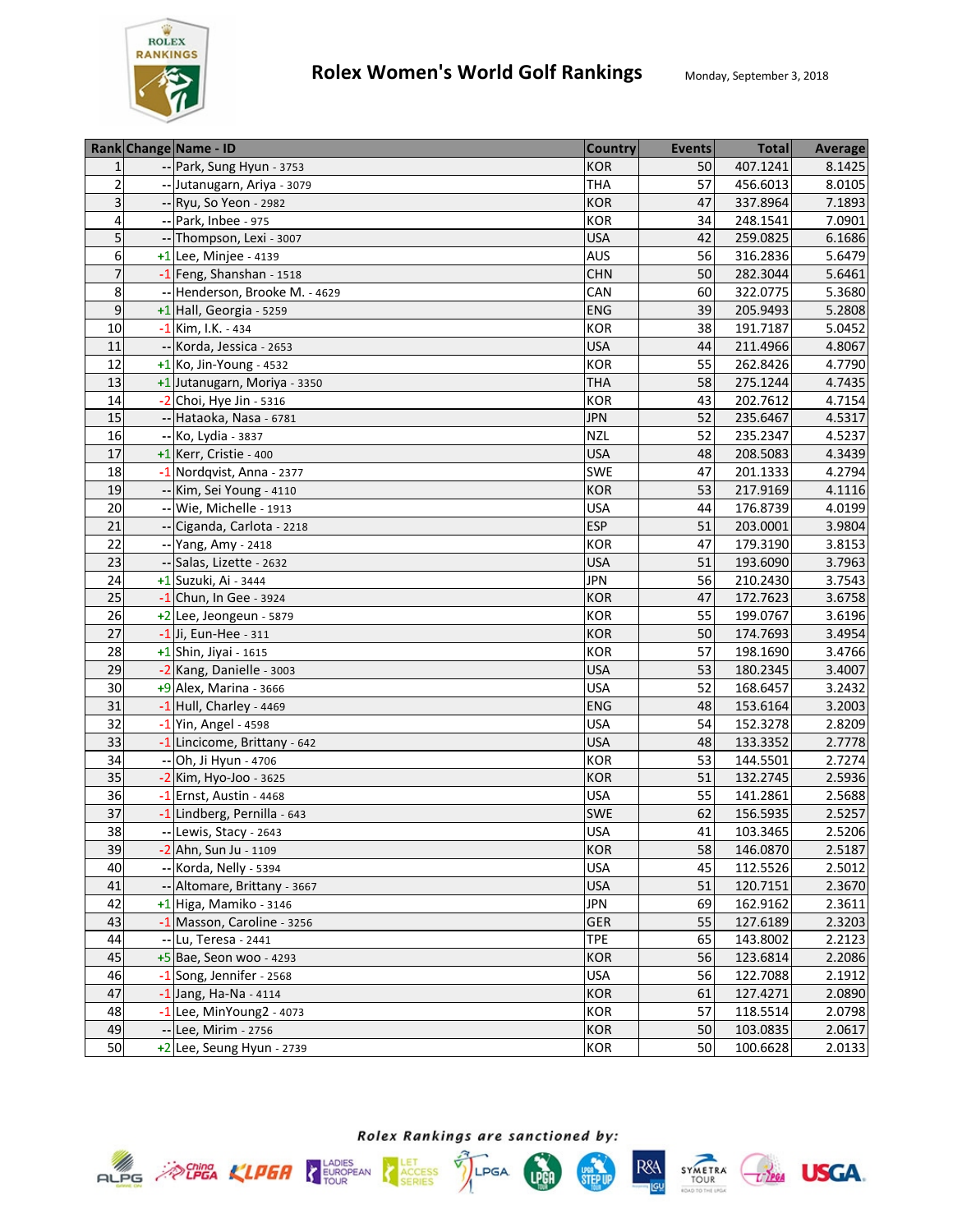# Rolex Women's World Golf Rankings

Monday, September 3, 2018

| Rank | Change | Name - ID | Country | Events | Total | Average |
|---|---|---|---|---|---|---|
| 1 | -- | Park, Sung Hyun - 3753 | KOR | 50 | 407.1241 | 8.1425 |
| 2 | -- | Jutanugarn, Ariya - 3079 | THA | 57 | 456.6013 | 8.0105 |
| 3 | -- | Ryu, So Yeon - 2982 | KOR | 47 | 337.8964 | 7.1893 |
| 4 | -- | Park, Inbee - 975 | KOR | 34 | 248.1541 | 7.0901 |
| 5 | -- | Thompson, Lexi - 3007 | USA | 42 | 259.0825 | 6.1686 |
| 6 | +1 | Lee, Minjee - 4139 | AUS | 56 | 316.2836 | 5.6479 |
| 7 | -1 | Feng, Shanshan - 1518 | CHN | 50 | 282.3044 | 5.6461 |
| 8 | -- | Henderson, Brooke M. - 4629 | CAN | 60 | 322.0775 | 5.3680 |
| 9 | +1 | Hall, Georgia - 5259 | ENG | 39 | 205.9493 | 5.2808 |
| 10 | -1 | Kim, I.K. - 434 | KOR | 38 | 191.7187 | 5.0452 |
| 11 | -- | Korda, Jessica - 2653 | USA | 44 | 211.4966 | 4.8067 |
| 12 | +1 | Ko, Jin-Young - 4532 | KOR | 55 | 262.8426 | 4.7790 |
| 13 | +1 | Jutanugarn, Moriya - 3350 | THA | 58 | 275.1244 | 4.7435 |
| 14 | -2 | Choi, Hye Jin - 5316 | KOR | 43 | 202.7612 | 4.7154 |
| 15 | -- | Hataoka, Nasa - 6781 | JPN | 52 | 235.6467 | 4.5317 |
| 16 | -- | Ko, Lydia - 3837 | NZL | 52 | 235.2347 | 4.5237 |
| 17 | +1 | Kerr, Cristie - 400 | USA | 48 | 208.5083 | 4.3439 |
| 18 | -1 | Nordqvist, Anna - 2377 | SWE | 47 | 201.1333 | 4.2794 |
| 19 | -- | Kim, Sei Young - 4110 | KOR | 53 | 217.9169 | 4.1116 |
| 20 | -- | Wie, Michelle - 1913 | USA | 44 | 176.8739 | 4.0199 |
| 21 | -- | Ciganda, Carlota - 2218 | ESP | 51 | 203.0001 | 3.9804 |
| 22 | -- | Yang, Amy - 2418 | KOR | 47 | 179.3190 | 3.8153 |
| 23 | -- | Salas, Lizette - 2632 | USA | 51 | 193.6090 | 3.7963 |
| 24 | +1 | Suzuki, Ai - 3444 | JPN | 56 | 210.2430 | 3.7543 |
| 25 | -1 | Chun, In Gee - 3924 | KOR | 47 | 172.7623 | 3.6758 |
| 26 | +2 | Lee, Jeongeun - 5879 | KOR | 55 | 199.0767 | 3.6196 |
| 27 | -1 | Ji, Eun-Hee - 311 | KOR | 50 | 174.7693 | 3.4954 |
| 28 | +1 | Shin, Jiyai - 1615 | KOR | 57 | 198.1690 | 3.4766 |
| 29 | -2 | Kang, Danielle - 3003 | USA | 53 | 180.2345 | 3.4007 |
| 30 | +9 | Alex, Marina - 3666 | USA | 52 | 168.6457 | 3.2432 |
| 31 | -1 | Hull, Charley - 4469 | ENG | 48 | 153.6164 | 3.2003 |
| 32 | -1 | Yin, Angel - 4598 | USA | 54 | 152.3278 | 2.8209 |
| 33 | -1 | Lincicome, Brittany - 642 | USA | 48 | 133.3352 | 2.7778 |
| 34 | -- | Oh, Ji Hyun - 4706 | KOR | 53 | 144.5501 | 2.7274 |
| 35 | -2 | Kim, Hyo-Joo - 3625 | KOR | 51 | 132.2745 | 2.5936 |
| 36 | -1 | Ernst, Austin - 4468 | USA | 55 | 141.2861 | 2.5688 |
| 37 | -1 | Lindberg, Pernilla - 643 | SWE | 62 | 156.5935 | 2.5257 |
| 38 | -- | Lewis, Stacy - 2643 | USA | 41 | 103.3465 | 2.5206 |
| 39 | -2 | Ahn, Sun Ju - 1109 | KOR | 58 | 146.0870 | 2.5187 |
| 40 | -- | Korda, Nelly - 5394 | USA | 45 | 112.5526 | 2.5012 |
| 41 | -- | Altomare, Brittany - 3667 | USA | 51 | 120.7151 | 2.3670 |
| 42 | +1 | Higa, Mamiko - 3146 | JPN | 69 | 162.9162 | 2.3611 |
| 43 | -1 | Masson, Caroline - 3256 | GER | 55 | 127.6189 | 2.3203 |
| 44 | -- | Lu, Teresa - 2441 | TPE | 65 | 143.8002 | 2.2123 |
| 45 | +5 | Bae, Seon woo - 4293 | KOR | 56 | 123.6814 | 2.2086 |
| 46 | -1 | Song, Jennifer - 2568 | USA | 56 | 122.7088 | 2.1912 |
| 47 | -1 | Jang, Ha-Na - 4114 | KOR | 61 | 127.4271 | 2.0890 |
| 48 | -1 | Lee, MinYoung2 - 4073 | KOR | 57 | 118.5514 | 2.0798 |
| 49 | -- | Lee, Mirim - 2756 | KOR | 50 | 103.0835 | 2.0617 |
| 50 | +2 | Lee, Seung Hyun - 2739 | KOR | 50 | 100.6628 | 2.0133 |

*Rolex Rankings are sanctioned by:*

ALPG, China LPGA, KLPGA, Ladies European Tour, LET Access Series, LPGA, LPGA Tour, LPGA Step Up Tour, R&A, Symetra Tour, JLPGA, USGA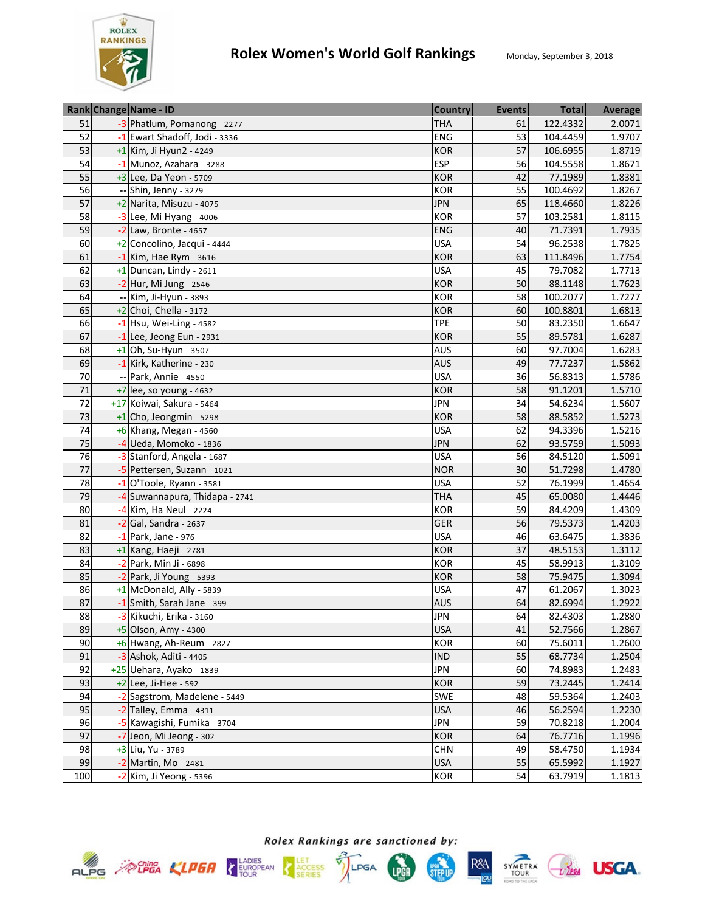# Rolex Women's World Golf Rankings

Monday, September 3, 2018

| Rank | Change | Name - ID | Country | Events | Total | Average |
|---|---|---|---|---|---|---|
| 51 | -3 | Phatlum, Pornanong - 2277 | THA | 61 | 122.4332 | 2.0071 |
| 52 | -1 | Ewart Shadoff, Jodi - 3336 | ENG | 53 | 104.4459 | 1.9707 |
| 53 | +1 | Kim, Ji Hyun2 - 4249 | KOR | 57 | 106.6955 | 1.8719 |
| 54 | -1 | Munoz, Azahara - 3288 | ESP | 56 | 104.5558 | 1.8671 |
| 55 | +3 | Lee, Da Yeon - 5709 | KOR | 42 | 77.1989 | 1.8381 |
| 56 | -- | Shin, Jenny - 3279 | KOR | 55 | 100.4692 | 1.8267 |
| 57 | +2 | Narita, Misuzu - 4075 | JPN | 65 | 118.4660 | 1.8226 |
| 58 | -3 | Lee, Mi Hyang - 4006 | KOR | 57 | 103.2581 | 1.8115 |
| 59 | -2 | Law, Bronte - 4657 | ENG | 40 | 71.7391 | 1.7935 |
| 60 | +2 | Concolino, Jacqui - 4444 | USA | 54 | 96.2538 | 1.7825 |
| 61 | -1 | Kim, Hae Rym - 3616 | KOR | 63 | 111.8496 | 1.7754 |
| 62 | +1 | Duncan, Lindy - 2611 | USA | 45 | 79.7082 | 1.7713 |
| 63 | -2 | Hur, Mi Jung - 2546 | KOR | 50 | 88.1148 | 1.7623 |
| 64 | -- | Kim, Ji-Hyun - 3893 | KOR | 58 | 100.2077 | 1.7277 |
| 65 | +2 | Choi, Chella - 3172 | KOR | 60 | 100.8801 | 1.6813 |
| 66 | -1 | Hsu, Wei-Ling - 4582 | TPE | 50 | 83.2350 | 1.6647 |
| 67 | -1 | Lee, Jeong Eun - 2931 | KOR | 55 | 89.5781 | 1.6287 |
| 68 | +1 | Oh, Su-Hyun - 3507 | AUS | 60 | 97.7004 | 1.6283 |
| 69 | -1 | Kirk, Katherine - 230 | AUS | 49 | 77.7237 | 1.5862 |
| 70 | -- | Park, Annie - 4550 | USA | 36 | 56.8313 | 1.5786 |
| 71 | +7 | lee, so young - 4632 | KOR | 58 | 91.1201 | 1.5710 |
| 72 | +17 | Koiwai, Sakura - 5464 | JPN | 34 | 54.6234 | 1.5607 |
| 73 | +1 | Cho, Jeongmin - 5298 | KOR | 58 | 88.5852 | 1.5273 |
| 74 | +6 | Khang, Megan - 4560 | USA | 62 | 94.3396 | 1.5216 |
| 75 | -4 | Ueda, Momoko - 1836 | JPN | 62 | 93.5759 | 1.5093 |
| 76 | -3 | Stanford, Angela - 1687 | USA | 56 | 84.5120 | 1.5091 |
| 77 | -5 | Pettersen, Suzann - 1021 | NOR | 30 | 51.7298 | 1.4780 |
| 78 | -1 | O'Toole, Ryann - 3581 | USA | 52 | 76.1999 | 1.4654 |
| 79 | -4 | Suwannapura, Thidapa - 2741 | THA | 45 | 65.0080 | 1.4446 |
| 80 | -4 | Kim, Ha Neul - 2224 | KOR | 59 | 84.4209 | 1.4309 |
| 81 | -2 | Gal, Sandra - 2637 | GER | 56 | 79.5373 | 1.4203 |
| 82 | -1 | Park, Jane - 976 | USA | 46 | 63.6475 | 1.3836 |
| 83 | +1 | Kang, Haeji - 2781 | KOR | 37 | 48.5153 | 1.3112 |
| 84 | -2 | Park, Min Ji - 6898 | KOR | 45 | 58.9913 | 1.3109 |
| 85 | -2 | Park, Ji Young - 5393 | KOR | 58 | 75.9475 | 1.3094 |
| 86 | +1 | McDonald, Ally - 5839 | USA | 47 | 61.2067 | 1.3023 |
| 87 | -1 | Smith, Sarah Jane - 399 | AUS | 64 | 82.6994 | 1.2922 |
| 88 | -3 | Kikuchi, Erika - 3160 | JPN | 64 | 82.4303 | 1.2880 |
| 89 | +5 | Olson, Amy - 4300 | USA | 41 | 52.7566 | 1.2867 |
| 90 | +6 | Hwang, Ah-Reum - 2827 | KOR | 60 | 75.6011 | 1.2600 |
| 91 | -3 | Ashok, Aditi - 4405 | IND | 55 | 68.7734 | 1.2504 |
| 92 | +25 | Uehara, Ayako - 1839 | JPN | 60 | 74.8983 | 1.2483 |
| 93 | +2 | Lee, Ji-Hee - 592 | KOR | 59 | 73.2445 | 1.2414 |
| 94 | -2 | Sagstrom, Madelene - 5449 | SWE | 48 | 59.5364 | 1.2403 |
| 95 | -2 | Talley, Emma - 4311 | USA | 46 | 56.2594 | 1.2230 |
| 96 | -5 | Kawagishi, Fumika - 3704 | JPN | 59 | 70.8218 | 1.2004 |
| 97 | -7 | Jeon, Mi Jeong - 302 | KOR | 64 | 76.7716 | 1.1996 |
| 98 | +3 | Liu, Yu - 3789 | CHN | 49 | 58.4750 | 1.1934 |
| 99 | -2 | Martin, Mo - 2481 | USA | 55 | 65.5992 | 1.1927 |
| 100 | -2 | Kim, Ji Yeong - 5396 | KOR | 54 | 63.7919 | 1.1813 |

*Rolex Rankings are sanctioned by:*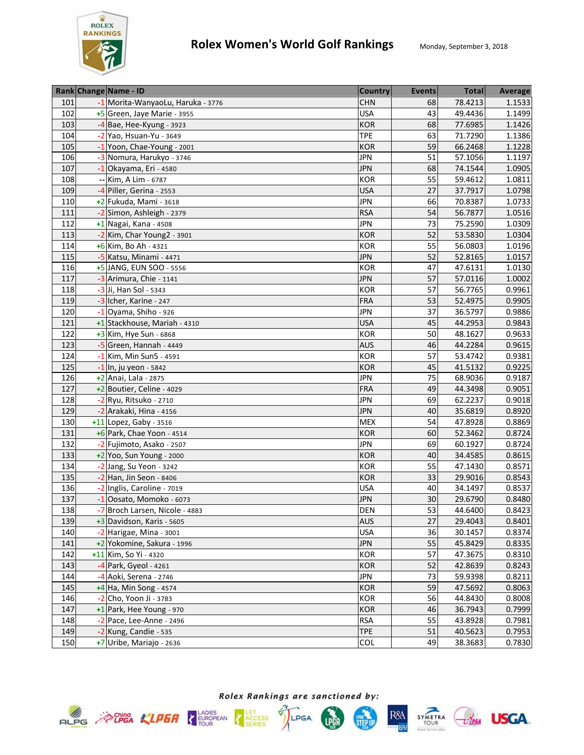# Rolex Women's World Golf Rankings

Monday, September 3, 2018

| Rank | Change | Name - ID | Country | Events | Total | Average |
|---|---|---|---|---|---|---|
| 101 | -1 | Morita-WanyaoLu, Haruka - 3776 | CHN | 68 | 78.4213 | 1.1533 |
| 102 | +5 | Green, Jaye Marie - 3955 | USA | 43 | 49.4436 | 1.1499 |
| 103 | -4 | Bae, Hee-Kyung - 3923 | KOR | 68 | 77.6985 | 1.1426 |
| 104 | -2 | Yao, Hsuan-Yu - 3649 | TPE | 63 | 71.7290 | 1.1386 |
| 105 | -1 | Yoon, Chae-Young - 2001 | KOR | 59 | 66.2468 | 1.1228 |
| 106 | -3 | Nomura, Harukyo - 3746 | JPN | 51 | 57.1056 | 1.1197 |
| 107 | -1 | Okayama, Eri - 4580 | JPN | 68 | 74.1544 | 1.0905 |
| 108 | -- | Kim, A Lim - 6787 | KOR | 55 | 59.4612 | 1.0811 |
| 109 | -4 | Piller, Gerina - 2553 | USA | 27 | 37.7917 | 1.0798 |
| 110 | +2 | Fukuda, Mami - 3618 | JPN | 66 | 70.8387 | 1.0733 |
| 111 | -2 | Simon, Ashleigh - 2379 | RSA | 54 | 56.7877 | 1.0516 |
| 112 | +1 | Nagai, Kana - 4508 | JPN | 73 | 75.2590 | 1.0309 |
| 113 | -2 | Kim, Char Young2 - 3901 | KOR | 52 | 53.5830 | 1.0304 |
| 114 | +6 | Kim, Bo Ah - 4321 | KOR | 55 | 56.0803 | 1.0196 |
| 115 | -5 | Katsu, Minami - 4471 | JPN | 52 | 52.8165 | 1.0157 |
| 116 | +5 | JANG, EUN SOO - 5556 | KOR | 47 | 47.6131 | 1.0130 |
| 117 | -3 | Arimura, Chie - 1141 | JPN | 57 | 57.0116 | 1.0002 |
| 118 | -3 | Ji, Han Sol - 5343 | KOR | 57 | 56.7765 | 0.9961 |
| 119 | -3 | Icher, Karine - 247 | FRA | 53 | 52.4975 | 0.9905 |
| 120 | -1 | Oyama, Shiho - 926 | JPN | 37 | 36.5797 | 0.9886 |
| 121 | +1 | Stackhouse, Mariah - 4310 | USA | 45 | 44.2953 | 0.9843 |
| 122 | +3 | Kim, Hye Sun - 6868 | KOR | 50 | 48.1627 | 0.9633 |
| 123 | -5 | Green, Hannah - 4449 | AUS | 46 | 44.2284 | 0.9615 |
| 124 | -1 | Kim, Min Sun5 - 4591 | KOR | 57 | 53.4742 | 0.9381 |
| 125 | -1 | In, ju yeon - 5842 | KOR | 45 | 41.5132 | 0.9225 |
| 126 | +2 | Anai, Lala - 2875 | JPN | 75 | 68.9036 | 0.9187 |
| 127 | +2 | Boutier, Celine - 4029 | FRA | 49 | 44.3498 | 0.9051 |
| 128 | -2 | Ryu, Ritsuko - 2710 | JPN | 69 | 62.2237 | 0.9018 |
| 129 | -2 | Arakaki, Hina - 4156 | JPN | 40 | 35.6819 | 0.8920 |
| 130 | +11 | Lopez, Gaby - 3516 | MEX | 54 | 47.8928 | 0.8869 |
| 131 | +6 | Park, Chae Yoon - 4514 | KOR | 60 | 52.3462 | 0.8724 |
| 132 | -2 | Fujimoto, Asako - 2507 | JPN | 69 | 60.1927 | 0.8724 |
| 133 | +2 | Yoo, Sun Young - 2000 | KOR | 40 | 34.4585 | 0.8615 |
| 134 | -2 | Jang, Su Yeon - 3242 | KOR | 55 | 47.1430 | 0.8571 |
| 135 | -2 | Han, Jin Seon - 8406 | KOR | 33 | 29.9016 | 0.8543 |
| 136 | -2 | Inglis, Caroline - 7019 | USA | 40 | 34.1497 | 0.8537 |
| 137 | -1 | Oosato, Momoko - 6073 | JPN | 30 | 29.6790 | 0.8480 |
| 138 | -7 | Broch Larsen, Nicole - 4883 | DEN | 53 | 44.6400 | 0.8423 |
| 139 | +3 | Davidson, Karis - 5605 | AUS | 27 | 29.4043 | 0.8401 |
| 140 | -2 | Harigae, Mina - 3001 | USA | 36 | 30.1457 | 0.8374 |
| 141 | +2 | Yokomine, Sakura - 1996 | JPN | 55 | 45.8429 | 0.8335 |
| 142 | +11 | Kim, So Yi - 4320 | KOR | 57 | 47.3675 | 0.8310 |
| 143 | -4 | Park, Gyeol - 4261 | KOR | 52 | 42.8639 | 0.8243 |
| 144 | -4 | Aoki, Serena - 2746 | JPN | 73 | 59.9398 | 0.8211 |
| 145 | +4 | Ha, Min Song - 4574 | KOR | 59 | 47.5692 | 0.8063 |
| 146 | -2 | Cho, Yoon Ji - 3783 | KOR | 56 | 44.8430 | 0.8008 |
| 147 | +1 | Park, Hee Young - 970 | KOR | 46 | 36.7943 | 0.7999 |
| 148 | -2 | Pace, Lee-Anne - 2496 | RSA | 55 | 43.8928 | 0.7981 |
| 149 | -2 | Kung, Candie - 535 | TPE | 51 | 40.5623 | 0.7953 |
| 150 | +7 | Uribe, Mariajo - 2636 | COL | 49 | 38.3683 | 0.7830 |

*Rolex Rankings are sanctioned by:*

ALPG, China LPGA, KLPGA, Ladies European Tour, LET Access Series, LPGA, JLPGA, LPGA Step Up Tour, R&A, Symetra Tour, LPGA, USGA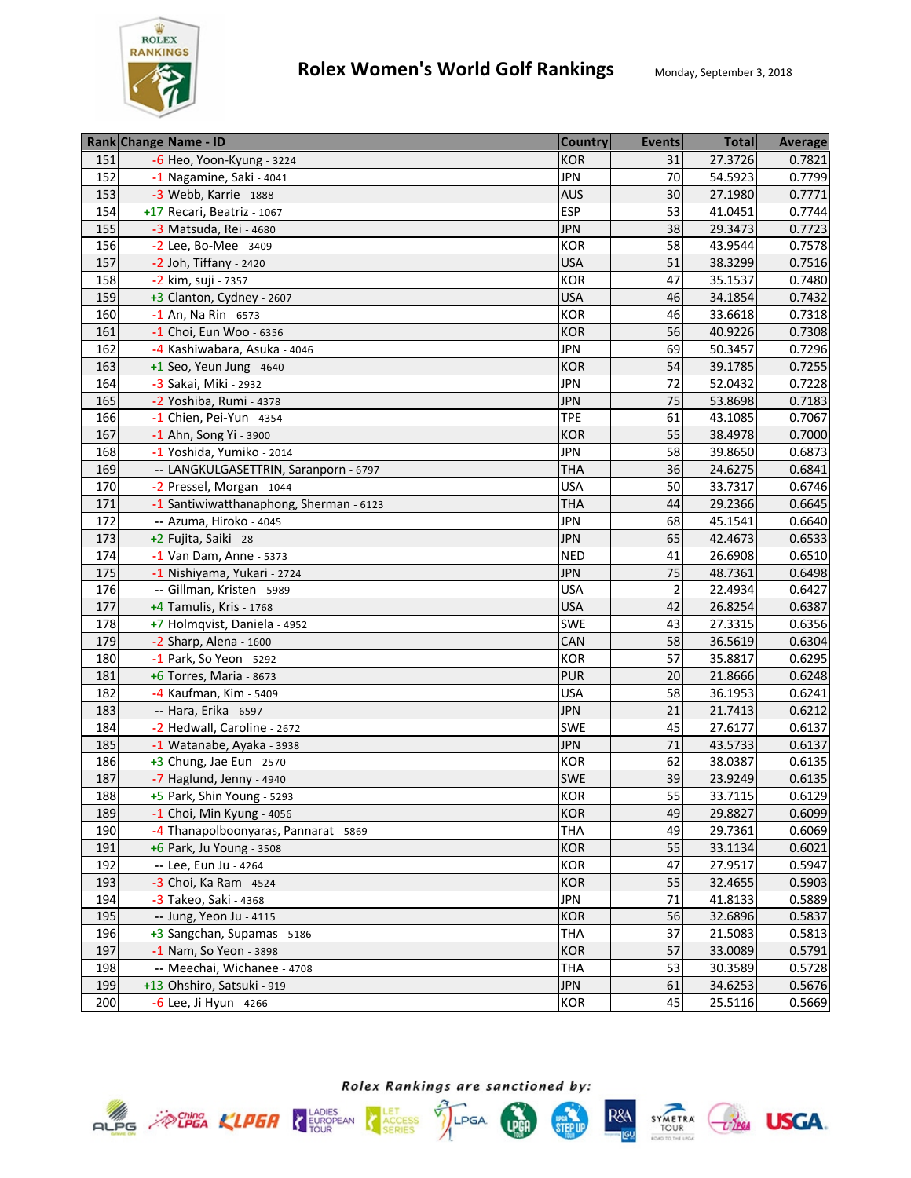# Rolex Women's World Golf Rankings

Monday, September 3, 2018

| Rank | Change | Name - ID | Country | Events | Total | Average |
|---|---|---|---|---|---|---|
| 151 | -6 | Heo, Yoon-Kyung - 3224 | KOR | 31 | 27.3726 | 0.7821 |
| 152 | -1 | Nagamine, Saki - 4041 | JPN | 70 | 54.5923 | 0.7799 |
| 153 | -3 | Webb, Karrie - 1888 | AUS | 30 | 27.1980 | 0.7771 |
| 154 | +17 | Recari, Beatriz - 1067 | ESP | 53 | 41.0451 | 0.7744 |
| 155 | -3 | Matsuda, Rei - 4680 | JPN | 38 | 29.3473 | 0.7723 |
| 156 | -2 | Lee, Bo-Mee - 3409 | KOR | 58 | 43.9544 | 0.7578 |
| 157 | -2 | Joh, Tiffany - 2420 | USA | 51 | 38.3299 | 0.7516 |
| 158 | -2 | kim, suji - 7357 | KOR | 47 | 35.1537 | 0.7480 |
| 159 | +3 | Clanton, Cydney - 2607 | USA | 46 | 34.1854 | 0.7432 |
| 160 | -1 | An, Na Rin - 6573 | KOR | 46 | 33.6618 | 0.7318 |
| 161 | -1 | Choi, Eun Woo - 6356 | KOR | 56 | 40.9226 | 0.7308 |
| 162 | -4 | Kashiwabara, Asuka - 4046 | JPN | 69 | 50.3457 | 0.7296 |
| 163 | +1 | Seo, Yeun Jung - 4640 | KOR | 54 | 39.1785 | 0.7255 |
| 164 | -3 | Sakai, Miki - 2932 | JPN | 72 | 52.0432 | 0.7228 |
| 165 | -2 | Yoshiba, Rumi - 4378 | JPN | 75 | 53.8698 | 0.7183 |
| 166 | -1 | Chien, Pei-Yun - 4354 | TPE | 61 | 43.1085 | 0.7067 |
| 167 | -1 | Ahn, Song Yi - 3900 | KOR | 55 | 38.4978 | 0.7000 |
| 168 | -1 | Yoshida, Yumiko - 2014 | JPN | 58 | 39.8650 | 0.6873 |
| 169 | -- | LANGKULGASETTRIN, Saranporn - 6797 | THA | 36 | 24.6275 | 0.6841 |
| 170 | -2 | Pressel, Morgan - 1044 | USA | 50 | 33.7317 | 0.6746 |
| 171 | -1 | Santiwiwatthanaphong, Sherman - 6123 | THA | 44 | 29.2366 | 0.6645 |
| 172 | -- | Azuma, Hiroko - 4045 | JPN | 68 | 45.1541 | 0.6640 |
| 173 | +2 | Fujita, Saiki - 28 | JPN | 65 | 42.4673 | 0.6533 |
| 174 | -1 | Van Dam, Anne - 5373 | NED | 41 | 26.6908 | 0.6510 |
| 175 | -1 | Nishiyama, Yukari - 2724 | JPN | 75 | 48.7361 | 0.6498 |
| 176 | -- | Gillman, Kristen - 5989 | USA | 2 | 22.4934 | 0.6427 |
| 177 | +4 | Tamulis, Kris - 1768 | USA | 42 | 26.8254 | 0.6387 |
| 178 | +7 | Holmqvist, Daniela - 4952 | SWE | 43 | 27.3315 | 0.6356 |
| 179 | -2 | Sharp, Alena - 1600 | CAN | 58 | 36.5619 | 0.6304 |
| 180 | -1 | Park, So Yeon - 5292 | KOR | 57 | 35.8817 | 0.6295 |
| 181 | +6 | Torres, Maria - 8673 | PUR | 20 | 21.8666 | 0.6248 |
| 182 | -4 | Kaufman, Kim - 5409 | USA | 58 | 36.1953 | 0.6241 |
| 183 | -- | Hara, Erika - 6597 | JPN | 21 | 21.7413 | 0.6212 |
| 184 | -2 | Hedwall, Caroline - 2672 | SWE | 45 | 27.6177 | 0.6137 |
| 185 | -1 | Watanabe, Ayaka - 3938 | JPN | 71 | 43.5733 | 0.6137 |
| 186 | +3 | Chung, Jae Eun - 2570 | KOR | 62 | 38.0387 | 0.6135 |
| 187 | -7 | Haglund, Jenny - 4940 | SWE | 39 | 23.9249 | 0.6135 |
| 188 | +5 | Park, Shin Young - 5293 | KOR | 55 | 33.7115 | 0.6129 |
| 189 | -1 | Choi, Min Kyung - 4056 | KOR | 49 | 29.8827 | 0.6099 |
| 190 | -4 | Thanapolboonyaras, Pannarat - 5869 | THA | 49 | 29.7361 | 0.6069 |
| 191 | +6 | Park, Ju Young - 3508 | KOR | 55 | 33.1134 | 0.6021 |
| 192 | -- | Lee, Eun Ju - 4264 | KOR | 47 | 27.9517 | 0.5947 |
| 193 | -3 | Choi, Ka Ram - 4524 | KOR | 55 | 32.4655 | 0.5903 |
| 194 | -3 | Takeo, Saki - 4368 | JPN | 71 | 41.8133 | 0.5889 |
| 195 | -- | Jung, Yeon Ju - 4115 | KOR | 56 | 32.6896 | 0.5837 |
| 196 | +3 | Sangchan, Supamas - 5186 | THA | 37 | 21.5083 | 0.5813 |
| 197 | -1 | Nam, So Yeon - 3898 | KOR | 57 | 33.0089 | 0.5791 |
| 198 | -- | Meechai, Wichanee - 4708 | THA | 53 | 30.3589 | 0.5728 |
| 199 | +13 | Ohshiro, Satsuki - 919 | JPN | 61 | 34.6253 | 0.5676 |
| 200 | -6 | Lee, Ji Hyun - 4266 | KOR | 45 | 25.5116 | 0.5669 |

*Rolex Rankings are sanctioned by:*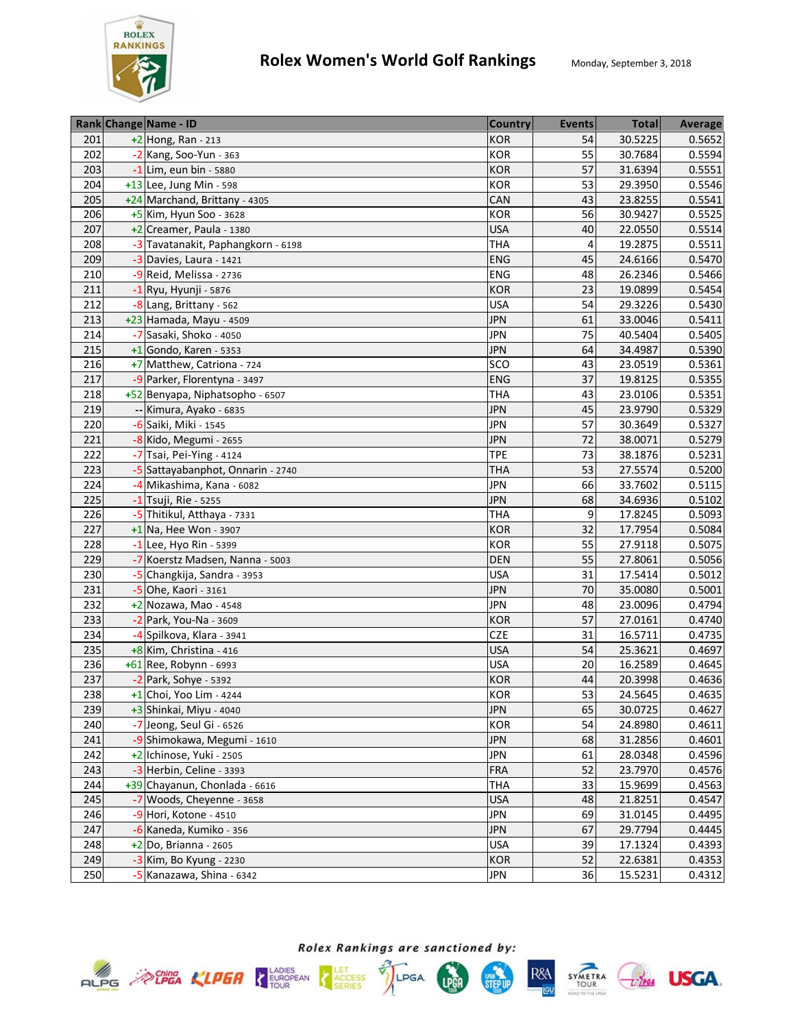# Rolex Women's World Golf Rankings

Monday, September 3, 2018

| Rank | Change | Name - ID | Country | Events | Total | Average |
|---|---|---|---|---|---|---|
| 201 | +2 | Hong, Ran - 213 | KOR | 54 | 30.5225 | 0.5652 |
| 202 | -2 | Kang, Soo-Yun - 363 | KOR | 55 | 30.7684 | 0.5594 |
| 203 | -1 | Lim, eun bin - 5880 | KOR | 57 | 31.6394 | 0.5551 |
| 204 | +13 | Lee, Jung Min - 598 | KOR | 53 | 29.3950 | 0.5546 |
| 205 | +24 | Marchand, Brittany - 4305 | CAN | 43 | 23.8255 | 0.5541 |
| 206 | +5 | Kim, Hyun Soo - 3628 | KOR | 56 | 30.9427 | 0.5525 |
| 207 | +2 | Creamer, Paula - 1380 | USA | 40 | 22.0550 | 0.5514 |
| 208 | -3 | Tavatanakit, Paphangkorn - 6198 | THA | 4 | 19.2875 | 0.5511 |
| 209 | -3 | Davies, Laura - 1421 | ENG | 45 | 24.6166 | 0.5470 |
| 210 | -9 | Reid, Melissa - 2736 | ENG | 48 | 26.2346 | 0.5466 |
| 211 | -1 | Ryu, Hyunji - 5876 | KOR | 23 | 19.0899 | 0.5454 |
| 212 | -8 | Lang, Brittany - 562 | USA | 54 | 29.3226 | 0.5430 |
| 213 | +23 | Hamada, Mayu - 4509 | JPN | 61 | 33.0046 | 0.5411 |
| 214 | -7 | Sasaki, Shoko - 4050 | JPN | 75 | 40.5404 | 0.5405 |
| 215 | +1 | Gondo, Karen - 5353 | JPN | 64 | 34.4987 | 0.5390 |
| 216 | +7 | Matthew, Catriona - 724 | SCO | 43 | 23.0519 | 0.5361 |
| 217 | -9 | Parker, Florentyna - 3497 | ENG | 37 | 19.8125 | 0.5355 |
| 218 | +52 | Benyapa, Niphatsopho - 6507 | THA | 43 | 23.0106 | 0.5351 |
| 219 | -- | Kimura, Ayako - 6835 | JPN | 45 | 23.9790 | 0.5329 |
| 220 | -6 | Saiki, Miki - 1545 | JPN | 57 | 30.3649 | 0.5327 |
| 221 | -8 | Kido, Megumi - 2655 | JPN | 72 | 38.0071 | 0.5279 |
| 222 | -7 | Tsai, Pei-Ying - 4124 | TPE | 73 | 38.1876 | 0.5231 |
| 223 | -5 | Sattayabanphot, Onnarin - 2740 | THA | 53 | 27.5574 | 0.5200 |
| 224 | -4 | Mikashima, Kana - 6082 | JPN | 66 | 33.7602 | 0.5115 |
| 225 | -1 | Tsuji, Rie - 5255 | JPN | 68 | 34.6936 | 0.5102 |
| 226 | -5 | Thitikul, Atthaya - 7331 | THA | 9 | 17.8245 | 0.5093 |
| 227 | +1 | Na, Hee Won - 3907 | KOR | 32 | 17.7954 | 0.5084 |
| 228 | -1 | Lee, Hyo Rin - 5399 | KOR | 55 | 27.9118 | 0.5075 |
| 229 | -7 | Koerstz Madsen, Nanna - 5003 | DEN | 55 | 27.8061 | 0.5056 |
| 230 | -5 | Changkija, Sandra - 3953 | USA | 31 | 17.5414 | 0.5012 |
| 231 | -5 | Ohe, Kaori - 3161 | JPN | 70 | 35.0080 | 0.5001 |
| 232 | +2 | Nozawa, Mao - 4548 | JPN | 48 | 23.0096 | 0.4794 |
| 233 | -2 | Park, You-Na - 3609 | KOR | 57 | 27.0161 | 0.4740 |
| 234 | -4 | Spilkova, Klara - 3941 | CZE | 31 | 16.5711 | 0.4735 |
| 235 | +8 | Kim, Christina - 416 | USA | 54 | 25.3621 | 0.4697 |
| 236 | +61 | Ree, Robynn - 6993 | USA | 20 | 16.2589 | 0.4645 |
| 237 | -2 | Park, Sohye - 5392 | KOR | 44 | 20.3998 | 0.4636 |
| 238 | +1 | Choi, Yoo Lim - 4244 | KOR | 53 | 24.5645 | 0.4635 |
| 239 | +3 | Shinkai, Miyu - 4040 | JPN | 65 | 30.0725 | 0.4627 |
| 240 | -7 | Jeong, Seul Gi - 6526 | KOR | 54 | 24.8980 | 0.4611 |
| 241 | -9 | Shimokawa, Megumi - 1610 | JPN | 68 | 31.2856 | 0.4601 |
| 242 | +2 | Ichinose, Yuki - 2505 | JPN | 61 | 28.0348 | 0.4596 |
| 243 | -3 | Herbin, Celine - 3393 | FRA | 52 | 23.7970 | 0.4576 |
| 244 | +39 | Chayanun, Chonlada - 6616 | THA | 33 | 15.9699 | 0.4563 |
| 245 | -7 | Woods, Cheyenne - 3658 | USA | 48 | 21.8251 | 0.4547 |
| 246 | -9 | Hori, Kotone - 4510 | JPN | 69 | 31.0145 | 0.4495 |
| 247 | -6 | Kaneda, Kumiko - 356 | JPN | 67 | 29.7794 | 0.4445 |
| 248 | +2 | Do, Brianna - 2605 | USA | 39 | 17.1324 | 0.4393 |
| 249 | -3 | Kim, Bo Kyung - 2230 | KOR | 52 | 22.6381 | 0.4353 |
| 250 | -5 | Kanazawa, Shina - 6342 | JPN | 36 | 15.5231 | 0.4312 |

*Rolex Rankings are sanctioned by:*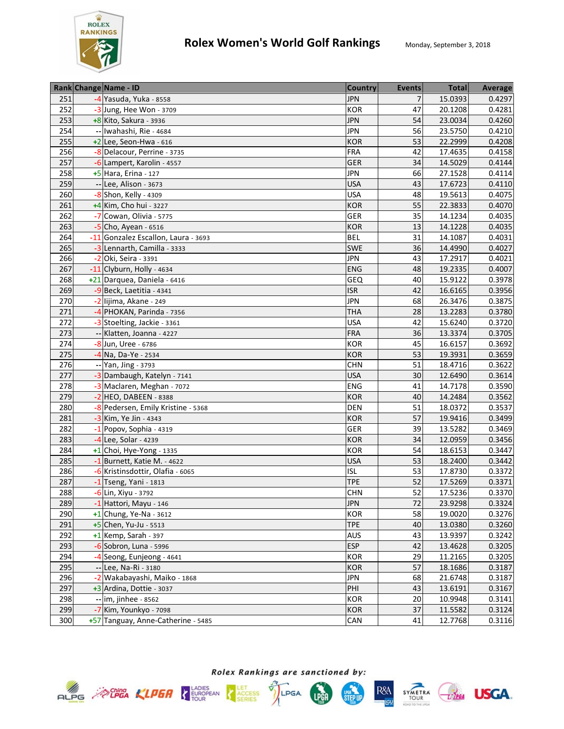# Rolex Women's World Golf Rankings

Monday, September 3, 2018

| Rank | Change | Name - ID | Country | Events | Total | Average |
|---|---|---|---|---|---|---|
| 251 | -4 | Yasuda, Yuka - 8558 | JPN | 7 | 15.0393 | 0.4297 |
| 252 | -3 | Jung, Hee Won - 3709 | KOR | 47 | 20.1208 | 0.4281 |
| 253 | +8 | Kito, Sakura - 3936 | JPN | 54 | 23.0034 | 0.4260 |
| 254 | -- | Iwahashi, Rie - 4684 | JPN | 56 | 23.5750 | 0.4210 |
| 255 | +2 | Lee, Seon-Hwa - 616 | KOR | 53 | 22.2999 | 0.4208 |
| 256 | -8 | Delacour, Perrine - 3735 | FRA | 42 | 17.4635 | 0.4158 |
| 257 | -6 | Lampert, Karolin - 4557 | GER | 34 | 14.5029 | 0.4144 |
| 258 | +5 | Hara, Erina - 127 | JPN | 66 | 27.1528 | 0.4114 |
| 259 | -- | Lee, Alison - 3673 | USA | 43 | 17.6723 | 0.4110 |
| 260 | -8 | Shon, Kelly - 4309 | USA | 48 | 19.5613 | 0.4075 |
| 261 | +4 | Kim, Cho hui - 3227 | KOR | 55 | 22.3833 | 0.4070 |
| 262 | -7 | Cowan, Olivia - 5775 | GER | 35 | 14.1234 | 0.4035 |
| 263 | -5 | Cho, Ayean - 6516 | KOR | 13 | 14.1228 | 0.4035 |
| 264 | -11 | Gonzalez Escallon, Laura - 3693 | BEL | 31 | 14.1087 | 0.4031 |
| 265 | -3 | Lennarth, Camilla - 3333 | SWE | 36 | 14.4990 | 0.4027 |
| 266 | -2 | Oki, Seira - 3391 | JPN | 43 | 17.2917 | 0.4021 |
| 267 | -11 | Clyburn, Holly - 4634 | ENG | 48 | 19.2335 | 0.4007 |
| 268 | +21 | Darquea, Daniela - 6416 | GEQ | 40 | 15.9122 | 0.3978 |
| 269 | -9 | Beck, Laetitia - 4341 | ISR | 42 | 16.6165 | 0.3956 |
| 270 | -2 | Iijima, Akane - 249 | JPN | 68 | 26.3476 | 0.3875 |
| 271 | -4 | PHOKAN, Parinda - 7356 | THA | 28 | 13.2283 | 0.3780 |
| 272 | -3 | Stoelting, Jackie - 3361 | USA | 42 | 15.6240 | 0.3720 |
| 273 | -- | Klatten, Joanna - 4227 | FRA | 36 | 13.3374 | 0.3705 |
| 274 | -8 | Jun, Uree - 6786 | KOR | 45 | 16.6157 | 0.3692 |
| 275 | -4 | Na, Da-Ye - 2534 | KOR | 53 | 19.3931 | 0.3659 |
| 276 | -- | Yan, Jing - 3793 | CHN | 51 | 18.4716 | 0.3622 |
| 277 | -3 | Dambaugh, Katelyn - 7141 | USA | 30 | 12.6490 | 0.3614 |
| 278 | -3 | Maclaren, Meghan - 7072 | ENG | 41 | 14.7178 | 0.3590 |
| 279 | -2 | HEO, DABEEN - 8388 | KOR | 40 | 14.2484 | 0.3562 |
| 280 | -8 | Pedersen, Emily Kristine - 5368 | DEN | 51 | 18.0372 | 0.3537 |
| 281 | -3 | Kim, Ye Jin - 4343 | KOR | 57 | 19.9416 | 0.3499 |
| 282 | -1 | Popov, Sophia - 4319 | GER | 39 | 13.5282 | 0.3469 |
| 283 | -4 | Lee, Solar - 4239 | KOR | 34 | 12.0959 | 0.3456 |
| 284 | +1 | Choi, Hye-Yong - 1335 | KOR | 54 | 18.6153 | 0.3447 |
| 285 | -1 | Burnett, Katie M. - 4622 | USA | 53 | 18.2400 | 0.3442 |
| 286 | -6 | Kristinsdottir, Olafia - 6065 | ISL | 53 | 17.8730 | 0.3372 |
| 287 | -1 | Tseng, Yani - 1813 | TPE | 52 | 17.5269 | 0.3371 |
| 288 | -6 | Lin, Xiyu - 3792 | CHN | 52 | 17.5236 | 0.3370 |
| 289 | -1 | Hattori, Mayu - 146 | JPN | 72 | 23.9298 | 0.3324 |
| 290 | +1 | Chung, Ye-Na - 3612 | KOR | 58 | 19.0020 | 0.3276 |
| 291 | +5 | Chen, Yu-Ju - 5513 | TPE | 40 | 13.0380 | 0.3260 |
| 292 | +1 | Kemp, Sarah - 397 | AUS | 43 | 13.9397 | 0.3242 |
| 293 | -6 | Sobron, Luna - 5996 | ESP | 42 | 13.4628 | 0.3205 |
| 294 | -4 | Seong, Eunjeong - 4641 | KOR | 29 | 11.2165 | 0.3205 |
| 295 | -- | Lee, Na-Ri - 3180 | KOR | 57 | 18.1686 | 0.3187 |
| 296 | -2 | Wakabayashi, Maiko - 1868 | JPN | 68 | 21.6748 | 0.3187 |
| 297 | +3 | Ardina, Dottie - 3037 | PHI | 43 | 13.6191 | 0.3167 |
| 298 | -- | im, jinhee - 8562 | KOR | 20 | 10.9948 | 0.3141 |
| 299 | -7 | Kim, Younkyo - 7098 | KOR | 37 | 11.5582 | 0.3124 |
| 300 | +57 | Tanguay, Anne-Catherine - 5485 | CAN | 41 | 12.7768 | 0.3116 |

*Rolex Rankings are sanctioned by:*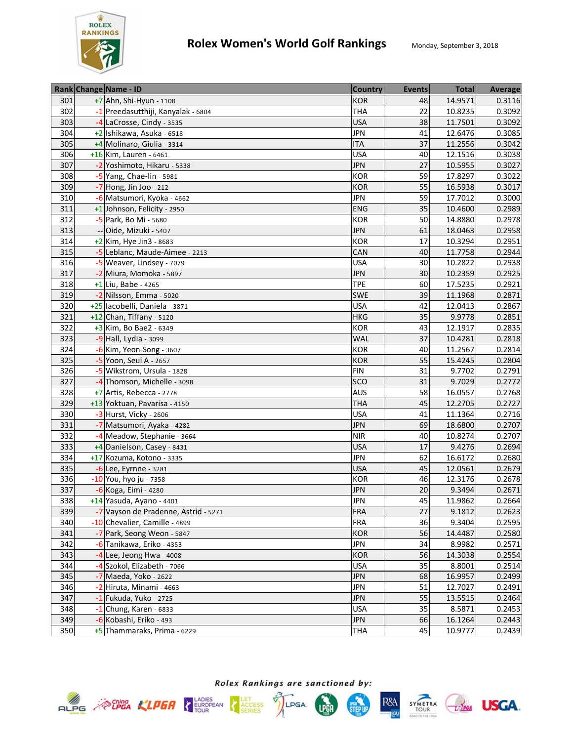# Rolex Women's World Golf Rankings

Monday, September 3, 2018

| Rank | Change | Name - ID | Country | Events | Total | Average |
|---|---|---|---|---|---|---|
| 301 | +7 | Ahn, Shi-Hyun - 1108 | KOR | 48 | 14.9571 | 0.3116 |
| 302 | -1 | Preedasutthiji, Kanyalak - 6804 | THA | 22 | 10.8235 | 0.3092 |
| 303 | -4 | LaCrosse, Cindy - 3535 | USA | 38 | 11.7501 | 0.3092 |
| 304 | +2 | Ishikawa, Asuka - 6518 | JPN | 41 | 12.6476 | 0.3085 |
| 305 | +4 | Molinaro, Giulia - 3314 | ITA | 37 | 11.2556 | 0.3042 |
| 306 | +16 | Kim, Lauren - 6461 | USA | 40 | 12.1516 | 0.3038 |
| 307 | -2 | Yoshimoto, Hikaru - 5338 | JPN | 27 | 10.5955 | 0.3027 |
| 308 | -5 | Yang, Chae-lin - 5981 | KOR | 59 | 17.8297 | 0.3022 |
| 309 | -7 | Hong, Jin Joo - 212 | KOR | 55 | 16.5938 | 0.3017 |
| 310 | -6 | Matsumori, Kyoka - 4662 | JPN | 59 | 17.7012 | 0.3000 |
| 311 | +1 | Johnson, Felicity - 2950 | ENG | 35 | 10.4600 | 0.2989 |
| 312 | -5 | Park, Bo Mi - 5680 | KOR | 50 | 14.8880 | 0.2978 |
| 313 | -- | Oide, Mizuki - 5407 | JPN | 61 | 18.0463 | 0.2958 |
| 314 | +2 | Kim, Hye Jin3 - 8683 | KOR | 17 | 10.3294 | 0.2951 |
| 315 | -5 | Leblanc, Maude-Aimee - 2213 | CAN | 40 | 11.7758 | 0.2944 |
| 316 | -5 | Weaver, Lindsey - 7079 | USA | 30 | 10.2822 | 0.2938 |
| 317 | -2 | Miura, Momoka - 5897 | JPN | 30 | 10.2359 | 0.2925 |
| 318 | +1 | Liu, Babe - 4265 | TPE | 60 | 17.5235 | 0.2921 |
| 319 | -2 | Nilsson, Emma - 5020 | SWE | 39 | 11.1968 | 0.2871 |
| 320 | +25 | Iacobelli, Daniela - 3871 | USA | 42 | 12.0413 | 0.2867 |
| 321 | +12 | Chan, Tiffany - 5120 | HKG | 35 | 9.9778 | 0.2851 |
| 322 | +3 | Kim, Bo Bae2 - 6349 | KOR | 43 | 12.1917 | 0.2835 |
| 323 | -9 | Hall, Lydia - 3099 | WAL | 37 | 10.4281 | 0.2818 |
| 324 | -6 | Kim, Yeon-Song - 3607 | KOR | 40 | 11.2567 | 0.2814 |
| 325 | -5 | Yoon, Seul A - 2657 | KOR | 55 | 15.4245 | 0.2804 |
| 326 | -5 | Wikstrom, Ursula - 1828 | FIN | 31 | 9.7702 | 0.2791 |
| 327 | -4 | Thomson, Michelle - 3098 | SCO | 31 | 9.7029 | 0.2772 |
| 328 | +7 | Artis, Rebecca - 2778 | AUS | 58 | 16.0557 | 0.2768 |
| 329 | +13 | Yoktuan, Pavarisa - 4150 | THA | 45 | 12.2705 | 0.2727 |
| 330 | -3 | Hurst, Vicky - 2606 | USA | 41 | 11.1364 | 0.2716 |
| 331 | -7 | Matsumori, Ayaka - 4282 | JPN | 69 | 18.6800 | 0.2707 |
| 332 | -4 | Meadow, Stephanie - 3664 | NIR | 40 | 10.8274 | 0.2707 |
| 333 | +4 | Danielson, Casey - 8431 | USA | 17 | 9.4276 | 0.2694 |
| 334 | +17 | Kozuma, Kotono - 3335 | JPN | 62 | 16.6172 | 0.2680 |
| 335 | -6 | Lee, Eyrnne - 3281 | USA | 45 | 12.0561 | 0.2679 |
| 336 | -10 | You, hyo ju - 7358 | KOR | 46 | 12.3176 | 0.2678 |
| 337 | -6 | Koga, Eimi - 4280 | JPN | 20 | 9.3494 | 0.2671 |
| 338 | +14 | Yasuda, Ayano - 4401 | JPN | 45 | 11.9862 | 0.2664 |
| 339 | -7 | Vayson de Pradenne, Astrid - 5271 | FRA | 27 | 9.1812 | 0.2623 |
| 340 | -10 | Chevalier, Camille - 4899 | FRA | 36 | 9.3404 | 0.2595 |
| 341 | -7 | Park, Seong Weon - 5847 | KOR | 56 | 14.4487 | 0.2580 |
| 342 | -6 | Tanikawa, Eriko - 4353 | JPN | 34 | 8.9982 | 0.2571 |
| 343 | -4 | Lee, Jeong Hwa - 4008 | KOR | 56 | 14.3038 | 0.2554 |
| 344 | -4 | Szokol, Elizabeth - 7066 | USA | 35 | 8.8001 | 0.2514 |
| 345 | -7 | Maeda, Yoko - 2622 | JPN | 68 | 16.9957 | 0.2499 |
| 346 | -2 | Hiruta, Minami - 4663 | JPN | 51 | 12.7027 | 0.2491 |
| 347 | -1 | Fukuda, Yuko - 2725 | JPN | 55 | 13.5515 | 0.2464 |
| 348 | -1 | Chung, Karen - 6833 | USA | 35 | 8.5871 | 0.2453 |
| 349 | -6 | Kobashi, Eriko - 493 | JPN | 66 | 16.1264 | 0.2443 |
| 350 | +5 | Thammaraks, Prima - 6229 | THA | 45 | 10.9777 | 0.2439 |

*Rolex Rankings are sanctioned by:*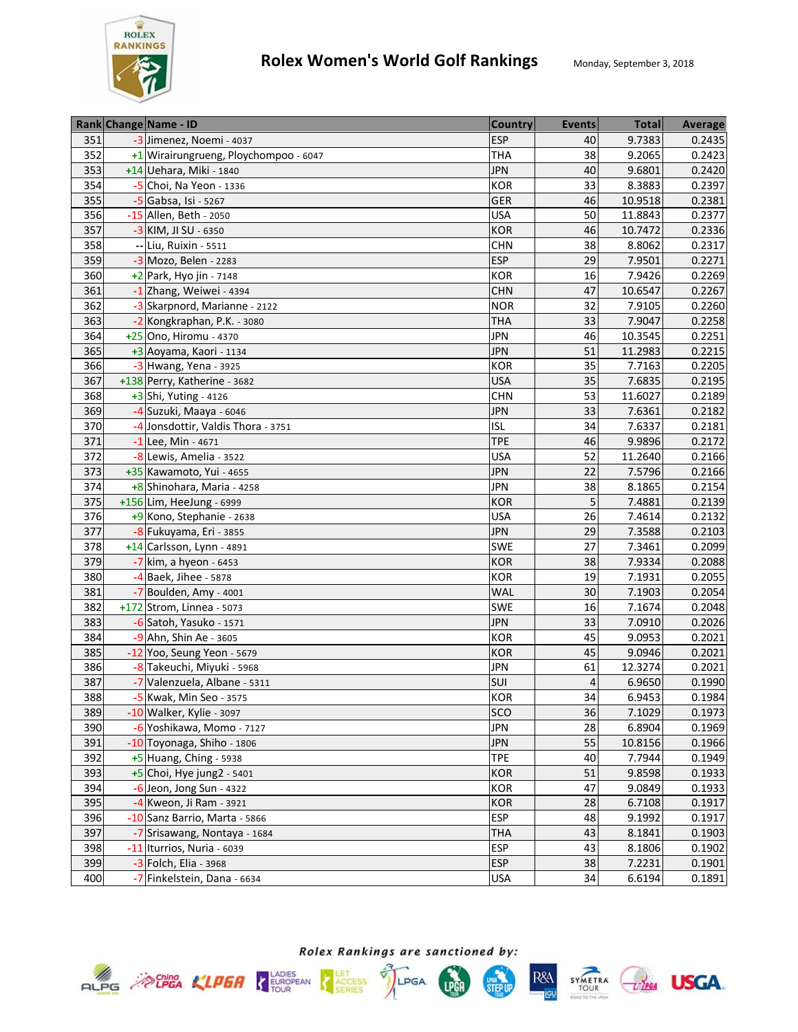# Rolex Women's World Golf Rankings

Monday, September 3, 2018

| Rank | Change | Name - ID | Country | Events | Total | Average |
|---|---|---|---|---|---|---|
| 351 | -3 | Jimenez, Noemi - 4037 | ESP | 40 | 9.7383 | 0.2435 |
| 352 | +1 | Wirairungrueng, Ploychompoo - 6047 | THA | 38 | 9.2065 | 0.2423 |
| 353 | +14 | Uehara, Miki - 1840 | JPN | 40 | 9.6801 | 0.2420 |
| 354 | -5 | Choi, Na Yeon - 1336 | KOR | 33 | 8.3883 | 0.2397 |
| 355 | -5 | Gabsa, Isi - 5267 | GER | 46 | 10.9518 | 0.2381 |
| 356 | -15 | Allen, Beth - 2050 | USA | 50 | 11.8843 | 0.2377 |
| 357 | -3 | KIM, JI SU - 6350 | KOR | 46 | 10.7472 | 0.2336 |
| 358 | -- | Liu, Ruixin - 5511 | CHN | 38 | 8.8062 | 0.2317 |
| 359 | -3 | Mozo, Belen - 2283 | ESP | 29 | 7.9501 | 0.2271 |
| 360 | +2 | Park, Hyo jin - 7148 | KOR | 16 | 7.9426 | 0.2269 |
| 361 | -1 | Zhang, Weiwei - 4394 | CHN | 47 | 10.6547 | 0.2267 |
| 362 | -3 | Skarpnord, Marianne - 2122 | NOR | 32 | 7.9105 | 0.2260 |
| 363 | -2 | Kongkraphan, P.K. - 3080 | THA | 33 | 7.9047 | 0.2258 |
| 364 | +25 | Ono, Hiromu - 4370 | JPN | 46 | 10.3545 | 0.2251 |
| 365 | +3 | Aoyama, Kaori - 1134 | JPN | 51 | 11.2983 | 0.2215 |
| 366 | -3 | Hwang, Yena - 3925 | KOR | 35 | 7.7163 | 0.2205 |
| 367 | +138 | Perry, Katherine - 3682 | USA | 35 | 7.6835 | 0.2195 |
| 368 | +3 | Shi, Yuting - 4126 | CHN | 53 | 11.6027 | 0.2189 |
| 369 | -4 | Suzuki, Maaya - 6046 | JPN | 33 | 7.6361 | 0.2182 |
| 370 | -4 | Jonsdottir, Valdis Thora - 3751 | ISL | 34 | 7.6337 | 0.2181 |
| 371 | -1 | Lee, Min - 4671 | TPE | 46 | 9.9896 | 0.2172 |
| 372 | -8 | Lewis, Amelia - 3522 | USA | 52 | 11.2640 | 0.2166 |
| 373 | +35 | Kawamoto, Yui - 4655 | JPN | 22 | 7.5796 | 0.2166 |
| 374 | +8 | Shinohara, Maria - 4258 | JPN | 38 | 8.1865 | 0.2154 |
| 375 | +156 | Lim, HeeJung - 6999 | KOR | 5 | 7.4881 | 0.2139 |
| 376 | +9 | Kono, Stephanie - 2638 | USA | 26 | 7.4614 | 0.2132 |
| 377 | -8 | Fukuyama, Eri - 3855 | JPN | 29 | 7.3588 | 0.2103 |
| 378 | +14 | Carlsson, Lynn - 4891 | SWE | 27 | 7.3461 | 0.2099 |
| 379 | -7 | kim, a hyeon - 6453 | KOR | 38 | 7.9334 | 0.2088 |
| 380 | -4 | Baek, Jihee - 5878 | KOR | 19 | 7.1931 | 0.2055 |
| 381 | -7 | Boulden, Amy - 4001 | WAL | 30 | 7.1903 | 0.2054 |
| 382 | +172 | Strom, Linnea - 5073 | SWE | 16 | 7.1674 | 0.2048 |
| 383 | -6 | Satoh, Yasuko - 1571 | JPN | 33 | 7.0910 | 0.2026 |
| 384 | -9 | Ahn, Shin Ae - 3605 | KOR | 45 | 9.0953 | 0.2021 |
| 385 | -12 | Yoo, Seung Yeon - 5679 | KOR | 45 | 9.0946 | 0.2021 |
| 386 | -8 | Takeuchi, Miyuki - 5968 | JPN | 61 | 12.3274 | 0.2021 |
| 387 | -7 | Valenzuela, Albane - 5311 | SUI | 4 | 6.9650 | 0.1990 |
| 388 | -5 | Kwak, Min Seo - 3575 | KOR | 34 | 6.9453 | 0.1984 |
| 389 | -10 | Walker, Kylie - 3097 | SCO | 36 | 7.1029 | 0.1973 |
| 390 | -6 | Yoshikawa, Momo - 7127 | JPN | 28 | 6.8904 | 0.1969 |
| 391 | -10 | Toyonaga, Shiho - 1806 | JPN | 55 | 10.8156 | 0.1966 |
| 392 | +5 | Huang, Ching - 5938 | TPE | 40 | 7.7944 | 0.1949 |
| 393 | +5 | Choi, Hye jung2 - 5401 | KOR | 51 | 9.8598 | 0.1933 |
| 394 | -6 | Jeon, Jong Sun - 4322 | KOR | 47 | 9.0849 | 0.1933 |
| 395 | -4 | Kweon, Ji Ram - 3921 | KOR | 28 | 6.7108 | 0.1917 |
| 396 | -10 | Sanz Barrio, Marta - 5866 | ESP | 48 | 9.1992 | 0.1917 |
| 397 | -7 | Srisawang, Nontaya - 1684 | THA | 43 | 8.1841 | 0.1903 |
| 398 | -11 | Iturrios, Nuria - 6039 | ESP | 43 | 8.1806 | 0.1902 |
| 399 | -3 | Folch, Elia - 3968 | ESP | 38 | 7.2231 | 0.1901 |
| 400 | -7 | Finkelstein, Dana - 6634 | USA | 34 | 6.6194 | 0.1891 |

*Rolex Rankings are sanctioned by:*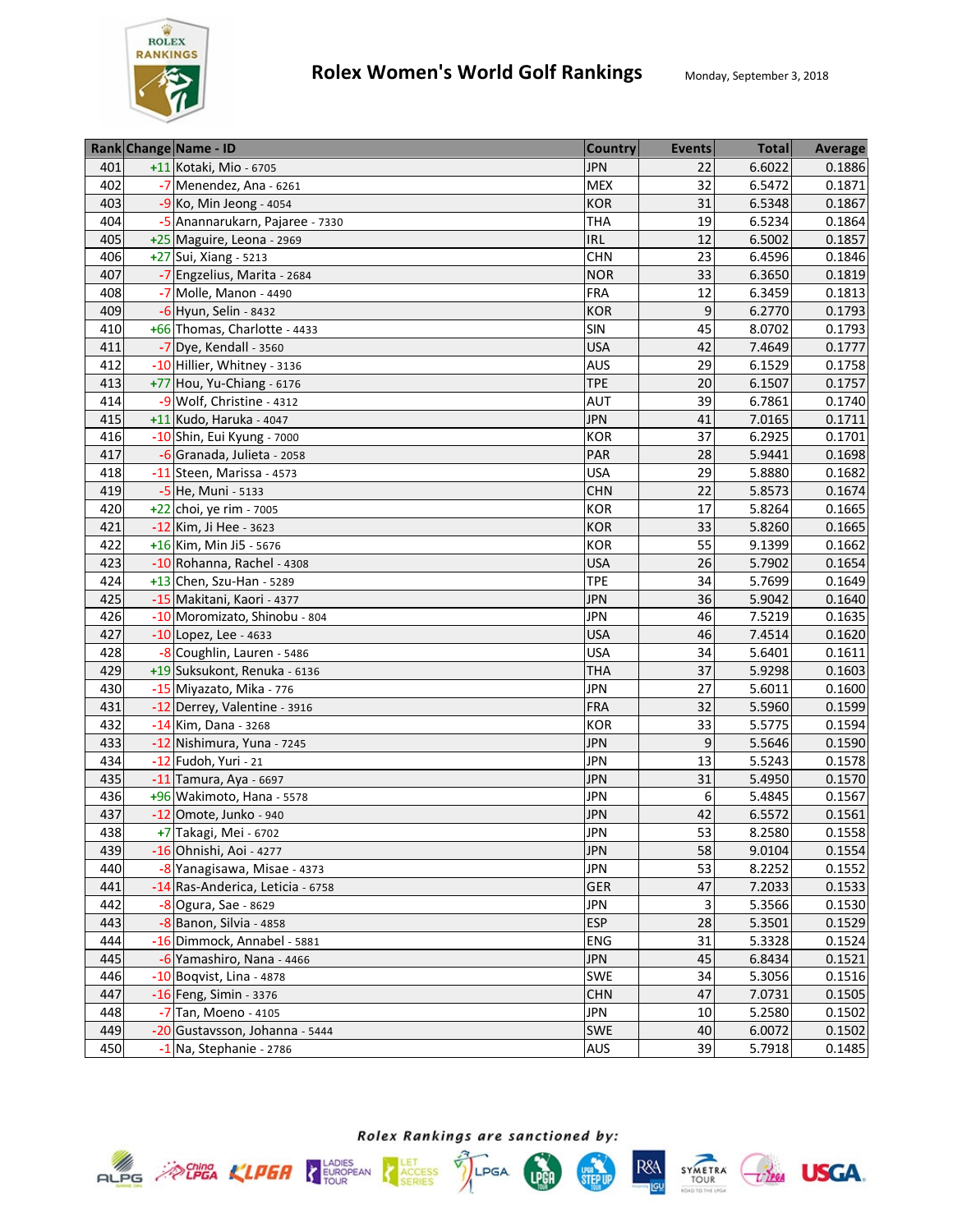# Rolex Women's World Golf Rankings

Monday, September 3, 2018

| Rank | Change | Name - ID | Country | Events | Total | Average |
|---|---|---|---|---|---|---|
| 401 | +11 | Kotaki, Mio - 6705 | JPN | 22 | 6.6022 | 0.1886 |
| 402 | -7 | Menendez, Ana - 6261 | MEX | 32 | 6.5472 | 0.1871 |
| 403 | -9 | Ko, Min Jeong - 4054 | KOR | 31 | 6.5348 | 0.1867 |
| 404 | -5 | Anannarukarn, Pajaree - 7330 | THA | 19 | 6.5234 | 0.1864 |
| 405 | +25 | Maguire, Leona - 2969 | IRL | 12 | 6.5002 | 0.1857 |
| 406 | +27 | Sui, Xiang - 5213 | CHN | 23 | 6.4596 | 0.1846 |
| 407 | -7 | Engzelius, Marita - 2684 | NOR | 33 | 6.3650 | 0.1819 |
| 408 | -7 | Molle, Manon - 4490 | FRA | 12 | 6.3459 | 0.1813 |
| 409 | -6 | Hyun, Selin - 8432 | KOR | 9 | 6.2770 | 0.1793 |
| 410 | +66 | Thomas, Charlotte - 4433 | SIN | 45 | 8.0702 | 0.1793 |
| 411 | -7 | Dye, Kendall - 3560 | USA | 42 | 7.4649 | 0.1777 |
| 412 | -10 | Hillier, Whitney - 3136 | AUS | 29 | 6.1529 | 0.1758 |
| 413 | +77 | Hou, Yu-Chiang - 6176 | TPE | 20 | 6.1507 | 0.1757 |
| 414 | -9 | Wolf, Christine - 4312 | AUT | 39 | 6.7861 | 0.1740 |
| 415 | +11 | Kudo, Haruka - 4047 | JPN | 41 | 7.0165 | 0.1711 |
| 416 | -10 | Shin, Eui Kyung - 7000 | KOR | 37 | 6.2925 | 0.1701 |
| 417 | -6 | Granada, Julieta - 2058 | PAR | 28 | 5.9441 | 0.1698 |
| 418 | -11 | Steen, Marissa - 4573 | USA | 29 | 5.8880 | 0.1682 |
| 419 | -5 | He, Muni - 5133 | CHN | 22 | 5.8573 | 0.1674 |
| 420 | +22 | choi, ye rim - 7005 | KOR | 17 | 5.8264 | 0.1665 |
| 421 | -12 | Kim, Ji Hee - 3623 | KOR | 33 | 5.8260 | 0.1665 |
| 422 | +16 | Kim, Min Ji5 - 5676 | KOR | 55 | 9.1399 | 0.1662 |
| 423 | -10 | Rohanna, Rachel - 4308 | USA | 26 | 5.7902 | 0.1654 |
| 424 | +13 | Chen, Szu-Han - 5289 | TPE | 34 | 5.7699 | 0.1649 |
| 425 | -15 | Makitani, Kaori - 4377 | JPN | 36 | 5.9042 | 0.1640 |
| 426 | -10 | Moromizato, Shinobu - 804 | JPN | 46 | 7.5219 | 0.1635 |
| 427 | -10 | Lopez, Lee - 4633 | USA | 46 | 7.4514 | 0.1620 |
| 428 | -8 | Coughlin, Lauren - 5486 | USA | 34 | 5.6401 | 0.1611 |
| 429 | +19 | Suksukont, Renuka - 6136 | THA | 37 | 5.9298 | 0.1603 |
| 430 | -15 | Miyazato, Mika - 776 | JPN | 27 | 5.6011 | 0.1600 |
| 431 | -12 | Derrey, Valentine - 3916 | FRA | 32 | 5.5960 | 0.1599 |
| 432 | -14 | Kim, Dana - 3268 | KOR | 33 | 5.5775 | 0.1594 |
| 433 | -12 | Nishimura, Yuna - 7245 | JPN | 9 | 5.5646 | 0.1590 |
| 434 | -12 | Fudoh, Yuri - 21 | JPN | 13 | 5.5243 | 0.1578 |
| 435 | -11 | Tamura, Aya - 6697 | JPN | 31 | 5.4950 | 0.1570 |
| 436 | +96 | Wakimoto, Hana - 5578 | JPN | 6 | 5.4845 | 0.1567 |
| 437 | -12 | Omote, Junko - 940 | JPN | 42 | 6.5572 | 0.1561 |
| 438 | +7 | Takagi, Mei - 6702 | JPN | 53 | 8.2580 | 0.1558 |
| 439 | -16 | Ohnishi, Aoi - 4277 | JPN | 58 | 9.0104 | 0.1554 |
| 440 | -8 | Yanagisawa, Misae - 4373 | JPN | 53 | 8.2252 | 0.1552 |
| 441 | -14 | Ras-Anderica, Leticia - 6758 | GER | 47 | 7.2033 | 0.1533 |
| 442 | -8 | Ogura, Sae - 8629 | JPN | 3 | 5.3566 | 0.1530 |
| 443 | -8 | Banon, Silvia - 4858 | ESP | 28 | 5.3501 | 0.1529 |
| 444 | -16 | Dimmock, Annabel - 5881 | ENG | 31 | 5.3328 | 0.1524 |
| 445 | -6 | Yamashiro, Nana - 4466 | JPN | 45 | 6.8434 | 0.1521 |
| 446 | -10 | Boqvist, Lina - 4878 | SWE | 34 | 5.3056 | 0.1516 |
| 447 | -16 | Feng, Simin - 3376 | CHN | 47 | 7.0731 | 0.1505 |
| 448 | -7 | Tan, Moeno - 4105 | JPN | 10 | 5.2580 | 0.1502 |
| 449 | -20 | Gustavsson, Johanna - 5444 | SWE | 40 | 6.0072 | 0.1502 |
| 450 | -1 | Na, Stephanie - 2786 | AUS | 39 | 5.7918 | 0.1485 |

*Rolex Rankings are sanctioned by:*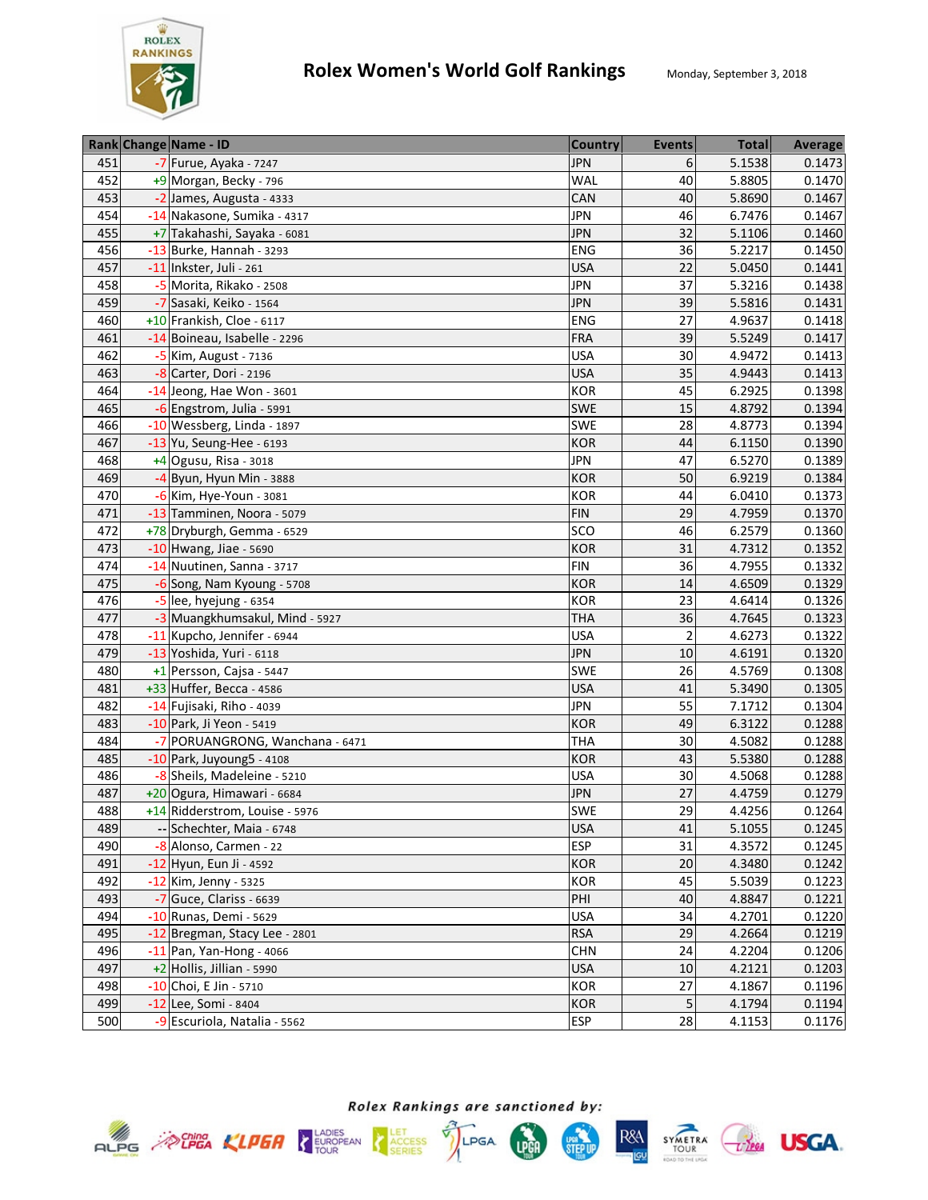# Rolex Women's World Golf Rankings

Monday, September 3, 2018

| Rank | Change | Name - ID | Country | Events | Total | Average |
|---|---|---|---|---|---|---|
| 451 | -7 | Furue, Ayaka - 7247 | JPN | 6 | 5.1538 | 0.1473 |
| 452 | +9 | Morgan, Becky - 796 | WAL | 40 | 5.8805 | 0.1470 |
| 453 | -2 | James, Augusta - 4333 | CAN | 40 | 5.8690 | 0.1467 |
| 454 | -14 | Nakasone, Sumika - 4317 | JPN | 46 | 6.7476 | 0.1467 |
| 455 | +7 | Takahashi, Sayaka - 6081 | JPN | 32 | 5.1106 | 0.1460 |
| 456 | -13 | Burke, Hannah - 3293 | ENG | 36 | 5.2217 | 0.1450 |
| 457 | -11 | Inkster, Juli - 261 | USA | 22 | 5.0450 | 0.1441 |
| 458 | -5 | Morita, Rikako - 2508 | JPN | 37 | 5.3216 | 0.1438 |
| 459 | -7 | Sasaki, Keiko - 1564 | JPN | 39 | 5.5816 | 0.1431 |
| 460 | +10 | Frankish, Cloe - 6117 | ENG | 27 | 4.9637 | 0.1418 |
| 461 | -14 | Boineau, Isabelle - 2296 | FRA | 39 | 5.5249 | 0.1417 |
| 462 | -5 | Kim, August - 7136 | USA | 30 | 4.9472 | 0.1413 |
| 463 | -8 | Carter, Dori - 2196 | USA | 35 | 4.9443 | 0.1413 |
| 464 | -14 | Jeong, Hae Won - 3601 | KOR | 45 | 6.2925 | 0.1398 |
| 465 | -6 | Engstrom, Julia - 5991 | SWE | 15 | 4.8792 | 0.1394 |
| 466 | -10 | Wessberg, Linda - 1897 | SWE | 28 | 4.8773 | 0.1394 |
| 467 | -13 | Yu, Seung-Hee - 6193 | KOR | 44 | 6.1150 | 0.1390 |
| 468 | +4 | Ogusu, Risa - 3018 | JPN | 47 | 6.5270 | 0.1389 |
| 469 | -4 | Byun, Hyun Min - 3888 | KOR | 50 | 6.9219 | 0.1384 |
| 470 | -6 | Kim, Hye-Youn - 3081 | KOR | 44 | 6.0410 | 0.1373 |
| 471 | -13 | Tamminen, Noora - 5079 | FIN | 29 | 4.7959 | 0.1370 |
| 472 | +78 | Dryburgh, Gemma - 6529 | SCO | 46 | 6.2579 | 0.1360 |
| 473 | -10 | Hwang, Jiae - 5690 | KOR | 31 | 4.7312 | 0.1352 |
| 474 | -14 | Nuutinen, Sanna - 3717 | FIN | 36 | 4.7955 | 0.1332 |
| 475 | -6 | Song, Nam Kyoung - 5708 | KOR | 14 | 4.6509 | 0.1329 |
| 476 | -5 | lee, hyejung - 6354 | KOR | 23 | 4.6414 | 0.1326 |
| 477 | -3 | Muangkhumsakul, Mind - 5927 | THA | 36 | 4.7645 | 0.1323 |
| 478 | -11 | Kupcho, Jennifer - 6944 | USA | 2 | 4.6273 | 0.1322 |
| 479 | -13 | Yoshida, Yuri - 6118 | JPN | 10 | 4.6191 | 0.1320 |
| 480 | +1 | Persson, Cajsa - 5447 | SWE | 26 | 4.5769 | 0.1308 |
| 481 | +33 | Huffer, Becca - 4586 | USA | 41 | 5.3490 | 0.1305 |
| 482 | -14 | Fujisaki, Riho - 4039 | JPN | 55 | 7.1712 | 0.1304 |
| 483 | -10 | Park, Ji Yeon - 5419 | KOR | 49 | 6.3122 | 0.1288 |
| 484 | -7 | PORUANGRONG, Wanchana - 6471 | THA | 30 | 4.5082 | 0.1288 |
| 485 | -10 | Park, Juyoung5 - 4108 | KOR | 43 | 5.5380 | 0.1288 |
| 486 | -8 | Sheils, Madeleine - 5210 | USA | 30 | 4.5068 | 0.1288 |
| 487 | +20 | Ogura, Himawari - 6684 | JPN | 27 | 4.4759 | 0.1279 |
| 488 | +14 | Ridderstrom, Louise - 5976 | SWE | 29 | 4.4256 | 0.1264 |
| 489 | -- | Schechter, Maia - 6748 | USA | 41 | 5.1055 | 0.1245 |
| 490 | -8 | Alonso, Carmen - 22 | ESP | 31 | 4.3572 | 0.1245 |
| 491 | -12 | Hyun, Eun Ji - 4592 | KOR | 20 | 4.3480 | 0.1242 |
| 492 | -12 | Kim, Jenny - 5325 | KOR | 45 | 5.5039 | 0.1223 |
| 493 | -7 | Guce, Clariss - 6639 | PHI | 40 | 4.8847 | 0.1221 |
| 494 | -10 | Runas, Demi - 5629 | USA | 34 | 4.2701 | 0.1220 |
| 495 | -12 | Bregman, Stacy Lee - 2801 | RSA | 29 | 4.2664 | 0.1219 |
| 496 | -11 | Pan, Yan-Hong - 4066 | CHN | 24 | 4.2204 | 0.1206 |
| 497 | +2 | Hollis, Jillian - 5990 | USA | 10 | 4.2121 | 0.1203 |
| 498 | -10 | Choi, E Jin - 5710 | KOR | 27 | 4.1867 | 0.1196 |
| 499 | -12 | Lee, Somi - 8404 | KOR | 5 | 4.1794 | 0.1194 |
| 500 | -9 | Escuriola, Natalia - 5562 | ESP | 28 | 4.1153 | 0.1176 |

*Rolex Rankings are sanctioned by:*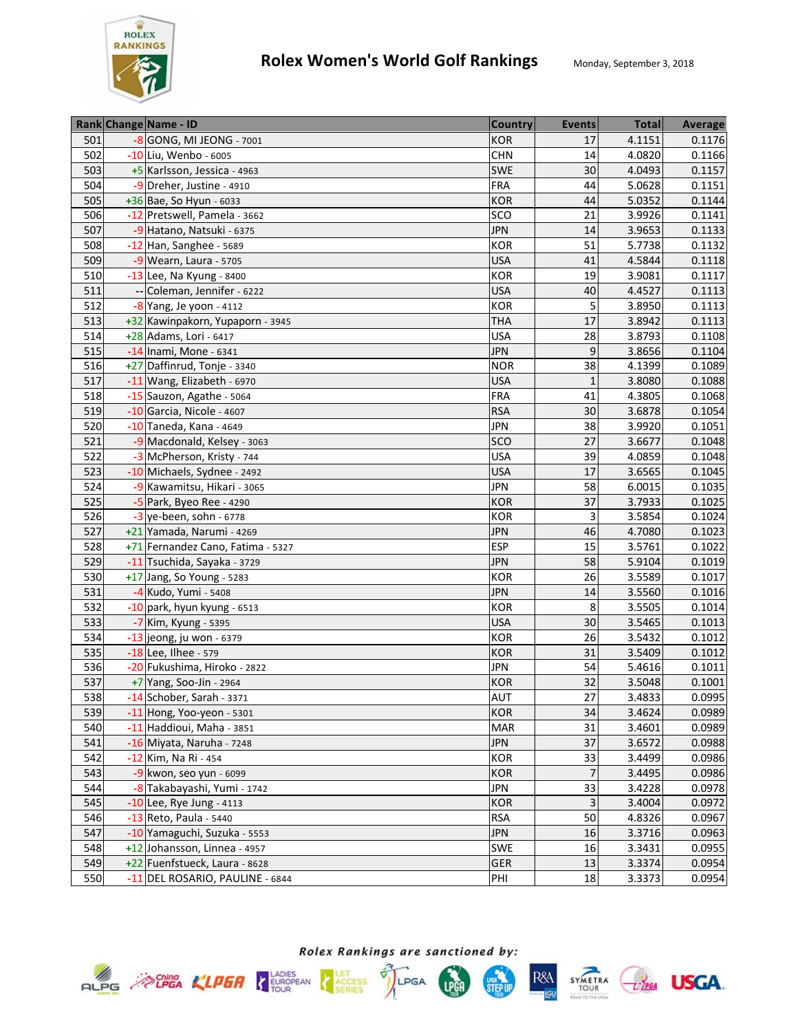# Rolex Women's World Golf Rankings

Monday, September 3, 2018

| Rank | Change | Name - ID | Country | Events | Total | Average |
|---|---|---|---|---|---|---|
| 501 | -8 | GONG, MI JEONG - 7001 | KOR | 17 | 4.1151 | 0.1176 |
| 502 | -10 | Liu, Wenbo - 6005 | CHN | 14 | 4.0820 | 0.1166 |
| 503 | +5 | Karlsson, Jessica - 4963 | SWE | 30 | 4.0493 | 0.1157 |
| 504 | -9 | Dreher, Justine - 4910 | FRA | 44 | 5.0628 | 0.1151 |
| 505 | +36 | Bae, So Hyun - 6033 | KOR | 44 | 5.0352 | 0.1144 |
| 506 | -12 | Pretswell, Pamela - 3662 | SCO | 21 | 3.9926 | 0.1141 |
| 507 | -9 | Hatano, Natsuki - 6375 | JPN | 14 | 3.9653 | 0.1133 |
| 508 | -12 | Han, Sanghee - 5689 | KOR | 51 | 5.7738 | 0.1132 |
| 509 | -9 | Wearn, Laura - 5705 | USA | 41 | 4.5844 | 0.1118 |
| 510 | -13 | Lee, Na Kyung - 8400 | KOR | 19 | 3.9081 | 0.1117 |
| 511 | -- | Coleman, Jennifer - 6222 | USA | 40 | 4.4527 | 0.1113 |
| 512 | -8 | Yang, Je yoon - 4112 | KOR | 5 | 3.8950 | 0.1113 |
| 513 | +32 | Kawinpakorn, Yupaporn - 3945 | THA | 17 | 3.8942 | 0.1113 |
| 514 | +28 | Adams, Lori - 6417 | USA | 28 | 3.8793 | 0.1108 |
| 515 | -14 | Inami, Mone - 6341 | JPN | 9 | 3.8656 | 0.1104 |
| 516 | +27 | Daffinrud, Tonje - 3340 | NOR | 38 | 4.1399 | 0.1089 |
| 517 | -11 | Wang, Elizabeth - 6970 | USA | 1 | 3.8080 | 0.1088 |
| 518 | -15 | Sauzon, Agathe - 5064 | FRA | 41 | 4.3805 | 0.1068 |
| 519 | -10 | Garcia, Nicole - 4607 | RSA | 30 | 3.6878 | 0.1054 |
| 520 | -10 | Taneda, Kana - 4649 | JPN | 38 | 3.9920 | 0.1051 |
| 521 | -9 | Macdonald, Kelsey - 3063 | SCO | 27 | 3.6677 | 0.1048 |
| 522 | -3 | McPherson, Kristy - 744 | USA | 39 | 4.0859 | 0.1048 |
| 523 | -10 | Michaels, Sydnee - 2492 | USA | 17 | 3.6565 | 0.1045 |
| 524 | -9 | Kawamitsu, Hikari - 3065 | JPN | 58 | 6.0015 | 0.1035 |
| 525 | -5 | Park, Byeo Ree - 4290 | KOR | 37 | 3.7933 | 0.1025 |
| 526 | -3 | ye-been, sohn - 6778 | KOR | 3 | 3.5854 | 0.1024 |
| 527 | +21 | Yamada, Narumi - 4269 | JPN | 46 | 4.7080 | 0.1023 |
| 528 | +71 | Fernandez Cano, Fatima - 5327 | ESP | 15 | 3.5761 | 0.1022 |
| 529 | -11 | Tsuchida, Sayaka - 3729 | JPN | 58 | 5.9104 | 0.1019 |
| 530 | +17 | Jang, So Young - 5283 | KOR | 26 | 3.5589 | 0.1017 |
| 531 | -4 | Kudo, Yumi - 5408 | JPN | 14 | 3.5560 | 0.1016 |
| 532 | -10 | park, hyun kyung - 6513 | KOR | 8 | 3.5505 | 0.1014 |
| 533 | -7 | Kim, Kyung - 5395 | USA | 30 | 3.5465 | 0.1013 |
| 534 | -13 | jeong, ju won - 6379 | KOR | 26 | 3.5432 | 0.1012 |
| 535 | -18 | Lee, Ilhee - 579 | KOR | 31 | 3.5409 | 0.1012 |
| 536 | -20 | Fukushima, Hiroko - 2822 | JPN | 54 | 5.4616 | 0.1011 |
| 537 | +7 | Yang, Soo-Jin - 2964 | KOR | 32 | 3.5048 | 0.1001 |
| 538 | -14 | Schober, Sarah - 3371 | AUT | 27 | 3.4833 | 0.0995 |
| 539 | -11 | Hong, Yoo-yeon - 5301 | KOR | 34 | 3.4624 | 0.0989 |
| 540 | -11 | Haddioui, Maha - 3851 | MAR | 31 | 3.4601 | 0.0989 |
| 541 | -16 | Miyata, Naruha - 7248 | JPN | 37 | 3.6572 | 0.0988 |
| 542 | -12 | Kim, Na Ri - 454 | KOR | 33 | 3.4499 | 0.0986 |
| 543 | -9 | kwon, seo yun - 6099 | KOR | 7 | 3.4495 | 0.0986 |
| 544 | -8 | Takabayashi, Yumi - 1742 | JPN | 33 | 3.4228 | 0.0978 |
| 545 | -10 | Lee, Rye Jung - 4113 | KOR | 3 | 3.4004 | 0.0972 |
| 546 | -13 | Reto, Paula - 5440 | RSA | 50 | 4.8326 | 0.0967 |
| 547 | -10 | Yamaguchi, Suzuka - 5553 | JPN | 16 | 3.3716 | 0.0963 |
| 548 | +12 | Johansson, Linnea - 4957 | SWE | 16 | 3.3431 | 0.0955 |
| 549 | +22 | Fuenfstueck, Laura - 8628 | GER | 13 | 3.3374 | 0.0954 |
| 550 | -11 | DEL ROSARIO, PAULINE - 6844 | PHI | 18 | 3.3373 | 0.0954 |

*Rolex Rankings are sanctioned by:*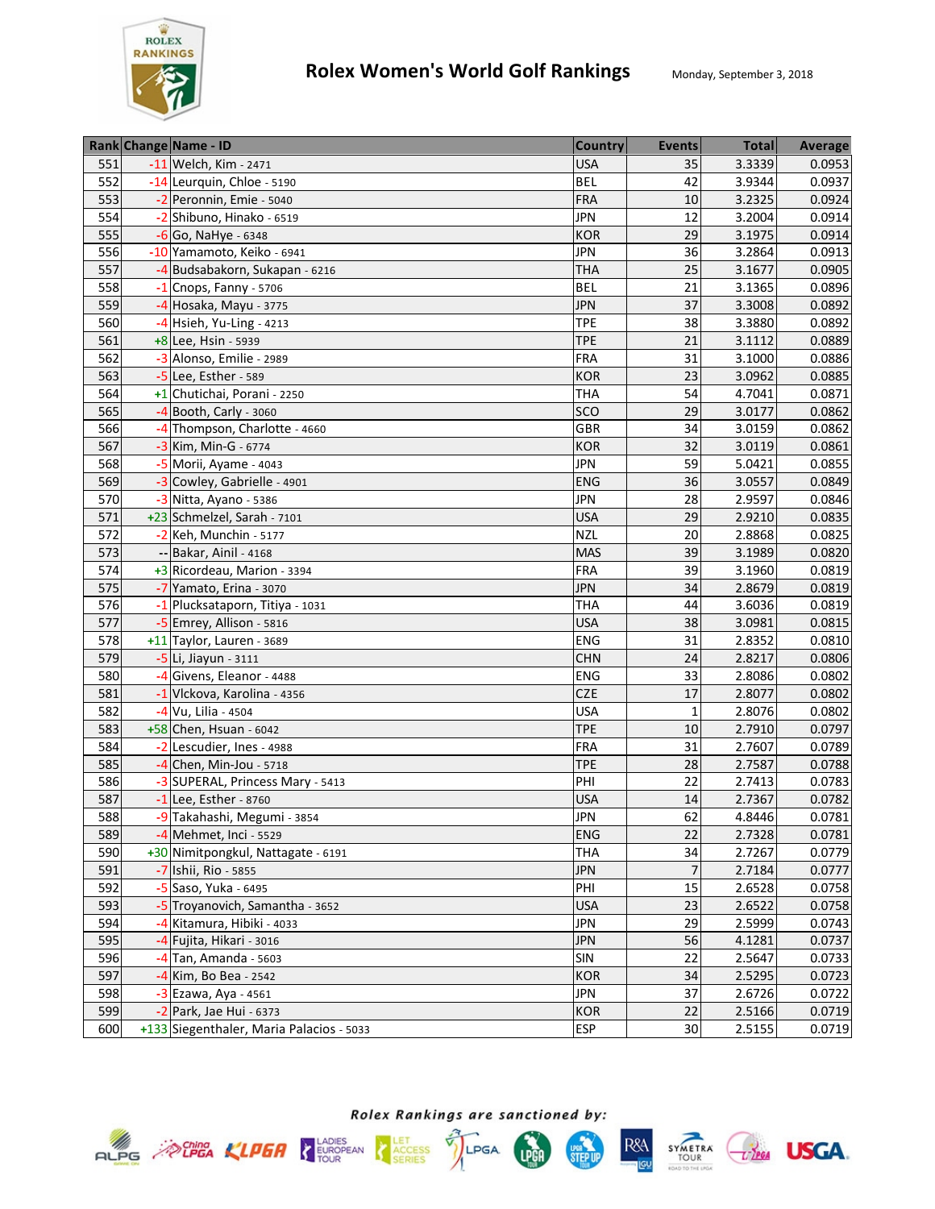# Rolex Women's World Golf Rankings

Monday, September 3, 2018

| Rank | Change | Name - ID | Country | Events | Total | Average |
|---|---|---|---|---|---|---|
| 551 | -11 | Welch, Kim - 2471 | USA | 35 | 3.3339 | 0.0953 |
| 552 | -14 | Leurquin, Chloe - 5190 | BEL | 42 | 3.9344 | 0.0937 |
| 553 | -2 | Peronnin, Emie - 5040 | FRA | 10 | 3.2325 | 0.0924 |
| 554 | -2 | Shibuno, Hinako - 6519 | JPN | 12 | 3.2004 | 0.0914 |
| 555 | -6 | Go, NaHye - 6348 | KOR | 29 | 3.1975 | 0.0914 |
| 556 | -10 | Yamamoto, Keiko - 6941 | JPN | 36 | 3.2864 | 0.0913 |
| 557 | -4 | Budsabakorn, Sukapan - 6216 | THA | 25 | 3.1677 | 0.0905 |
| 558 | -1 | Cnops, Fanny - 5706 | BEL | 21 | 3.1365 | 0.0896 |
| 559 | -4 | Hosaka, Mayu - 3775 | JPN | 37 | 3.3008 | 0.0892 |
| 560 | -4 | Hsieh, Yu-Ling - 4213 | TPE | 38 | 3.3880 | 0.0892 |
| 561 | +8 | Lee, Hsin - 5939 | TPE | 21 | 3.1112 | 0.0889 |
| 562 | -3 | Alonso, Emilie - 2989 | FRA | 31 | 3.1000 | 0.0886 |
| 563 | -5 | Lee, Esther - 589 | KOR | 23 | 3.0962 | 0.0885 |
| 564 | +1 | Chutichai, Porani - 2250 | THA | 54 | 4.7041 | 0.0871 |
| 565 | -4 | Booth, Carly - 3060 | SCO | 29 | 3.0177 | 0.0862 |
| 566 | -4 | Thompson, Charlotte - 4660 | GBR | 34 | 3.0159 | 0.0862 |
| 567 | -3 | Kim, Min-G - 6774 | KOR | 32 | 3.0119 | 0.0861 |
| 568 | -5 | Morii, Ayame - 4043 | JPN | 59 | 5.0421 | 0.0855 |
| 569 | -3 | Cowley, Gabrielle - 4901 | ENG | 36 | 3.0557 | 0.0849 |
| 570 | -3 | Nitta, Ayano - 5386 | JPN | 28 | 2.9597 | 0.0846 |
| 571 | +23 | Schmelzel, Sarah - 7101 | USA | 29 | 2.9210 | 0.0835 |
| 572 | -2 | Keh, Munchin - 5177 | NZL | 20 | 2.8868 | 0.0825 |
| 573 | -- | Bakar, Ainil - 4168 | MAS | 39 | 3.1989 | 0.0820 |
| 574 | +3 | Ricordeau, Marion - 3394 | FRA | 39 | 3.1960 | 0.0819 |
| 575 | -7 | Yamato, Erina - 3070 | JPN | 34 | 2.8679 | 0.0819 |
| 576 | -1 | Plucksataporn, Titiya - 1031 | THA | 44 | 3.6036 | 0.0819 |
| 577 | -5 | Emrey, Allison - 5816 | USA | 38 | 3.0981 | 0.0815 |
| 578 | +11 | Taylor, Lauren - 3689 | ENG | 31 | 2.8352 | 0.0810 |
| 579 | -5 | Li, Jiayun - 3111 | CHN | 24 | 2.8217 | 0.0806 |
| 580 | -4 | Givens, Eleanor - 4488 | ENG | 33 | 2.8086 | 0.0802 |
| 581 | -1 | Vlckova, Karolina - 4356 | CZE | 17 | 2.8077 | 0.0802 |
| 582 | -4 | Vu, Lilia - 4504 | USA | 1 | 2.8076 | 0.0802 |
| 583 | +58 | Chen, Hsuan - 6042 | TPE | 10 | 2.7910 | 0.0797 |
| 584 | -2 | Lescudier, Ines - 4988 | FRA | 31 | 2.7607 | 0.0789 |
| 585 | -4 | Chen, Min-Jou - 5718 | TPE | 28 | 2.7587 | 0.0788 |
| 586 | -3 | SUPERAL, Princess Mary - 5413 | PHI | 22 | 2.7413 | 0.0783 |
| 587 | -1 | Lee, Esther - 8760 | USA | 14 | 2.7367 | 0.0782 |
| 588 | -9 | Takahashi, Megumi - 3854 | JPN | 62 | 4.8446 | 0.0781 |
| 589 | -4 | Mehmet, Inci - 5529 | ENG | 22 | 2.7328 | 0.0781 |
| 590 | +30 | Nimitpongkul, Nattagate - 6191 | THA | 34 | 2.7267 | 0.0779 |
| 591 | -7 | Ishii, Rio - 5855 | JPN | 7 | 2.7184 | 0.0777 |
| 592 | -5 | Saso, Yuka - 6495 | PHI | 15 | 2.6528 | 0.0758 |
| 593 | -5 | Troyanovich, Samantha - 3652 | USA | 23 | 2.6522 | 0.0758 |
| 594 | -4 | Kitamura, Hibiki - 4033 | JPN | 29 | 2.5999 | 0.0743 |
| 595 | -4 | Fujita, Hikari - 3016 | JPN | 56 | 4.1281 | 0.0737 |
| 596 | -4 | Tan, Amanda - 5603 | SIN | 22 | 2.5647 | 0.0733 |
| 597 | -4 | Kim, Bo Bea - 2542 | KOR | 34 | 2.5295 | 0.0723 |
| 598 | -3 | Ezawa, Aya - 4561 | JPN | 37 | 2.6726 | 0.0722 |
| 599 | -2 | Park, Jae Hui - 6373 | KOR | 22 | 2.5166 | 0.0719 |
| 600 | +133 | Siegenthaler, Maria Palacios - 5033 | ESP | 30 | 2.5155 | 0.0719 |

*Rolex Rankings are sanctioned by:*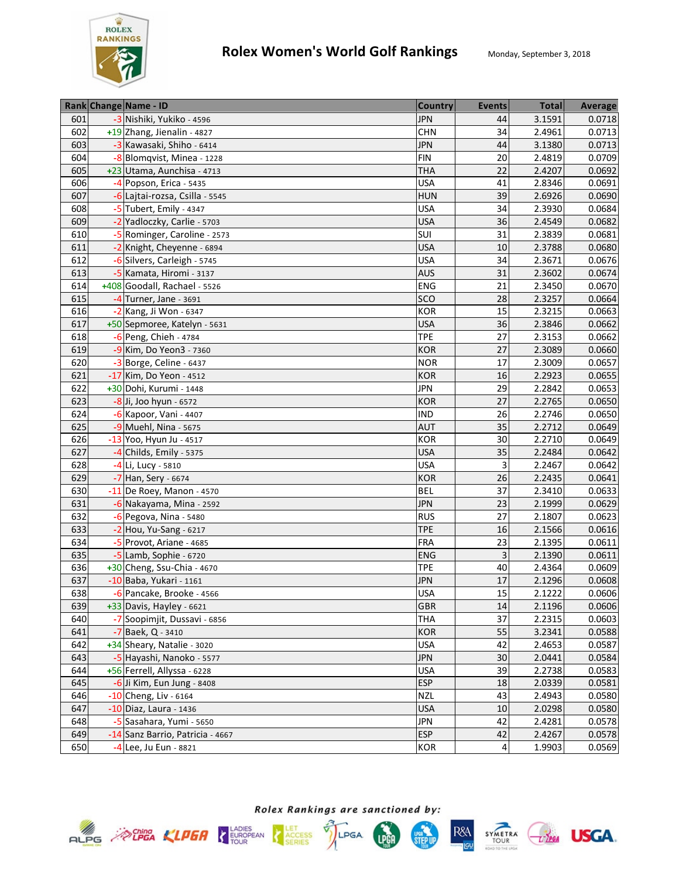# Rolex Women's World Golf Rankings

Monday, September 3, 2018

| Rank | Change | Name - ID | Country | Events | Total | Average |
|---|---|---|---|---|---|---|
| 601 | -3 | Nishiki, Yukiko - 4596 | JPN | 44 | 3.1591 | 0.0718 |
| 602 | +19 | Zhang, Jienalin - 4827 | CHN | 34 | 2.4961 | 0.0713 |
| 603 | -3 | Kawasaki, Shiho - 6414 | JPN | 44 | 3.1380 | 0.0713 |
| 604 | -8 | Blomqvist, Minea - 1228 | FIN | 20 | 2.4819 | 0.0709 |
| 605 | +23 | Utama, Aunchisa - 4713 | THA | 22 | 2.4207 | 0.0692 |
| 606 | -4 | Popson, Erica - 5435 | USA | 41 | 2.8346 | 0.0691 |
| 607 | -6 | Lajtai-rozsa, Csilla - 5545 | HUN | 39 | 2.6926 | 0.0690 |
| 608 | -5 | Tubert, Emily - 4347 | USA | 34 | 2.3930 | 0.0684 |
| 609 | -2 | Yadloczky, Carlie - 5703 | USA | 36 | 2.4549 | 0.0682 |
| 610 | -5 | Rominger, Caroline - 2573 | SUI | 31 | 2.3839 | 0.0681 |
| 611 | -2 | Knight, Cheyenne - 6894 | USA | 10 | 2.3788 | 0.0680 |
| 612 | -6 | Silvers, Carleigh - 5745 | USA | 34 | 2.3671 | 0.0676 |
| 613 | -5 | Kamata, Hiromi - 3137 | AUS | 31 | 2.3602 | 0.0674 |
| 614 | +408 | Goodall, Rachael - 5526 | ENG | 21 | 2.3450 | 0.0670 |
| 615 | -4 | Turner, Jane - 3691 | SCO | 28 | 2.3257 | 0.0664 |
| 616 | -2 | Kang, Ji Won - 6347 | KOR | 15 | 2.3215 | 0.0663 |
| 617 | +50 | Sepmoree, Katelyn - 5631 | USA | 36 | 2.3846 | 0.0662 |
| 618 | -6 | Peng, Chieh - 4784 | TPE | 27 | 2.3153 | 0.0662 |
| 619 | -9 | Kim, Do Yeon3 - 7360 | KOR | 27 | 2.3089 | 0.0660 |
| 620 | -3 | Borge, Celine - 6437 | NOR | 17 | 2.3009 | 0.0657 |
| 621 | -17 | Kim, Do Yeon - 4512 | KOR | 16 | 2.2923 | 0.0655 |
| 622 | +30 | Dohi, Kurumi - 1448 | JPN | 29 | 2.2842 | 0.0653 |
| 623 | -8 | Ji, Joo hyun - 6572 | KOR | 27 | 2.2765 | 0.0650 |
| 624 | -6 | Kapoor, Vani - 4407 | IND | 26 | 2.2746 | 0.0650 |
| 625 | -9 | Muehl, Nina - 5675 | AUT | 35 | 2.2712 | 0.0649 |
| 626 | -13 | Yoo, Hyun Ju - 4517 | KOR | 30 | 2.2710 | 0.0649 |
| 627 | -4 | Childs, Emily - 5375 | USA | 35 | 2.2484 | 0.0642 |
| 628 | -4 | Li, Lucy - 5810 | USA | 3 | 2.2467 | 0.0642 |
| 629 | -7 | Han, Sery - 6674 | KOR | 26 | 2.2435 | 0.0641 |
| 630 | -11 | De Roey, Manon - 4570 | BEL | 37 | 2.3410 | 0.0633 |
| 631 | -6 | Nakayama, Mina - 2592 | JPN | 23 | 2.1999 | 0.0629 |
| 632 | -6 | Pegova, Nina - 5480 | RUS | 27 | 2.1807 | 0.0623 |
| 633 | -2 | Hou, Yu-Sang - 6217 | TPE | 16 | 2.1566 | 0.0616 |
| 634 | -5 | Provot, Ariane - 4685 | FRA | 23 | 2.1395 | 0.0611 |
| 635 | -5 | Lamb, Sophie - 6720 | ENG | 3 | 2.1390 | 0.0611 |
| 636 | +30 | Cheng, Ssu-Chia - 4670 | TPE | 40 | 2.4364 | 0.0609 |
| 637 | -10 | Baba, Yukari - 1161 | JPN | 17 | 2.1296 | 0.0608 |
| 638 | -6 | Pancake, Brooke - 4566 | USA | 15 | 2.1222 | 0.0606 |
| 639 | +33 | Davis, Hayley - 6621 | GBR | 14 | 2.1196 | 0.0606 |
| 640 | -7 | Soopimjit, Dussavi - 6856 | THA | 37 | 2.2315 | 0.0603 |
| 641 | -7 | Baek, Q - 3410 | KOR | 55 | 3.2341 | 0.0588 |
| 642 | +34 | Sheary, Natalie - 3020 | USA | 42 | 2.4653 | 0.0587 |
| 643 | -5 | Hayashi, Nanoko - 5577 | JPN | 30 | 2.0441 | 0.0584 |
| 644 | +56 | Ferrell, Allyssa - 6228 | USA | 39 | 2.2738 | 0.0583 |
| 645 | -6 | Ji Kim, Eun Jung - 8408 | ESP | 18 | 2.0339 | 0.0581 |
| 646 | -10 | Cheng, Liv - 6164 | NZL | 43 | 2.4943 | 0.0580 |
| 647 | -10 | Diaz, Laura - 1436 | USA | 10 | 2.0298 | 0.0580 |
| 648 | -5 | Sasahara, Yumi - 5650 | JPN | 42 | 2.4281 | 0.0578 |
| 649 | -14 | Sanz Barrio, Patricia - 4667 | ESP | 42 | 2.4267 | 0.0578 |
| 650 | -4 | Lee, Ju Eun - 8821 | KOR | 4 | 1.9903 | 0.0569 |

*Rolex Rankings are sanctioned by:*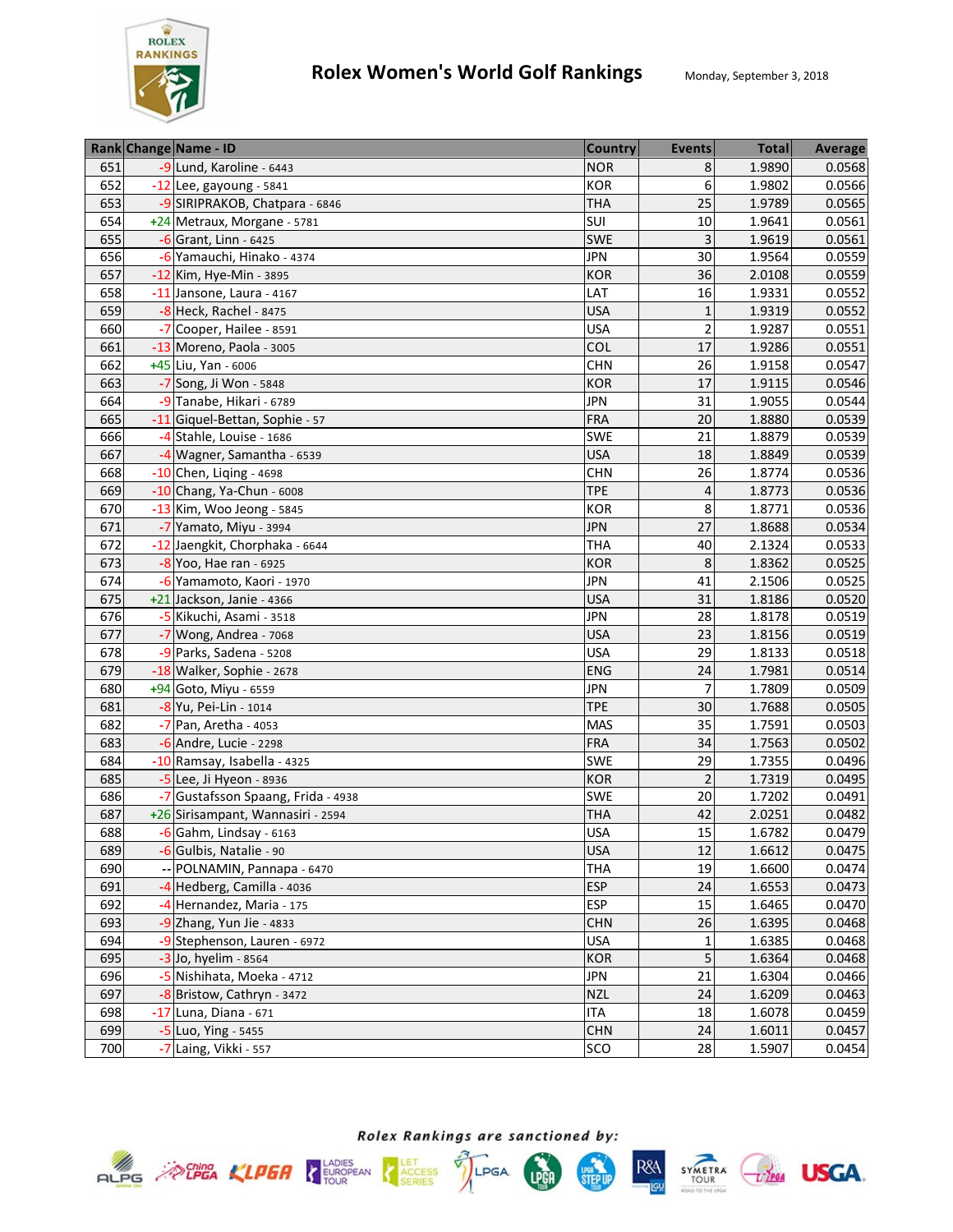# Rolex Women's World Golf Rankings

Monday, September 3, 2018

| Rank | Change | Name - ID | Country | Events | Total | Average |
|---|---|---|---|---|---|---|
| 651 | -9 | Lund, Karoline - 6443 | NOR | 8 | 1.9890 | 0.0568 |
| 652 | -12 | Lee, gayoung - 5841 | KOR | 6 | 1.9802 | 0.0566 |
| 653 | -9 | SIRIPRAKOB, Chatpara - 6846 | THA | 25 | 1.9789 | 0.0565 |
| 654 | +24 | Metraux, Morgane - 5781 | SUI | 10 | 1.9641 | 0.0561 |
| 655 | -6 | Grant, Linn - 6425 | SWE | 3 | 1.9619 | 0.0561 |
| 656 | -6 | Yamauchi, Hinako - 4374 | JPN | 30 | 1.9564 | 0.0559 |
| 657 | -12 | Kim, Hye-Min - 3895 | KOR | 36 | 2.0108 | 0.0559 |
| 658 | -11 | Jansone, Laura - 4167 | LAT | 16 | 1.9331 | 0.0552 |
| 659 | -8 | Heck, Rachel - 8475 | USA | 1 | 1.9319 | 0.0552 |
| 660 | -7 | Cooper, Hailee - 8591 | USA | 2 | 1.9287 | 0.0551 |
| 661 | -13 | Moreno, Paola - 3005 | COL | 17 | 1.9286 | 0.0551 |
| 662 | +45 | Liu, Yan - 6006 | CHN | 26 | 1.9158 | 0.0547 |
| 663 | -7 | Song, Ji Won - 5848 | KOR | 17 | 1.9115 | 0.0546 |
| 664 | -9 | Tanabe, Hikari - 6789 | JPN | 31 | 1.9055 | 0.0544 |
| 665 | -11 | Giquel-Bettan, Sophie - 57 | FRA | 20 | 1.8880 | 0.0539 |
| 666 | -4 | Stahle, Louise - 1686 | SWE | 21 | 1.8879 | 0.0539 |
| 667 | -4 | Wagner, Samantha - 6539 | USA | 18 | 1.8849 | 0.0539 |
| 668 | -10 | Chen, Liqing - 4698 | CHN | 26 | 1.8774 | 0.0536 |
| 669 | -10 | Chang, Ya-Chun - 6008 | TPE | 4 | 1.8773 | 0.0536 |
| 670 | -13 | Kim, Woo Jeong - 5845 | KOR | 8 | 1.8771 | 0.0536 |
| 671 | -7 | Yamato, Miyu - 3994 | JPN | 27 | 1.8688 | 0.0534 |
| 672 | -12 | Jaengkit, Chorphaka - 6644 | THA | 40 | 2.1324 | 0.0533 |
| 673 | -8 | Yoo, Hae ran - 6925 | KOR | 8 | 1.8362 | 0.0525 |
| 674 | -6 | Yamamoto, Kaori - 1970 | JPN | 41 | 2.1506 | 0.0525 |
| 675 | +21 | Jackson, Janie - 4366 | USA | 31 | 1.8186 | 0.0520 |
| 676 | -5 | Kikuchi, Asami - 3518 | JPN | 28 | 1.8178 | 0.0519 |
| 677 | -7 | Wong, Andrea - 7068 | USA | 23 | 1.8156 | 0.0519 |
| 678 | -9 | Parks, Sadena - 5208 | USA | 29 | 1.8133 | 0.0518 |
| 679 | -18 | Walker, Sophie - 2678 | ENG | 24 | 1.7981 | 0.0514 |
| 680 | +94 | Goto, Miyu - 6559 | JPN | 7 | 1.7809 | 0.0509 |
| 681 | -8 | Yu, Pei-Lin - 1014 | TPE | 30 | 1.7688 | 0.0505 |
| 682 | -7 | Pan, Aretha - 4053 | MAS | 35 | 1.7591 | 0.0503 |
| 683 | -6 | Andre, Lucie - 2298 | FRA | 34 | 1.7563 | 0.0502 |
| 684 | -10 | Ramsay, Isabella - 4325 | SWE | 29 | 1.7355 | 0.0496 |
| 685 | -5 | Lee, Ji Hyeon - 8936 | KOR | 2 | 1.7319 | 0.0495 |
| 686 | -7 | Gustafsson Spaang, Frida - 4938 | SWE | 20 | 1.7202 | 0.0491 |
| 687 | +26 | Sirisampant, Wannasiri - 2594 | THA | 42 | 2.0251 | 0.0482 |
| 688 | -6 | Gahm, Lindsay - 6163 | USA | 15 | 1.6782 | 0.0479 |
| 689 | -6 | Gulbis, Natalie - 90 | USA | 12 | 1.6612 | 0.0475 |
| 690 | -- | POLNAMIN, Pannapa - 6470 | THA | 19 | 1.6600 | 0.0474 |
| 691 | -4 | Hedberg, Camilla - 4036 | ESP | 24 | 1.6553 | 0.0473 |
| 692 | -4 | Hernandez, Maria - 175 | ESP | 15 | 1.6465 | 0.0470 |
| 693 | -9 | Zhang, Yun Jie - 4833 | CHN | 26 | 1.6395 | 0.0468 |
| 694 | -9 | Stephenson, Lauren - 6972 | USA | 1 | 1.6385 | 0.0468 |
| 695 | -3 | Jo, hyelim - 8564 | KOR | 5 | 1.6364 | 0.0468 |
| 696 | -5 | Nishihata, Moeka - 4712 | JPN | 21 | 1.6304 | 0.0466 |
| 697 | -8 | Bristow, Cathryn - 3472 | NZL | 24 | 1.6209 | 0.0463 |
| 698 | -17 | Luna, Diana - 671 | ITA | 18 | 1.6078 | 0.0459 |
| 699 | -5 | Luo, Ying - 5455 | CHN | 24 | 1.6011 | 0.0457 |
| 700 | -7 | Laing, Vikki - 557 | SCO | 28 | 1.5907 | 0.0454 |

*Rolex Rankings are sanctioned by:*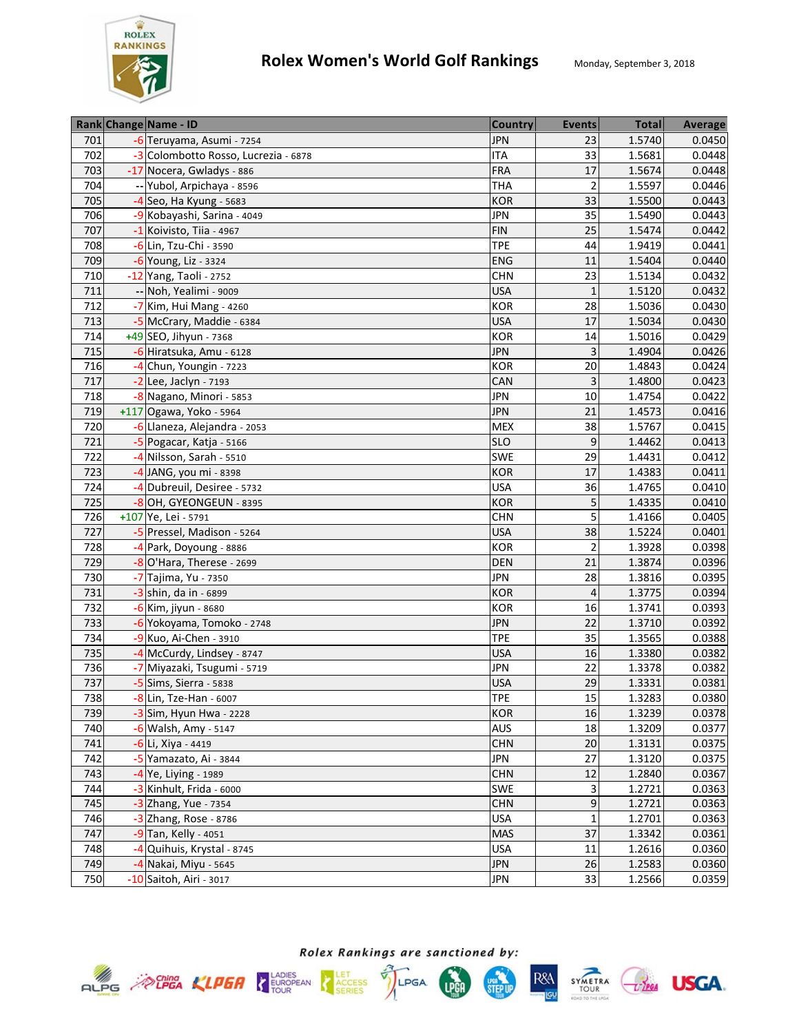# Rolex Women's World Golf Rankings

Monday, September 3, 2018

| Rank | Change | Name - ID | Country | Events | Total | Average |
|---|---|---|---|---|---|---|
| 701 | -6 | Teruyama, Asumi - 7254 | JPN | 23 | 1.5740 | 0.0450 |
| 702 | -3 | Colombotto Rosso, Lucrezia - 6878 | ITA | 33 | 1.5681 | 0.0448 |
| 703 | -17 | Nocera, Gwladys - 886 | FRA | 17 | 1.5674 | 0.0448 |
| 704 | -- | Yubol, Arpichaya - 8596 | THA | 2 | 1.5597 | 0.0446 |
| 705 | -4 | Seo, Ha Kyung - 5683 | KOR | 33 | 1.5500 | 0.0443 |
| 706 | -9 | Kobayashi, Sarina - 4049 | JPN | 35 | 1.5490 | 0.0443 |
| 707 | -1 | Koivisto, Tiia - 4967 | FIN | 25 | 1.5474 | 0.0442 |
| 708 | -6 | Lin, Tzu-Chi - 3590 | TPE | 44 | 1.9419 | 0.0441 |
| 709 | -6 | Young, Liz - 3324 | ENG | 11 | 1.5404 | 0.0440 |
| 710 | -12 | Yang, Taoli - 2752 | CHN | 23 | 1.5134 | 0.0432 |
| 711 | -- | Noh, Yealimi - 9009 | USA | 1 | 1.5120 | 0.0432 |
| 712 | -7 | Kim, Hui Mang - 4260 | KOR | 28 | 1.5036 | 0.0430 |
| 713 | -5 | McCrary, Maddie - 6384 | USA | 17 | 1.5034 | 0.0430 |
| 714 | +49 | SEO, Jihyun - 7368 | KOR | 14 | 1.5016 | 0.0429 |
| 715 | -6 | Hiratsuka, Amu - 6128 | JPN | 3 | 1.4904 | 0.0426 |
| 716 | -4 | Chun, Youngin - 7223 | KOR | 20 | 1.4843 | 0.0424 |
| 717 | -2 | Lee, Jaclyn - 7193 | CAN | 3 | 1.4800 | 0.0423 |
| 718 | -8 | Nagano, Minori - 5853 | JPN | 10 | 1.4754 | 0.0422 |
| 719 | +117 | Ogawa, Yoko - 5964 | JPN | 21 | 1.4573 | 0.0416 |
| 720 | -6 | Llaneza, Alejandra - 2053 | MEX | 38 | 1.5767 | 0.0415 |
| 721 | -5 | Pogacar, Katja - 5166 | SLO | 9 | 1.4462 | 0.0413 |
| 722 | -4 | Nilsson, Sarah - 5510 | SWE | 29 | 1.4431 | 0.0412 |
| 723 | -4 | JANG, you mi - 8398 | KOR | 17 | 1.4383 | 0.0411 |
| 724 | -4 | Dubreuil, Desiree - 5732 | USA | 36 | 1.4765 | 0.0410 |
| 725 | -8 | OH, GYEONGEUN - 8395 | KOR | 5 | 1.4335 | 0.0410 |
| 726 | +107 | Ye, Lei - 5791 | CHN | 5 | 1.4166 | 0.0405 |
| 727 | -5 | Pressel, Madison - 5264 | USA | 38 | 1.5224 | 0.0401 |
| 728 | -4 | Park, Doyoung - 8886 | KOR | 2 | 1.3928 | 0.0398 |
| 729 | -8 | O'Hara, Therese - 2699 | DEN | 21 | 1.3874 | 0.0396 |
| 730 | -7 | Tajima, Yu - 7350 | JPN | 28 | 1.3816 | 0.0395 |
| 731 | -3 | shin, da in - 6899 | KOR | 4 | 1.3775 | 0.0394 |
| 732 | -6 | Kim, jiyun - 8680 | KOR | 16 | 1.3741 | 0.0393 |
| 733 | -6 | Yokoyama, Tomoko - 2748 | JPN | 22 | 1.3710 | 0.0392 |
| 734 | -9 | Kuo, Ai-Chen - 3910 | TPE | 35 | 1.3565 | 0.0388 |
| 735 | -4 | McCurdy, Lindsey - 8747 | USA | 16 | 1.3380 | 0.0382 |
| 736 | -7 | Miyazaki, Tsugumi - 5719 | JPN | 22 | 1.3378 | 0.0382 |
| 737 | -5 | Sims, Sierra - 5838 | USA | 29 | 1.3331 | 0.0381 |
| 738 | -8 | Lin, Tze-Han - 6007 | TPE | 15 | 1.3283 | 0.0380 |
| 739 | -3 | Sim, Hyun Hwa - 2228 | KOR | 16 | 1.3239 | 0.0378 |
| 740 | -6 | Walsh, Amy - 5147 | AUS | 18 | 1.3209 | 0.0377 |
| 741 | -6 | Li, Xiya - 4419 | CHN | 20 | 1.3131 | 0.0375 |
| 742 | -5 | Yamazato, Ai - 3844 | JPN | 27 | 1.3120 | 0.0375 |
| 743 | -4 | Ye, Liying - 1989 | CHN | 12 | 1.2840 | 0.0367 |
| 744 | -3 | Kinhult, Frida - 6000 | SWE | 3 | 1.2721 | 0.0363 |
| 745 | -3 | Zhang, Yue - 7354 | CHN | 9 | 1.2721 | 0.0363 |
| 746 | -3 | Zhang, Rose - 8786 | USA | 1 | 1.2701 | 0.0363 |
| 747 | -9 | Tan, Kelly - 4051 | MAS | 37 | 1.3342 | 0.0361 |
| 748 | -4 | Quihuis, Krystal - 8745 | USA | 11 | 1.2616 | 0.0360 |
| 749 | -4 | Nakai, Miyu - 5645 | JPN | 26 | 1.2583 | 0.0360 |
| 750 | -10 | Saitoh, Airi - 3017 | JPN | 33 | 1.2566 | 0.0359 |

*Rolex Rankings are sanctioned by:*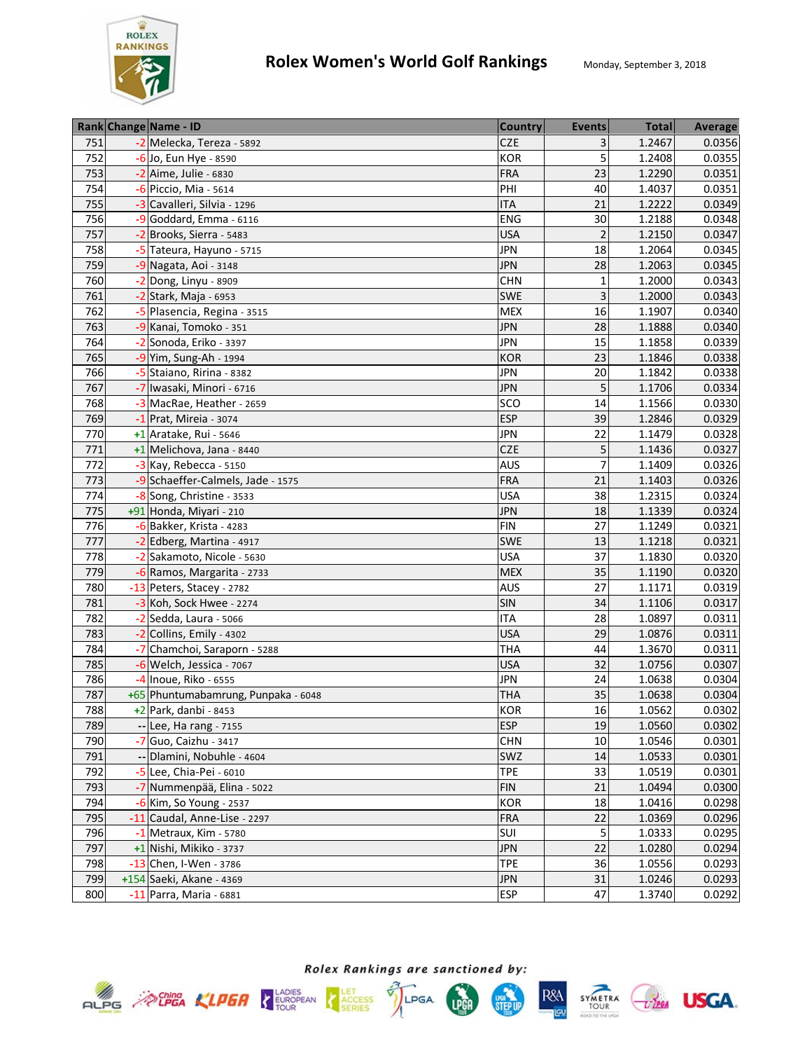# Rolex Women's World Golf Rankings

Monday, September 3, 2018

| Rank | Change | Name - ID | Country | Events | Total | Average |
|---|---|---|---|---|---|---|
| 751 | -2 | Melecka, Tereza - 5892 | CZE | 3 | 1.2467 | 0.0356 |
| 752 | -6 | Jo, Eun Hye - 8590 | KOR | 5 | 1.2408 | 0.0355 |
| 753 | -2 | Aime, Julie - 6830 | FRA | 23 | 1.2290 | 0.0351 |
| 754 | -6 | Piccio, Mia - 5614 | PHI | 40 | 1.4037 | 0.0351 |
| 755 | -3 | Cavalleri, Silvia - 1296 | ITA | 21 | 1.2222 | 0.0349 |
| 756 | -9 | Goddard, Emma - 6116 | ENG | 30 | 1.2188 | 0.0348 |
| 757 | -2 | Brooks, Sierra - 5483 | USA | 2 | 1.2150 | 0.0347 |
| 758 | -5 | Tateura, Hayuno - 5715 | JPN | 18 | 1.2064 | 0.0345 |
| 759 | -9 | Nagata, Aoi - 3148 | JPN | 28 | 1.2063 | 0.0345 |
| 760 | -2 | Dong, Linyu - 8909 | CHN | 1 | 1.2000 | 0.0343 |
| 761 | -2 | Stark, Maja - 6953 | SWE | 3 | 1.2000 | 0.0343 |
| 762 | -5 | Plasencia, Regina - 3515 | MEX | 16 | 1.1907 | 0.0340 |
| 763 | -9 | Kanai, Tomoko - 351 | JPN | 28 | 1.1888 | 0.0340 |
| 764 | -2 | Sonoda, Eriko - 3397 | JPN | 15 | 1.1858 | 0.0339 |
| 765 | -9 | Yim, Sung-Ah - 1994 | KOR | 23 | 1.1846 | 0.0338 |
| 766 | -5 | Staiano, Ririna - 8382 | JPN | 20 | 1.1842 | 0.0338 |
| 767 | -7 | Iwasaki, Minori - 6716 | JPN | 5 | 1.1706 | 0.0334 |
| 768 | -3 | MacRae, Heather - 2659 | SCO | 14 | 1.1566 | 0.0330 |
| 769 | -1 | Prat, Mireia - 3074 | ESP | 39 | 1.2846 | 0.0329 |
| 770 | +1 | Aratake, Rui - 5646 | JPN | 22 | 1.1479 | 0.0328 |
| 771 | +1 | Melichova, Jana - 8440 | CZE | 5 | 1.1436 | 0.0327 |
| 772 | -3 | Kay, Rebecca - 5150 | AUS | 7 | 1.1409 | 0.0326 |
| 773 | -9 | Schaeffer-Calmels, Jade - 1575 | FRA | 21 | 1.1403 | 0.0326 |
| 774 | -8 | Song, Christine - 3533 | USA | 38 | 1.2315 | 0.0324 |
| 775 | +91 | Honda, Miyari - 210 | JPN | 18 | 1.1339 | 0.0324 |
| 776 | -6 | Bakker, Krista - 4283 | FIN | 27 | 1.1249 | 0.0321 |
| 777 | -2 | Edberg, Martina - 4917 | SWE | 13 | 1.1218 | 0.0321 |
| 778 | -2 | Sakamoto, Nicole - 5630 | USA | 37 | 1.1830 | 0.0320 |
| 779 | -6 | Ramos, Margarita - 2733 | MEX | 35 | 1.1190 | 0.0320 |
| 780 | -13 | Peters, Stacey - 2782 | AUS | 27 | 1.1171 | 0.0319 |
| 781 | -3 | Koh, Sock Hwee - 2274 | SIN | 34 | 1.1106 | 0.0317 |
| 782 | -2 | Sedda, Laura - 5066 | ITA | 28 | 1.0897 | 0.0311 |
| 783 | -2 | Collins, Emily - 4302 | USA | 29 | 1.0876 | 0.0311 |
| 784 | -7 | Chamchoi, Saraporn - 5288 | THA | 44 | 1.3670 | 0.0311 |
| 785 | -6 | Welch, Jessica - 7067 | USA | 32 | 1.0756 | 0.0307 |
| 786 | -4 | Inoue, Riko - 6555 | JPN | 24 | 1.0638 | 0.0304 |
| 787 | +65 | Phuntumabamrung, Punpaka - 6048 | THA | 35 | 1.0638 | 0.0304 |
| 788 | +2 | Park, danbi - 8453 | KOR | 16 | 1.0562 | 0.0302 |
| 789 | -- | Lee, Ha rang - 7155 | ESP | 19 | 1.0560 | 0.0302 |
| 790 | -7 | Guo, Caizhu - 3417 | CHN | 10 | 1.0546 | 0.0301 |
| 791 | -- | Dlamini, Nobuhle - 4604 | SWZ | 14 | 1.0533 | 0.0301 |
| 792 | -5 | Lee, Chia-Pei - 6010 | TPE | 33 | 1.0519 | 0.0301 |
| 793 | -7 | Nummenpää, Elina - 5022 | FIN | 21 | 1.0494 | 0.0300 |
| 794 | -6 | Kim, So Young - 2537 | KOR | 18 | 1.0416 | 0.0298 |
| 795 | -11 | Caudal, Anne-Lise - 2297 | FRA | 22 | 1.0369 | 0.0296 |
| 796 | -1 | Metraux, Kim - 5780 | SUI | 5 | 1.0333 | 0.0295 |
| 797 | +1 | Nishi, Mikiko - 3737 | JPN | 22 | 1.0280 | 0.0294 |
| 798 | -13 | Chen, I-Wen - 3786 | TPE | 36 | 1.0556 | 0.0293 |
| 799 | +154 | Saeki, Akane - 4369 | JPN | 31 | 1.0246 | 0.0293 |
| 800 | -11 | Parra, Maria - 6881 | ESP | 47 | 1.3740 | 0.0292 |

*Rolex Rankings are sanctioned by:*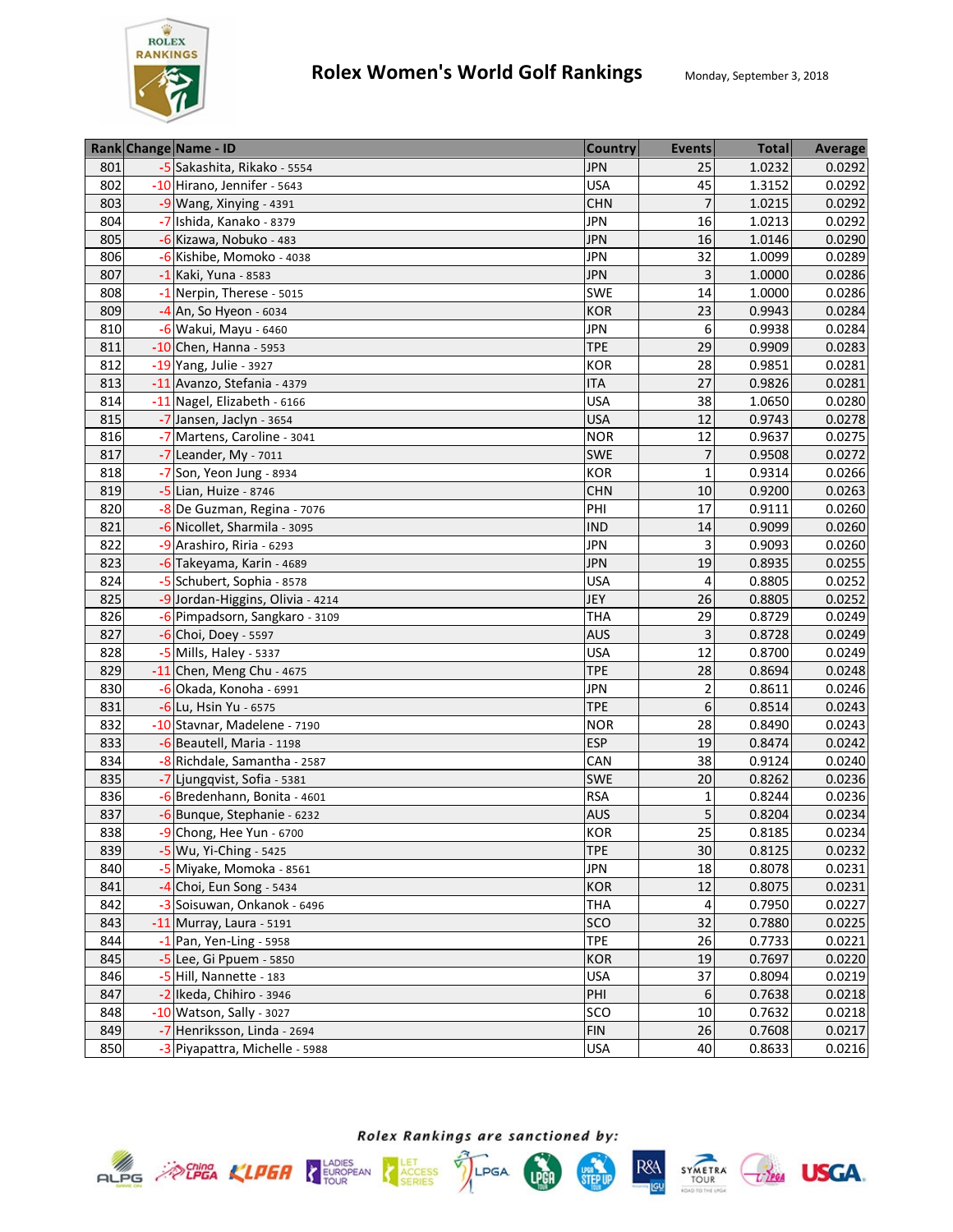# Rolex Women's World Golf Rankings

Monday, September 3, 2018

| Rank | Change | Name - ID | Country | Events | Total | Average |
|---|---|---|---|---|---|---|
| 801 | -5 | Sakashita, Rikako - 5554 | JPN | 25 | 1.0232 | 0.0292 |
| 802 | -10 | Hirano, Jennifer - 5643 | USA | 45 | 1.3152 | 0.0292 |
| 803 | -9 | Wang, Xinying - 4391 | CHN | 7 | 1.0215 | 0.0292 |
| 804 | -7 | Ishida, Kanako - 8379 | JPN | 16 | 1.0213 | 0.0292 |
| 805 | -6 | Kizawa, Nobuko - 483 | JPN | 16 | 1.0146 | 0.0290 |
| 806 | -6 | Kishibe, Momoko - 4038 | JPN | 32 | 1.0099 | 0.0289 |
| 807 | -1 | Kaki, Yuna - 8583 | JPN | 3 | 1.0000 | 0.0286 |
| 808 | -1 | Nerpin, Therese - 5015 | SWE | 14 | 1.0000 | 0.0286 |
| 809 | -4 | An, So Hyeon - 6034 | KOR | 23 | 0.9943 | 0.0284 |
| 810 | -6 | Wakui, Mayu - 6460 | JPN | 6 | 0.9938 | 0.0284 |
| 811 | -10 | Chen, Hanna - 5953 | TPE | 29 | 0.9909 | 0.0283 |
| 812 | -19 | Yang, Julie - 3927 | KOR | 28 | 0.9851 | 0.0281 |
| 813 | -11 | Avanzo, Stefania - 4379 | ITA | 27 | 0.9826 | 0.0281 |
| 814 | -11 | Nagel, Elizabeth - 6166 | USA | 38 | 1.0650 | 0.0280 |
| 815 | -7 | Jansen, Jaclyn - 3654 | USA | 12 | 0.9743 | 0.0278 |
| 816 | -7 | Martens, Caroline - 3041 | NOR | 12 | 0.9637 | 0.0275 |
| 817 | -7 | Leander, My - 7011 | SWE | 7 | 0.9508 | 0.0272 |
| 818 | -7 | Son, Yeon Jung - 8934 | KOR | 1 | 0.9314 | 0.0266 |
| 819 | -5 | Lian, Huize - 8746 | CHN | 10 | 0.9200 | 0.0263 |
| 820 | -8 | De Guzman, Regina - 7076 | PHI | 17 | 0.9111 | 0.0260 |
| 821 | -6 | Nicollet, Sharmila - 3095 | IND | 14 | 0.9099 | 0.0260 |
| 822 | -9 | Arashiro, Riria - 6293 | JPN | 3 | 0.9093 | 0.0260 |
| 823 | -6 | Takeyama, Karin - 4689 | JPN | 19 | 0.8935 | 0.0255 |
| 824 | -5 | Schubert, Sophia - 8578 | USA | 4 | 0.8805 | 0.0252 |
| 825 | -9 | Jordan-Higgins, Olivia - 4214 | JEY | 26 | 0.8805 | 0.0252 |
| 826 | -6 | Pimpadsorn, Sangkaro - 3109 | THA | 29 | 0.8729 | 0.0249 |
| 827 | -6 | Choi, Doey - 5597 | AUS | 3 | 0.8728 | 0.0249 |
| 828 | -5 | Mills, Haley - 5337 | USA | 12 | 0.8700 | 0.0249 |
| 829 | -11 | Chen, Meng Chu - 4675 | TPE | 28 | 0.8694 | 0.0248 |
| 830 | -6 | Okada, Konoha - 6991 | JPN | 2 | 0.8611 | 0.0246 |
| 831 | -6 | Lu, Hsin Yu - 6575 | TPE | 6 | 0.8514 | 0.0243 |
| 832 | -10 | Stavnar, Madelene - 7190 | NOR | 28 | 0.8490 | 0.0243 |
| 833 | -6 | Beautell, Maria - 1198 | ESP | 19 | 0.8474 | 0.0242 |
| 834 | -8 | Richdale, Samantha - 2587 | CAN | 38 | 0.9124 | 0.0240 |
| 835 | -7 | Ljungqvist, Sofia - 5381 | SWE | 20 | 0.8262 | 0.0236 |
| 836 | -6 | Bredenhann, Bonita - 4601 | RSA | 1 | 0.8244 | 0.0236 |
| 837 | -6 | Bunque, Stephanie - 6232 | AUS | 5 | 0.8204 | 0.0234 |
| 838 | -9 | Chong, Hee Yun - 6700 | KOR | 25 | 0.8185 | 0.0234 |
| 839 | -5 | Wu, Yi-Ching - 5425 | TPE | 30 | 0.8125 | 0.0232 |
| 840 | -5 | Miyake, Momoka - 8561 | JPN | 18 | 0.8078 | 0.0231 |
| 841 | -4 | Choi, Eun Song - 5434 | KOR | 12 | 0.8075 | 0.0231 |
| 842 | -3 | Soisuwan, Onkanok - 6496 | THA | 4 | 0.7950 | 0.0227 |
| 843 | -11 | Murray, Laura - 5191 | SCO | 32 | 0.7880 | 0.0225 |
| 844 | -1 | Pan, Yen-Ling - 5958 | TPE | 26 | 0.7733 | 0.0221 |
| 845 | -5 | Lee, Gi Ppuem - 5850 | KOR | 19 | 0.7697 | 0.0220 |
| 846 | -5 | Hill, Nannette - 183 | USA | 37 | 0.8094 | 0.0219 |
| 847 | -2 | Ikeda, Chihiro - 3946 | PHI | 6 | 0.7638 | 0.0218 |
| 848 | -10 | Watson, Sally - 3027 | SCO | 10 | 0.7632 | 0.0218 |
| 849 | -7 | Henriksson, Linda - 2694 | FIN | 26 | 0.7608 | 0.0217 |
| 850 | -3 | Piyapattra, Michelle - 5988 | USA | 40 | 0.8633 | 0.0216 |

*Rolex Rankings are sanctioned by:*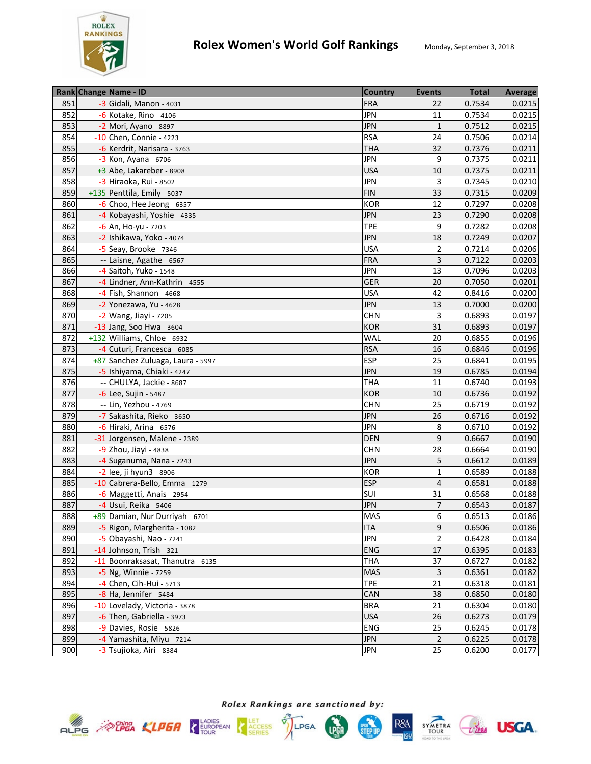# Rolex Women's World Golf Rankings

Monday, September 3, 2018

| Rank | Change | Name - ID | Country | Events | Total | Average |
|---|---|---|---|---|---|---|
| 851 | -3 | Gidali, Manon - 4031 | FRA | 22 | 0.7534 | 0.0215 |
| 852 | -6 | Kotake, Rino - 4106 | JPN | 11 | 0.7534 | 0.0215 |
| 853 | -2 | Mori, Ayano - 8897 | JPN | 1 | 0.7512 | 0.0215 |
| 854 | -10 | Chen, Connie - 4223 | RSA | 24 | 0.7506 | 0.0214 |
| 855 | -6 | Kerdrit, Narisara - 3763 | THA | 32 | 0.7376 | 0.0211 |
| 856 | -3 | Kon, Ayana - 6706 | JPN | 9 | 0.7375 | 0.0211 |
| 857 | +3 | Abe, Lakareber - 8908 | USA | 10 | 0.7375 | 0.0211 |
| 858 | -3 | Hiraoka, Rui - 8502 | JPN | 3 | 0.7345 | 0.0210 |
| 859 | +135 | Penttila, Emily - 5037 | FIN | 33 | 0.7315 | 0.0209 |
| 860 | -6 | Choo, Hee Jeong - 6357 | KOR | 12 | 0.7297 | 0.0208 |
| 861 | -4 | Kobayashi, Yoshie - 4335 | JPN | 23 | 0.7290 | 0.0208 |
| 862 | -6 | An, Ho-yu - 7203 | TPE | 9 | 0.7282 | 0.0208 |
| 863 | -2 | Ishikawa, Yoko - 4074 | JPN | 18 | 0.7249 | 0.0207 |
| 864 | -5 | Seay, Brooke - 7346 | USA | 2 | 0.7214 | 0.0206 |
| 865 | -- | Laisne, Agathe - 6567 | FRA | 3 | 0.7122 | 0.0203 |
| 866 | -4 | Saitoh, Yuko - 1548 | JPN | 13 | 0.7096 | 0.0203 |
| 867 | -4 | Lindner, Ann-Kathrin - 4555 | GER | 20 | 0.7050 | 0.0201 |
| 868 | -4 | Fish, Shannon - 4668 | USA | 42 | 0.8416 | 0.0200 |
| 869 | -2 | Yonezawa, Yu - 4628 | JPN | 13 | 0.7000 | 0.0200 |
| 870 | -2 | Wang, Jiayi - 7205 | CHN | 3 | 0.6893 | 0.0197 |
| 871 | -13 | Jang, Soo Hwa - 3604 | KOR | 31 | 0.6893 | 0.0197 |
| 872 | +132 | Williams, Chloe - 6932 | WAL | 20 | 0.6855 | 0.0196 |
| 873 | -4 | Cuturi, Francesca - 6085 | RSA | 16 | 0.6846 | 0.0196 |
| 874 | +87 | Sanchez Zuluaga, Laura - 5997 | ESP | 25 | 0.6841 | 0.0195 |
| 875 | -5 | Ishiyama, Chiaki - 4247 | JPN | 19 | 0.6785 | 0.0194 |
| 876 | -- | CHULYA, Jackie - 8687 | THA | 11 | 0.6740 | 0.0193 |
| 877 | -6 | Lee, Sujin - 5487 | KOR | 10 | 0.6736 | 0.0192 |
| 878 | -- | Lin, Yezhou - 4769 | CHN | 25 | 0.6719 | 0.0192 |
| 879 | -7 | Sakashita, Rieko - 3650 | JPN | 26 | 0.6716 | 0.0192 |
| 880 | -6 | Hiraki, Arina - 6576 | JPN | 8 | 0.6710 | 0.0192 |
| 881 | -31 | Jorgensen, Malene - 2389 | DEN | 9 | 0.6667 | 0.0190 |
| 882 | -9 | Zhou, Jiayi - 4838 | CHN | 28 | 0.6664 | 0.0190 |
| 883 | -4 | Suganuma, Nana - 7243 | JPN | 5 | 0.6612 | 0.0189 |
| 884 | -2 | lee, ji hyun3 - 8906 | KOR | 1 | 0.6589 | 0.0188 |
| 885 | -10 | Cabrera-Bello, Emma - 1279 | ESP | 4 | 0.6581 | 0.0188 |
| 886 | -6 | Maggetti, Anais - 2954 | SUI | 31 | 0.6568 | 0.0188 |
| 887 | -4 | Usui, Reika - 5406 | JPN | 7 | 0.6543 | 0.0187 |
| 888 | +89 | Damian, Nur Durriyah - 6701 | MAS | 6 | 0.6513 | 0.0186 |
| 889 | -5 | Rigon, Margherita - 1082 | ITA | 9 | 0.6506 | 0.0186 |
| 890 | -5 | Obayashi, Nao - 7241 | JPN | 2 | 0.6428 | 0.0184 |
| 891 | -14 | Johnson, Trish - 321 | ENG | 17 | 0.6395 | 0.0183 |
| 892 | -11 | Boonraksasat, Thanutra - 6135 | THA | 37 | 0.6727 | 0.0182 |
| 893 | -5 | Ng, Winnie - 7259 | MAS | 3 | 0.6361 | 0.0182 |
| 894 | -4 | Chen, Cih-Hui - 5713 | TPE | 21 | 0.6318 | 0.0181 |
| 895 | -8 | Ha, Jennifer - 5484 | CAN | 38 | 0.6850 | 0.0180 |
| 896 | -10 | Lovelady, Victoria - 3878 | BRA | 21 | 0.6304 | 0.0180 |
| 897 | -6 | Then, Gabriella - 3973 | USA | 26 | 0.6273 | 0.0179 |
| 898 | -9 | Davies, Rosie - 5826 | ENG | 25 | 0.6245 | 0.0178 |
| 899 | -4 | Yamashita, Miyu - 7214 | JPN | 2 | 0.6225 | 0.0178 |
| 900 | -3 | Tsujioka, Airi - 8384 | JPN | 25 | 0.6200 | 0.0177 |

*Rolex Rankings are sanctioned by:*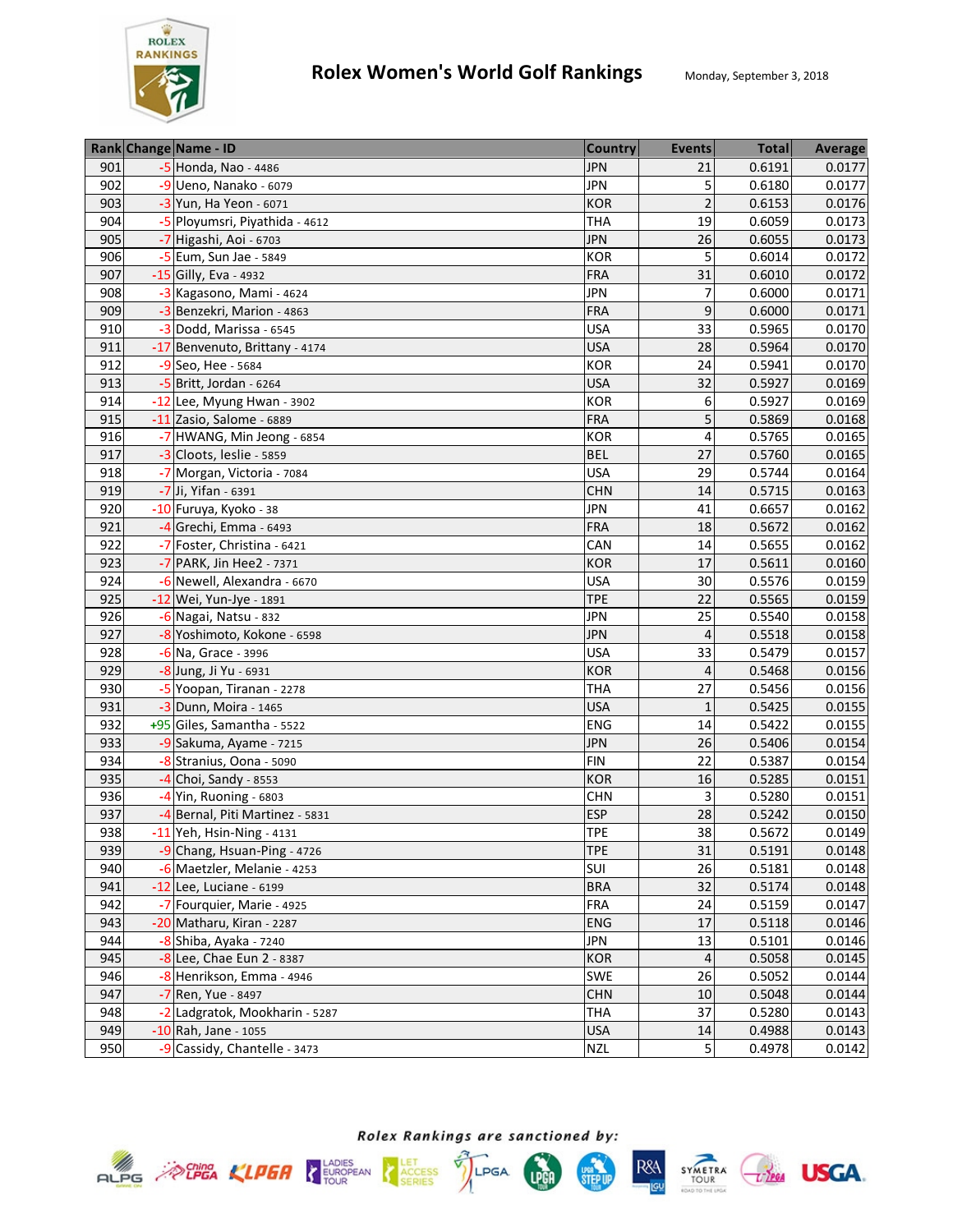# Rolex Women's World Golf Rankings

Monday, September 3, 2018

| Rank | Change | Name - ID | Country | Events | Total | Average |
|---|---|---|---|---|---|---|
| 901 | -5 | Honda, Nao - 4486 | JPN | 21 | 0.6191 | 0.0177 |
| 902 | -9 | Ueno, Nanako - 6079 | JPN | 5 | 0.6180 | 0.0177 |
| 903 | -3 | Yun, Ha Yeon - 6071 | KOR | 2 | 0.6153 | 0.0176 |
| 904 | -5 | Ployumsri, Piyathida - 4612 | THA | 19 | 0.6059 | 0.0173 |
| 905 | -7 | Higashi, Aoi - 6703 | JPN | 26 | 0.6055 | 0.0173 |
| 906 | -5 | Eum, Sun Jae - 5849 | KOR | 5 | 0.6014 | 0.0172 |
| 907 | -15 | Gilly, Eva - 4932 | FRA | 31 | 0.6010 | 0.0172 |
| 908 | -3 | Kagasono, Mami - 4624 | JPN | 7 | 0.6000 | 0.0171 |
| 909 | -3 | Benzekri, Marion - 4863 | FRA | 9 | 0.6000 | 0.0171 |
| 910 | -3 | Dodd, Marissa - 6545 | USA | 33 | 0.5965 | 0.0170 |
| 911 | -17 | Benvenuto, Brittany - 4174 | USA | 28 | 0.5964 | 0.0170 |
| 912 | -9 | Seo, Hee - 5684 | KOR | 24 | 0.5941 | 0.0170 |
| 913 | -5 | Britt, Jordan - 6264 | USA | 32 | 0.5927 | 0.0169 |
| 914 | -12 | Lee, Myung Hwan - 3902 | KOR | 6 | 0.5927 | 0.0169 |
| 915 | -11 | Zasio, Salome - 6889 | FRA | 5 | 0.5869 | 0.0168 |
| 916 | -7 | HWANG, Min Jeong - 6854 | KOR | 4 | 0.5765 | 0.0165 |
| 917 | -3 | Cloots, leslie - 5859 | BEL | 27 | 0.5760 | 0.0165 |
| 918 | -7 | Morgan, Victoria - 7084 | USA | 29 | 0.5744 | 0.0164 |
| 919 | -7 | Ji, Yifan - 6391 | CHN | 14 | 0.5715 | 0.0163 |
| 920 | -10 | Furuya, Kyoko - 38 | JPN | 41 | 0.6657 | 0.0162 |
| 921 | -4 | Grechi, Emma - 6493 | FRA | 18 | 0.5672 | 0.0162 |
| 922 | -7 | Foster, Christina - 6421 | CAN | 14 | 0.5655 | 0.0162 |
| 923 | -7 | PARK, Jin Hee2 - 7371 | KOR | 17 | 0.5611 | 0.0160 |
| 924 | -6 | Newell, Alexandra - 6670 | USA | 30 | 0.5576 | 0.0159 |
| 925 | -12 | Wei, Yun-Jye - 1891 | TPE | 22 | 0.5565 | 0.0159 |
| 926 | -6 | Nagai, Natsu - 832 | JPN | 25 | 0.5540 | 0.0158 |
| 927 | -8 | Yoshimoto, Kokone - 6598 | JPN | 4 | 0.5518 | 0.0158 |
| 928 | -6 | Na, Grace - 3996 | USA | 33 | 0.5479 | 0.0157 |
| 929 | -8 | Jung, Ji Yu - 6931 | KOR | 4 | 0.5468 | 0.0156 |
| 930 | -5 | Yoopan, Tiranan - 2278 | THA | 27 | 0.5456 | 0.0156 |
| 931 | -3 | Dunn, Moira - 1465 | USA | 1 | 0.5425 | 0.0155 |
| 932 | +95 | Giles, Samantha - 5522 | ENG | 14 | 0.5422 | 0.0155 |
| 933 | -9 | Sakuma, Ayame - 7215 | JPN | 26 | 0.5406 | 0.0154 |
| 934 | -8 | Stranius, Oona - 5090 | FIN | 22 | 0.5387 | 0.0154 |
| 935 | -4 | Choi, Sandy - 8553 | KOR | 16 | 0.5285 | 0.0151 |
| 936 | -4 | Yin, Ruoning - 6803 | CHN | 3 | 0.5280 | 0.0151 |
| 937 | -4 | Bernal, Piti Martinez - 5831 | ESP | 28 | 0.5242 | 0.0150 |
| 938 | -11 | Yeh, Hsin-Ning - 4131 | TPE | 38 | 0.5672 | 0.0149 |
| 939 | -9 | Chang, Hsuan-Ping - 4726 | TPE | 31 | 0.5191 | 0.0148 |
| 940 | -6 | Maetzler, Melanie - 4253 | SUI | 26 | 0.5181 | 0.0148 |
| 941 | -12 | Lee, Luciane - 6199 | BRA | 32 | 0.5174 | 0.0148 |
| 942 | -7 | Fourquier, Marie - 4925 | FRA | 24 | 0.5159 | 0.0147 |
| 943 | -20 | Matharu, Kiran - 2287 | ENG | 17 | 0.5118 | 0.0146 |
| 944 | -8 | Shiba, Ayaka - 7240 | JPN | 13 | 0.5101 | 0.0146 |
| 945 | -8 | Lee, Chae Eun 2 - 8387 | KOR | 4 | 0.5058 | 0.0145 |
| 946 | -8 | Henrikson, Emma - 4946 | SWE | 26 | 0.5052 | 0.0144 |
| 947 | -7 | Ren, Yue - 8497 | CHN | 10 | 0.5048 | 0.0144 |
| 948 | -2 | Ladgratok, Mookharin - 5287 | THA | 37 | 0.5280 | 0.0143 |
| 949 | -10 | Rah, Jane - 1055 | USA | 14 | 0.4988 | 0.0143 |
| 950 | -9 | Cassidy, Chantelle - 3473 | NZL | 5 | 0.4978 | 0.0142 |

*Rolex Rankings are sanctioned by:*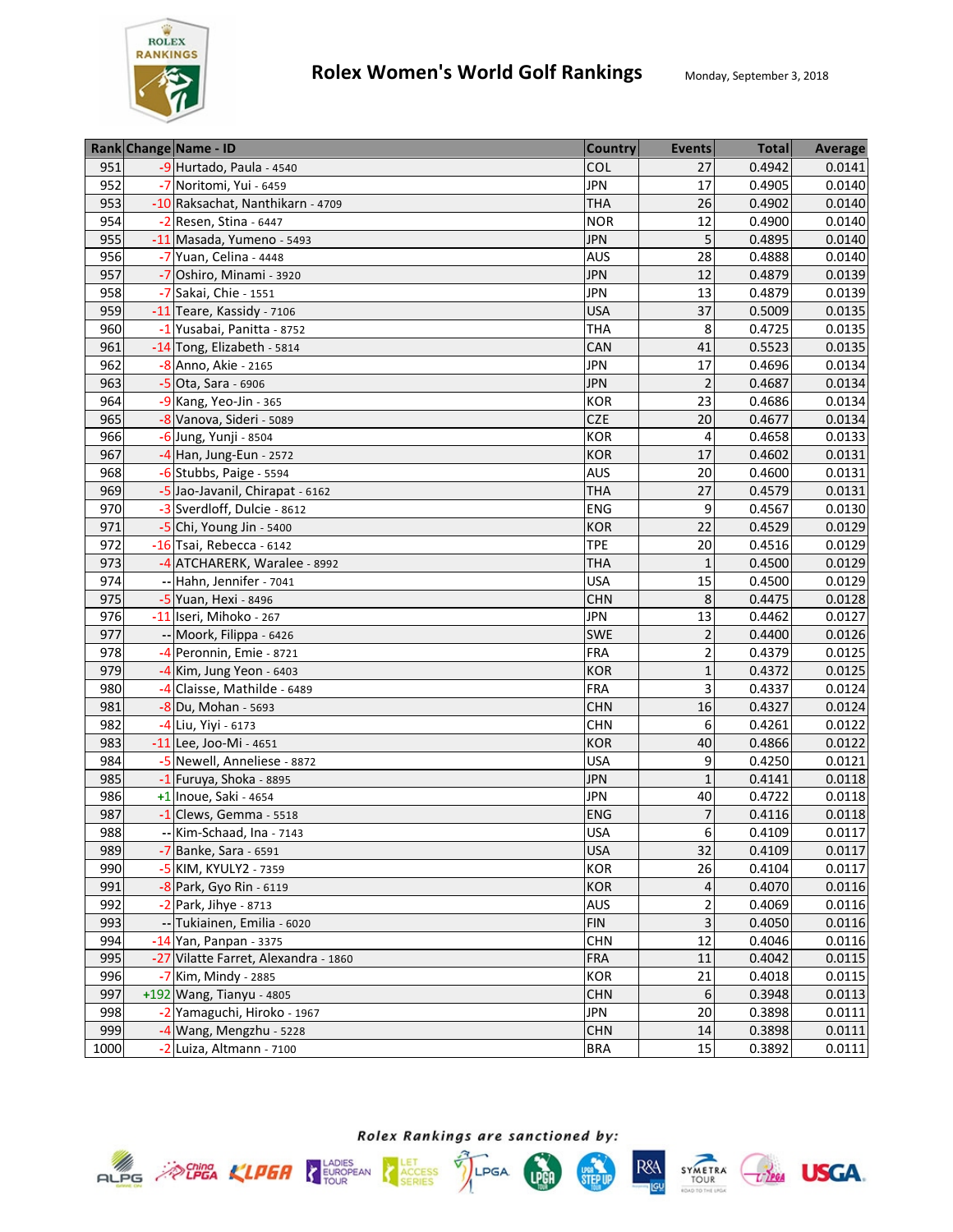# Rolex Women's World Golf Rankings

Monday, September 3, 2018

| Rank | Change | Name - ID | Country | Events | Total | Average |
|---|---|---|---|---|---|---|
| 951 | -9 | Hurtado, Paula - 4540 | COL | 27 | 0.4942 | 0.0141 |
| 952 | -7 | Noritomi, Yui - 6459 | JPN | 17 | 0.4905 | 0.0140 |
| 953 | -10 | Raksachat, Nanthikarn - 4709 | THA | 26 | 0.4902 | 0.0140 |
| 954 | -2 | Resen, Stina - 6447 | NOR | 12 | 0.4900 | 0.0140 |
| 955 | -11 | Masada, Yumeno - 5493 | JPN | 5 | 0.4895 | 0.0140 |
| 956 | -7 | Yuan, Celina - 4448 | AUS | 28 | 0.4888 | 0.0140 |
| 957 | -7 | Oshiro, Minami - 3920 | JPN | 12 | 0.4879 | 0.0139 |
| 958 | -7 | Sakai, Chie - 1551 | JPN | 13 | 0.4879 | 0.0139 |
| 959 | -11 | Teare, Kassidy - 7106 | USA | 37 | 0.5009 | 0.0135 |
| 960 | -1 | Yusabai, Panitta - 8752 | THA | 8 | 0.4725 | 0.0135 |
| 961 | -14 | Tong, Elizabeth - 5814 | CAN | 41 | 0.5523 | 0.0135 |
| 962 | -8 | Anno, Akie - 2165 | JPN | 17 | 0.4696 | 0.0134 |
| 963 | -5 | Ota, Sara - 6906 | JPN | 2 | 0.4687 | 0.0134 |
| 964 | -9 | Kang, Yeo-Jin - 365 | KOR | 23 | 0.4686 | 0.0134 |
| 965 | -8 | Vanova, Sideri - 5089 | CZE | 20 | 0.4677 | 0.0134 |
| 966 | -6 | Jung, Yunji - 8504 | KOR | 4 | 0.4658 | 0.0133 |
| 967 | -4 | Han, Jung-Eun - 2572 | KOR | 17 | 0.4602 | 0.0131 |
| 968 | -6 | Stubbs, Paige - 5594 | AUS | 20 | 0.4600 | 0.0131 |
| 969 | -5 | Jao-Javanil, Chirapat - 6162 | THA | 27 | 0.4579 | 0.0131 |
| 970 | -3 | Sverdloff, Dulcie - 8612 | ENG | 9 | 0.4567 | 0.0130 |
| 971 | -5 | Chi, Young Jin - 5400 | KOR | 22 | 0.4529 | 0.0129 |
| 972 | -16 | Tsai, Rebecca - 6142 | TPE | 20 | 0.4516 | 0.0129 |
| 973 | -4 | ATCHARERK, Waralee - 8992 | THA | 1 | 0.4500 | 0.0129 |
| 974 | -- | Hahn, Jennifer - 7041 | USA | 15 | 0.4500 | 0.0129 |
| 975 | -5 | Yuan, Hexi - 8496 | CHN | 8 | 0.4475 | 0.0128 |
| 976 | -11 | Iseri, Mihoko - 267 | JPN | 13 | 0.4462 | 0.0127 |
| 977 | -- | Moork, Filippa - 6426 | SWE | 2 | 0.4400 | 0.0126 |
| 978 | -4 | Peronnin, Emie - 8721 | FRA | 2 | 0.4379 | 0.0125 |
| 979 | -4 | Kim, Jung Yeon - 6403 | KOR | 1 | 0.4372 | 0.0125 |
| 980 | -4 | Claisse, Mathilde - 6489 | FRA | 3 | 0.4337 | 0.0124 |
| 981 | -8 | Du, Mohan - 5693 | CHN | 16 | 0.4327 | 0.0124 |
| 982 | -4 | Liu, Yiyi - 6173 | CHN | 6 | 0.4261 | 0.0122 |
| 983 | -11 | Lee, Joo-Mi - 4651 | KOR | 40 | 0.4866 | 0.0122 |
| 984 | -5 | Newell, Anneliese - 8872 | USA | 9 | 0.4250 | 0.0121 |
| 985 | -1 | Furuya, Shoka - 8895 | JPN | 1 | 0.4141 | 0.0118 |
| 986 | +1 | Inoue, Saki - 4654 | JPN | 40 | 0.4722 | 0.0118 |
| 987 | -1 | Clews, Gemma - 5518 | ENG | 7 | 0.4116 | 0.0118 |
| 988 | -- | Kim-Schaad, Ina - 7143 | USA | 6 | 0.4109 | 0.0117 |
| 989 | -7 | Banke, Sara - 6591 | USA | 32 | 0.4109 | 0.0117 |
| 990 | -5 | KIM, KYULY2 - 7359 | KOR | 26 | 0.4104 | 0.0117 |
| 991 | -8 | Park, Gyo Rin - 6119 | KOR | 4 | 0.4070 | 0.0116 |
| 992 | -2 | Park, Jihye - 8713 | AUS | 2 | 0.4069 | 0.0116 |
| 993 | -- | Tukiainen, Emilia - 6020 | FIN | 3 | 0.4050 | 0.0116 |
| 994 | -14 | Yan, Panpan - 3375 | CHN | 12 | 0.4046 | 0.0116 |
| 995 | -27 | Vilatte Farret, Alexandra - 1860 | FRA | 11 | 0.4042 | 0.0115 |
| 996 | -7 | Kim, Mindy - 2885 | KOR | 21 | 0.4018 | 0.0115 |
| 997 | +192 | Wang, Tianyu - 4805 | CHN | 6 | 0.3948 | 0.0113 |
| 998 | -2 | Yamaguchi, Hiroko - 1967 | JPN | 20 | 0.3898 | 0.0111 |
| 999 | -4 | Wang, Mengzhu - 5228 | CHN | 14 | 0.3898 | 0.0111 |
| 1000 | -2 | Luiza, Altmann - 7100 | BRA | 15 | 0.3892 | 0.0111 |

*Rolex Rankings are sanctioned by:*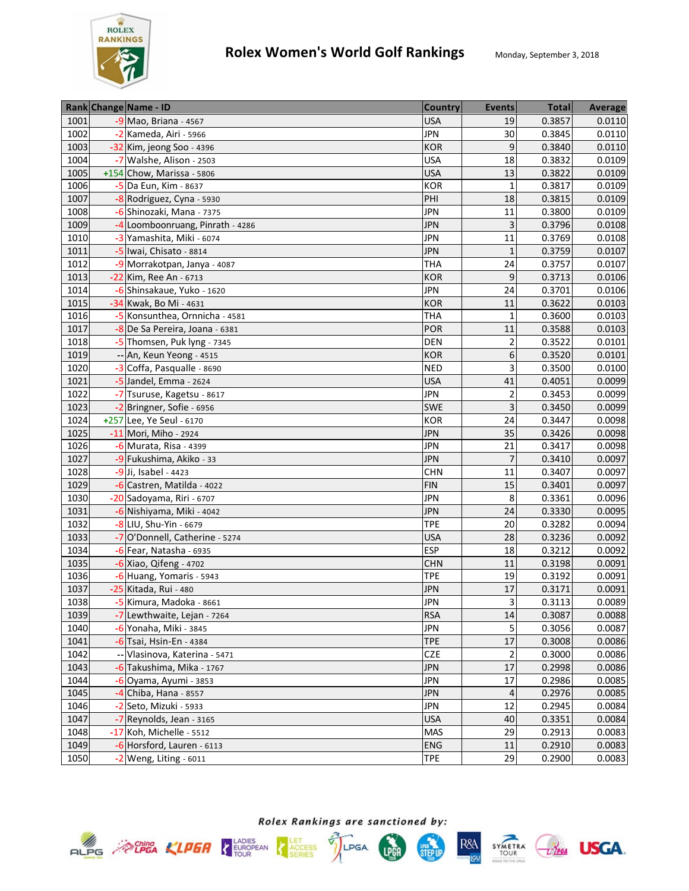# Rolex Women's World Golf Rankings

Monday, September 3, 2018

| Rank | Change | Name - ID | Country | Events | Total | Average |
|---|---|---|---|---|---|---|
| 1001 | -9 | Mao, Briana - 4567 | USA | 19 | 0.3857 | 0.0110 |
| 1002 | -2 | Kameda, Airi - 5966 | JPN | 30 | 0.3845 | 0.0110 |
| 1003 | -32 | Kim, jeong Soo - 4396 | KOR | 9 | 0.3840 | 0.0110 |
| 1004 | -7 | Walshe, Alison - 2503 | USA | 18 | 0.3832 | 0.0109 |
| 1005 | +154 | Chow, Marissa - 5806 | USA | 13 | 0.3822 | 0.0109 |
| 1006 | -5 | Da Eun, Kim - 8637 | KOR | 1 | 0.3817 | 0.0109 |
| 1007 | -8 | Rodriguez, Cyna - 5930 | PHI | 18 | 0.3815 | 0.0109 |
| 1008 | -6 | Shinozaki, Mana - 7375 | JPN | 11 | 0.3800 | 0.0109 |
| 1009 | -4 | Loomboonruang, Pinrath - 4286 | JPN | 3 | 0.3796 | 0.0108 |
| 1010 | -3 | Yamashita, Miki - 6074 | JPN | 11 | 0.3769 | 0.0108 |
| 1011 | -5 | Iwai, Chisato - 8814 | JPN | 1 | 0.3759 | 0.0107 |
| 1012 | -9 | Morrakotpan, Janya - 4087 | THA | 24 | 0.3757 | 0.0107 |
| 1013 | -22 | Kim, Ree An - 6713 | KOR | 9 | 0.3713 | 0.0106 |
| 1014 | -6 | Shinsakaue, Yuko - 1620 | JPN | 24 | 0.3701 | 0.0106 |
| 1015 | -34 | Kwak, Bo Mi - 4631 | KOR | 11 | 0.3622 | 0.0103 |
| 1016 | -5 | Konsunthea, Ornnicha - 4581 | THA | 1 | 0.3600 | 0.0103 |
| 1017 | -8 | De Sa Pereira, Joana - 6381 | POR | 11 | 0.3588 | 0.0103 |
| 1018 | -5 | Thomsen, Puk lyng - 7345 | DEN | 2 | 0.3522 | 0.0101 |
| 1019 | -- | An, Keun Yeong - 4515 | KOR | 6 | 0.3520 | 0.0101 |
| 1020 | -3 | Coffa, Pasqualle - 8690 | NED | 3 | 0.3500 | 0.0100 |
| 1021 | -5 | Jandel, Emma - 2624 | USA | 41 | 0.4051 | 0.0099 |
| 1022 | -7 | Tsuruse, Kagetsu - 8617 | JPN | 2 | 0.3453 | 0.0099 |
| 1023 | -2 | Bringner, Sofie - 6956 | SWE | 3 | 0.3450 | 0.0099 |
| 1024 | +257 | Lee, Ye Seul - 6170 | KOR | 24 | 0.3447 | 0.0098 |
| 1025 | -11 | Mori, Miho - 2924 | JPN | 35 | 0.3426 | 0.0098 |
| 1026 | -6 | Murata, Risa - 4399 | JPN | 21 | 0.3417 | 0.0098 |
| 1027 | -9 | Fukushima, Akiko - 33 | JPN | 7 | 0.3410 | 0.0097 |
| 1028 | -9 | Ji, Isabel - 4423 | CHN | 11 | 0.3407 | 0.0097 |
| 1029 | -6 | Castren, Matilda - 4022 | FIN | 15 | 0.3401 | 0.0097 |
| 1030 | -20 | Sadoyama, Riri - 6707 | JPN | 8 | 0.3361 | 0.0096 |
| 1031 | -6 | Nishiyama, Miki - 4042 | JPN | 24 | 0.3330 | 0.0095 |
| 1032 | -8 | LIU, Shu-Yin - 6679 | TPE | 20 | 0.3282 | 0.0094 |
| 1033 | -7 | O'Donnell, Catherine - 5274 | USA | 28 | 0.3236 | 0.0092 |
| 1034 | -6 | Fear, Natasha - 6935 | ESP | 18 | 0.3212 | 0.0092 |
| 1035 | -6 | Xiao, Qifeng - 4702 | CHN | 11 | 0.3198 | 0.0091 |
| 1036 | -6 | Huang, Yomaris - 5943 | TPE | 19 | 0.3192 | 0.0091 |
| 1037 | -25 | Kitada, Rui - 480 | JPN | 17 | 0.3171 | 0.0091 |
| 1038 | -5 | Kimura, Madoka - 8661 | JPN | 3 | 0.3113 | 0.0089 |
| 1039 | -7 | Lewthwaite, Lejan - 7264 | RSA | 14 | 0.3087 | 0.0088 |
| 1040 | -6 | Yonaha, Miki - 3845 | JPN | 5 | 0.3056 | 0.0087 |
| 1041 | -6 | Tsai, Hsin-En - 4384 | TPE | 17 | 0.3008 | 0.0086 |
| 1042 | -- | Vlasinova, Katerina - 5471 | CZE | 2 | 0.3000 | 0.0086 |
| 1043 | -6 | Takushima, Mika - 1767 | JPN | 17 | 0.2998 | 0.0086 |
| 1044 | -6 | Oyama, Ayumi - 3853 | JPN | 17 | 0.2986 | 0.0085 |
| 1045 | -4 | Chiba, Hana - 8557 | JPN | 4 | 0.2976 | 0.0085 |
| 1046 | -2 | Seto, Mizuki - 5933 | JPN | 12 | 0.2945 | 0.0084 |
| 1047 | -7 | Reynolds, Jean - 3165 | USA | 40 | 0.3351 | 0.0084 |
| 1048 | -17 | Koh, Michelle - 5512 | MAS | 29 | 0.2913 | 0.0083 |
| 1049 | -6 | Horsford, Lauren - 6113 | ENG | 11 | 0.2910 | 0.0083 |
| 1050 | -2 | Weng, Liting - 6011 | TPE | 29 | 0.2900 | 0.0083 |

*Rolex Rankings are sanctioned by:*

ALPG, China LPGA, KLPGA, Ladies European Tour, LET Access Series, LPGA, LPGA Tour, LPGA Step Up Tour, R&A, Symetra Tour, JLPGA, USGA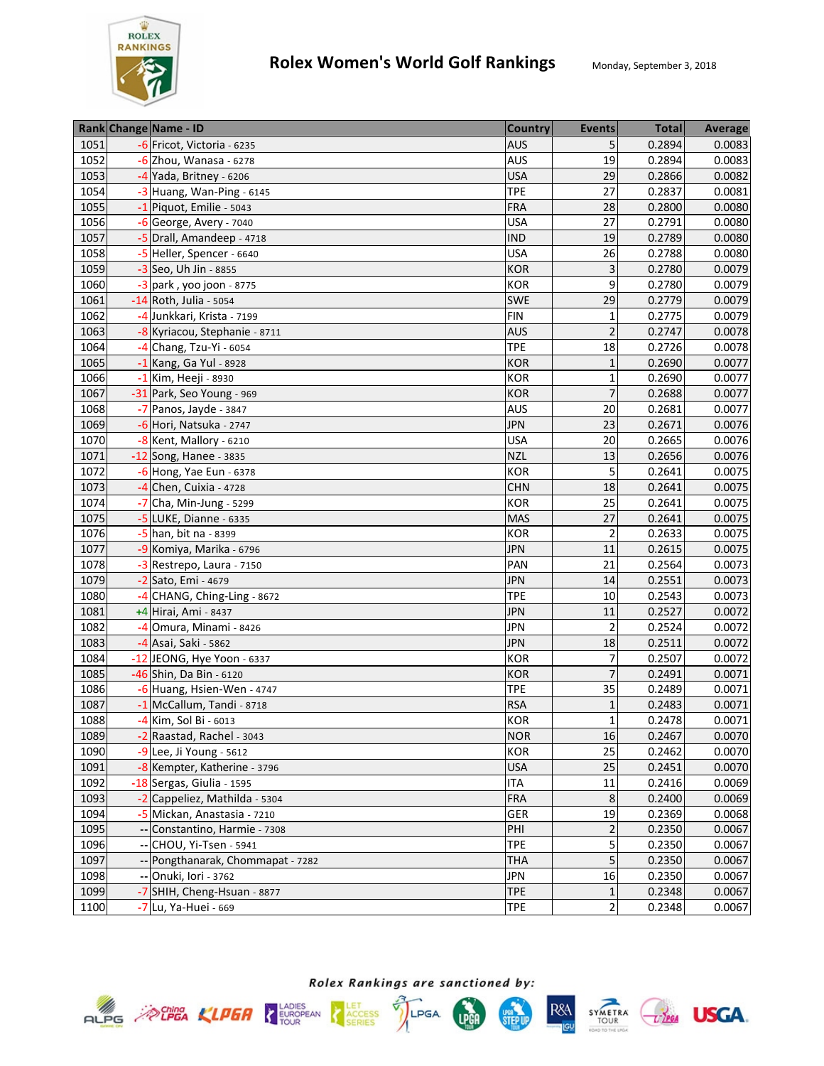# Rolex Women's World Golf Rankings

Monday, September 3, 2018

| Rank | Change | Name - ID | Country | Events | Total | Average |
|---|---|---|---|---|---|---|
| 1051 | -6 | Fricot, Victoria - 6235 | AUS | 5 | 0.2894 | 0.0083 |
| 1052 | -6 | Zhou, Wanasa - 6278 | AUS | 19 | 0.2894 | 0.0083 |
| 1053 | -4 | Yada, Britney - 6206 | USA | 29 | 0.2866 | 0.0082 |
| 1054 | -3 | Huang, Wan-Ping - 6145 | TPE | 27 | 0.2837 | 0.0081 |
| 1055 | -1 | Piquot, Emilie - 5043 | FRA | 28 | 0.2800 | 0.0080 |
| 1056 | -6 | George, Avery - 7040 | USA | 27 | 0.2791 | 0.0080 |
| 1057 | -5 | Drall, Amandeep - 4718 | IND | 19 | 0.2789 | 0.0080 |
| 1058 | -5 | Heller, Spencer - 6640 | USA | 26 | 0.2788 | 0.0080 |
| 1059 | -3 | Seo, Uh Jin - 8855 | KOR | 3 | 0.2780 | 0.0079 |
| 1060 | -3 | park , yoo joon - 8775 | KOR | 9 | 0.2780 | 0.0079 |
| 1061 | -14 | Roth, Julia - 5054 | SWE | 29 | 0.2779 | 0.0079 |
| 1062 | -4 | Junkkari, Krista - 7199 | FIN | 1 | 0.2775 | 0.0079 |
| 1063 | -8 | Kyriacou, Stephanie - 8711 | AUS | 2 | 0.2747 | 0.0078 |
| 1064 | -4 | Chang, Tzu-Yi - 6054 | TPE | 18 | 0.2726 | 0.0078 |
| 1065 | -1 | Kang, Ga Yul - 8928 | KOR | 1 | 0.2690 | 0.0077 |
| 1066 | -1 | Kim, Heeji - 8930 | KOR | 1 | 0.2690 | 0.0077 |
| 1067 | -31 | Park, Seo Young - 969 | KOR | 7 | 0.2688 | 0.0077 |
| 1068 | -7 | Panos, Jayde - 3847 | AUS | 20 | 0.2681 | 0.0077 |
| 1069 | -6 | Hori, Natsuka - 2747 | JPN | 23 | 0.2671 | 0.0076 |
| 1070 | -8 | Kent, Mallory - 6210 | USA | 20 | 0.2665 | 0.0076 |
| 1071 | -12 | Song, Hanee - 3835 | NZL | 13 | 0.2656 | 0.0076 |
| 1072 | -6 | Hong, Yae Eun - 6378 | KOR | 5 | 0.2641 | 0.0075 |
| 1073 | -4 | Chen, Cuixia - 4728 | CHN | 18 | 0.2641 | 0.0075 |
| 1074 | -7 | Cha, Min-Jung - 5299 | KOR | 25 | 0.2641 | 0.0075 |
| 1075 | -5 | LUKE, Dianne - 6335 | MAS | 27 | 0.2641 | 0.0075 |
| 1076 | -5 | han, bit na - 8399 | KOR | 2 | 0.2633 | 0.0075 |
| 1077 | -9 | Komiya, Marika - 6796 | JPN | 11 | 0.2615 | 0.0075 |
| 1078 | -3 | Restrepo, Laura - 7150 | PAN | 21 | 0.2564 | 0.0073 |
| 1079 | -2 | Sato, Emi - 4679 | JPN | 14 | 0.2551 | 0.0073 |
| 1080 | -4 | CHANG, Ching-Ling - 8672 | TPE | 10 | 0.2543 | 0.0073 |
| 1081 | +4 | Hirai, Ami - 8437 | JPN | 11 | 0.2527 | 0.0072 |
| 1082 | -4 | Omura, Minami - 8426 | JPN | 2 | 0.2524 | 0.0072 |
| 1083 | -4 | Asai, Saki - 5862 | JPN | 18 | 0.2511 | 0.0072 |
| 1084 | -12 | JEONG, Hye Yoon - 6337 | KOR | 7 | 0.2507 | 0.0072 |
| 1085 | -46 | Shin, Da Bin - 6120 | KOR | 7 | 0.2491 | 0.0071 |
| 1086 | -6 | Huang, Hsien-Wen - 4747 | TPE | 35 | 0.2489 | 0.0071 |
| 1087 | -1 | McCallum, Tandi - 8718 | RSA | 1 | 0.2483 | 0.0071 |
| 1088 | -4 | Kim, Sol Bi - 6013 | KOR | 1 | 0.2478 | 0.0071 |
| 1089 | -2 | Raastad, Rachel - 3043 | NOR | 16 | 0.2467 | 0.0070 |
| 1090 | -9 | Lee, Ji Young - 5612 | KOR | 25 | 0.2462 | 0.0070 |
| 1091 | -8 | Kempter, Katherine - 3796 | USA | 25 | 0.2451 | 0.0070 |
| 1092 | -18 | Sergas, Giulia - 1595 | ITA | 11 | 0.2416 | 0.0069 |
| 1093 | -2 | Cappeliez, Mathilda - 5304 | FRA | 8 | 0.2400 | 0.0069 |
| 1094 | -5 | Mickan, Anastasia - 7210 | GER | 19 | 0.2369 | 0.0068 |
| 1095 | -- | Constantino, Harmie - 7308 | PHI | 2 | 0.2350 | 0.0067 |
| 1096 | -- | CHOU, Yi-Tsen - 5941 | TPE | 5 | 0.2350 | 0.0067 |
| 1097 | -- | Pongthanarak, Chommapat - 7282 | THA | 5 | 0.2350 | 0.0067 |
| 1098 | -- | Onuki, Iori - 3762 | JPN | 16 | 0.2350 | 0.0067 |
| 1099 | -7 | SHIH, Cheng-Hsuan - 8877 | TPE | 1 | 0.2348 | 0.0067 |
| 1100 | -7 | Lu, Ya-Huei - 669 | TPE | 2 | 0.2348 | 0.0067 |

*Rolex Rankings are sanctioned by:*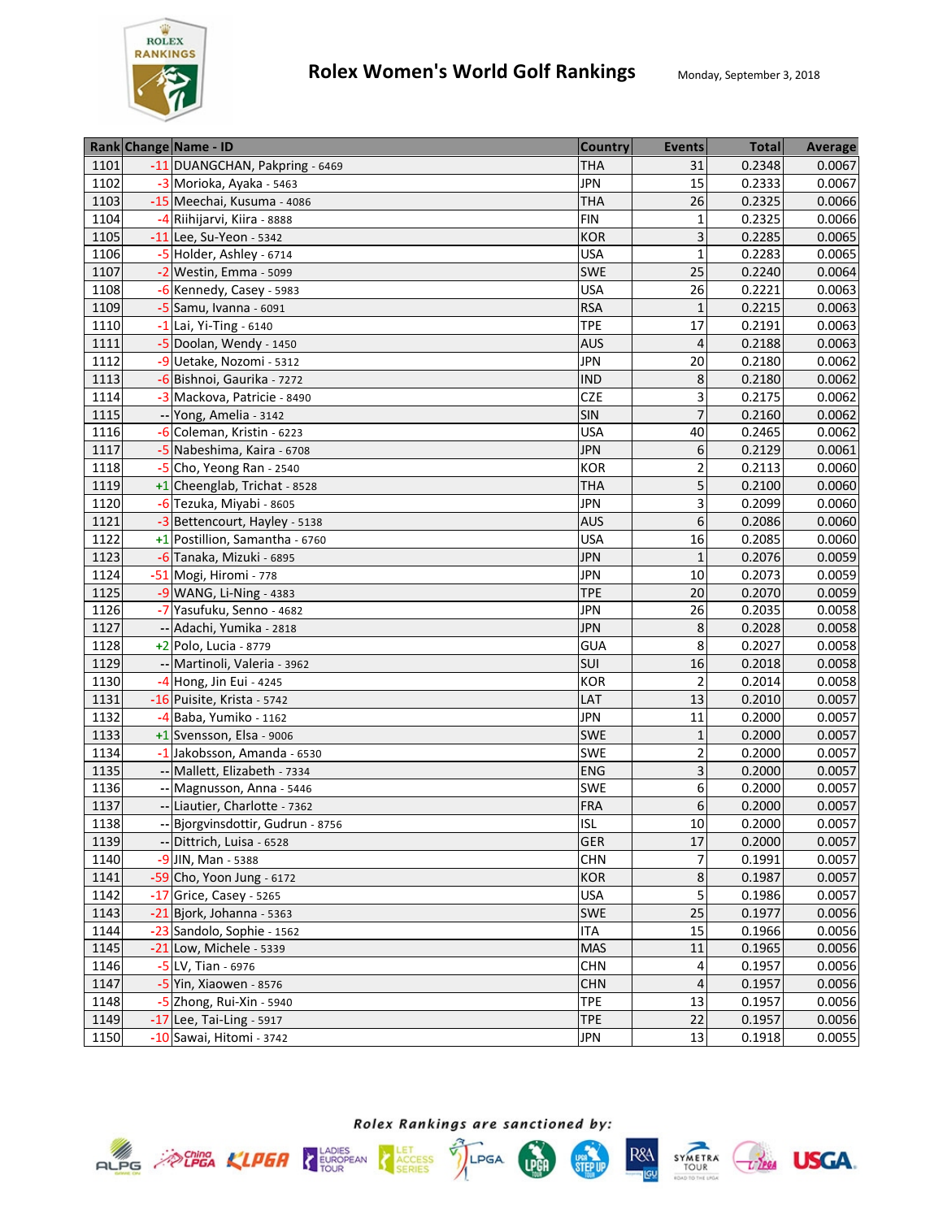# Rolex Women's World Golf Rankings

Monday, September 3, 2018

| Rank | Change | Name - ID | Country | Events | Total | Average |
|---|---|---|---|---|---|---|
| 1101 | -11 | DUANGCHAN, Pakpring - 6469 | THA | 31 | 0.2348 | 0.0067 |
| 1102 | -3 | Morioka, Ayaka - 5463 | JPN | 15 | 0.2333 | 0.0067 |
| 1103 | -15 | Meechai, Kusuma - 4086 | THA | 26 | 0.2325 | 0.0066 |
| 1104 | -4 | Riihijarvi, Kiira - 8888 | FIN | 1 | 0.2325 | 0.0066 |
| 1105 | -11 | Lee, Su-Yeon - 5342 | KOR | 3 | 0.2285 | 0.0065 |
| 1106 | -5 | Holder, Ashley - 6714 | USA | 1 | 0.2283 | 0.0065 |
| 1107 | -2 | Westin, Emma - 5099 | SWE | 25 | 0.2240 | 0.0064 |
| 1108 | -6 | Kennedy, Casey - 5983 | USA | 26 | 0.2221 | 0.0063 |
| 1109 | -5 | Samu, Ivanna - 6091 | RSA | 1 | 0.2215 | 0.0063 |
| 1110 | -1 | Lai, Yi-Ting - 6140 | TPE | 17 | 0.2191 | 0.0063 |
| 1111 | -5 | Doolan, Wendy - 1450 | AUS | 4 | 0.2188 | 0.0063 |
| 1112 | -9 | Uetake, Nozomi - 5312 | JPN | 20 | 0.2180 | 0.0062 |
| 1113 | -6 | Bishnoi, Gaurika - 7272 | IND | 8 | 0.2180 | 0.0062 |
| 1114 | -3 | Mackova, Patricie - 8490 | CZE | 3 | 0.2175 | 0.0062 |
| 1115 | -- | Yong, Amelia - 3142 | SIN | 7 | 0.2160 | 0.0062 |
| 1116 | -6 | Coleman, Kristin - 6223 | USA | 40 | 0.2465 | 0.0062 |
| 1117 | -5 | Nabeshima, Kaira - 6708 | JPN | 6 | 0.2129 | 0.0061 |
| 1118 | -5 | Cho, Yeong Ran - 2540 | KOR | 2 | 0.2113 | 0.0060 |
| 1119 | +1 | Cheenglab, Trichat - 8528 | THA | 5 | 0.2100 | 0.0060 |
| 1120 | -6 | Tezuka, Miyabi - 8605 | JPN | 3 | 0.2099 | 0.0060 |
| 1121 | -3 | Bettencourt, Hayley - 5138 | AUS | 6 | 0.2086 | 0.0060 |
| 1122 | +1 | Postillion, Samantha - 6760 | USA | 16 | 0.2085 | 0.0060 |
| 1123 | -6 | Tanaka, Mizuki - 6895 | JPN | 1 | 0.2076 | 0.0059 |
| 1124 | -51 | Mogi, Hiromi - 778 | JPN | 10 | 0.2073 | 0.0059 |
| 1125 | -9 | WANG, Li-Ning - 4383 | TPE | 20 | 0.2070 | 0.0059 |
| 1126 | -7 | Yasufuku, Senno - 4682 | JPN | 26 | 0.2035 | 0.0058 |
| 1127 | -- | Adachi, Yumika - 2818 | JPN | 8 | 0.2028 | 0.0058 |
| 1128 | +2 | Polo, Lucia - 8779 | GUA | 8 | 0.2027 | 0.0058 |
| 1129 | -- | Martinoli, Valeria - 3962 | SUI | 16 | 0.2018 | 0.0058 |
| 1130 | -4 | Hong, Jin Eui - 4245 | KOR | 2 | 0.2014 | 0.0058 |
| 1131 | -16 | Puisite, Krista - 5742 | LAT | 13 | 0.2010 | 0.0057 |
| 1132 | -4 | Baba, Yumiko - 1162 | JPN | 11 | 0.2000 | 0.0057 |
| 1133 | +1 | Svensson, Elsa - 9006 | SWE | 1 | 0.2000 | 0.0057 |
| 1134 | -1 | Jakobsson, Amanda - 6530 | SWE | 2 | 0.2000 | 0.0057 |
| 1135 | -- | Mallett, Elizabeth - 7334 | ENG | 3 | 0.2000 | 0.0057 |
| 1136 | -- | Magnusson, Anna - 5446 | SWE | 6 | 0.2000 | 0.0057 |
| 1137 | -- | Liautier, Charlotte - 7362 | FRA | 6 | 0.2000 | 0.0057 |
| 1138 | -- | Bjorgvinsdottir, Gudrun - 8756 | ISL | 10 | 0.2000 | 0.0057 |
| 1139 | -- | Dittrich, Luisa - 6528 | GER | 17 | 0.2000 | 0.0057 |
| 1140 | -9 | JIN, Man - 5388 | CHN | 7 | 0.1991 | 0.0057 |
| 1141 | -59 | Cho, Yoon Jung - 6172 | KOR | 8 | 0.1987 | 0.0057 |
| 1142 | -17 | Grice, Casey - 5265 | USA | 5 | 0.1986 | 0.0057 |
| 1143 | -21 | Bjork, Johanna - 5363 | SWE | 25 | 0.1977 | 0.0056 |
| 1144 | -23 | Sandolo, Sophie - 1562 | ITA | 15 | 0.1966 | 0.0056 |
| 1145 | -21 | Low, Michele - 5339 | MAS | 11 | 0.1965 | 0.0056 |
| 1146 | -5 | LV, Tian - 6976 | CHN | 4 | 0.1957 | 0.0056 |
| 1147 | -5 | Yin, Xiaowen - 8576 | CHN | 4 | 0.1957 | 0.0056 |
| 1148 | -5 | Zhong, Rui-Xin - 5940 | TPE | 13 | 0.1957 | 0.0056 |
| 1149 | -17 | Lee, Tai-Ling - 5917 | TPE | 22 | 0.1957 | 0.0056 |
| 1150 | -10 | Sawai, Hitomi - 3742 | JPN | 13 | 0.1918 | 0.0055 |

*Rolex Rankings are sanctioned by:*

ALPG · China LPGA · KLPGA · Ladies European Tour · LET Access Series · LPGA · JLPGA Tour · LPGA Step Up Tour · R&A · Symetra Tour · LPGA · USGA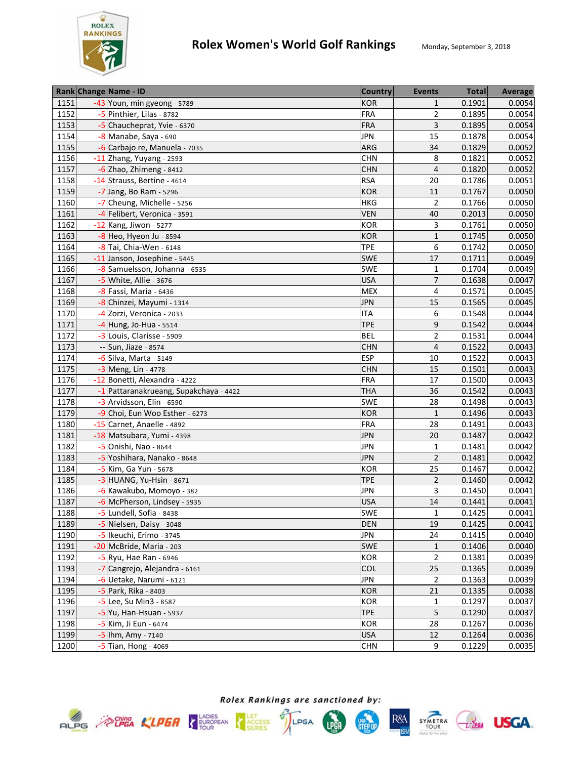# Rolex Women's World Golf Rankings

Monday, September 3, 2018

| Rank | Change | Name - ID | Country | Events | Total | Average |
|---|---|---|---|---|---|---|
| 1151 | -43 | Youn, min gyeong - 5789 | KOR | 1 | 0.1901 | 0.0054 |
| 1152 | -5 | Pinthier, Lilas - 8782 | FRA | 2 | 0.1895 | 0.0054 |
| 1153 | -5 | Chaucheprat, Yvie - 6370 | FRA | 3 | 0.1895 | 0.0054 |
| 1154 | -8 | Manabe, Saya - 690 | JPN | 15 | 0.1878 | 0.0054 |
| 1155 | -6 | Carbajo re, Manuela - 7035 | ARG | 34 | 0.1829 | 0.0052 |
| 1156 | -11 | Zhang, Yuyang - 2593 | CHN | 8 | 0.1821 | 0.0052 |
| 1157 | -6 | Zhao, Zhimeng - 8412 | CHN | 4 | 0.1820 | 0.0052 |
| 1158 | -14 | Strauss, Bertine - 4614 | RSA | 20 | 0.1786 | 0.0051 |
| 1159 | -7 | Jang, Bo Ram - 5296 | KOR | 11 | 0.1767 | 0.0050 |
| 1160 | -7 | Cheung, Michelle - 5256 | HKG | 2 | 0.1766 | 0.0050 |
| 1161 | -4 | Felibert, Veronica - 3591 | VEN | 40 | 0.2013 | 0.0050 |
| 1162 | -12 | Kang, Jiwon - 5277 | KOR | 3 | 0.1761 | 0.0050 |
| 1163 | -8 | Heo, Hyeon Ju - 8594 | KOR | 1 | 0.1745 | 0.0050 |
| 1164 | -8 | Tai, Chia-Wen - 6148 | TPE | 6 | 0.1742 | 0.0050 |
| 1165 | -11 | Janson, Josephine - 5445 | SWE | 17 | 0.1711 | 0.0049 |
| 1166 | -8 | Samuelsson, Johanna - 6535 | SWE | 1 | 0.1704 | 0.0049 |
| 1167 | -5 | White, Allie - 3676 | USA | 7 | 0.1638 | 0.0047 |
| 1168 | -8 | Fassi, Maria - 6436 | MEX | 4 | 0.1571 | 0.0045 |
| 1169 | -8 | Chinzei, Mayumi - 1314 | JPN | 15 | 0.1565 | 0.0045 |
| 1170 | -4 | Zorzi, Veronica - 2033 | ITA | 6 | 0.1548 | 0.0044 |
| 1171 | -4 | Hung, Jo-Hua - 5514 | TPE | 9 | 0.1542 | 0.0044 |
| 1172 | -3 | Louis, Clarisse - 5909 | BEL | 2 | 0.1531 | 0.0044 |
| 1173 | -- | Sun, Jiaze - 8574 | CHN | 4 | 0.1522 | 0.0043 |
| 1174 | -6 | Silva, Marta - 5149 | ESP | 10 | 0.1522 | 0.0043 |
| 1175 | -3 | Meng, Lin - 4778 | CHN | 15 | 0.1501 | 0.0043 |
| 1176 | -12 | Bonetti, Alexandra - 4222 | FRA | 17 | 0.1500 | 0.0043 |
| 1177 | -1 | Pattaranakrueang, Supakchaya - 4422 | THA | 36 | 0.1542 | 0.0043 |
| 1178 | -3 | Arvidsson, Elin - 6590 | SWE | 28 | 0.1498 | 0.0043 |
| 1179 | -9 | Choi, Eun Woo Esther - 6273 | KOR | 1 | 0.1496 | 0.0043 |
| 1180 | -15 | Carnet, Anaelle - 4892 | FRA | 28 | 0.1491 | 0.0043 |
| 1181 | -18 | Matsubara, Yumi - 4398 | JPN | 20 | 0.1487 | 0.0042 |
| 1182 | -5 | Onishi, Nao - 8644 | JPN | 1 | 0.1481 | 0.0042 |
| 1183 | -5 | Yoshihara, Nanako - 8648 | JPN | 2 | 0.1481 | 0.0042 |
| 1184 | -5 | Kim, Ga Yun - 5678 | KOR | 25 | 0.1467 | 0.0042 |
| 1185 | -3 | HUANG, Yu-Hsin - 8671 | TPE | 2 | 0.1460 | 0.0042 |
| 1186 | -6 | Kawakubo, Momoyo - 382 | JPN | 3 | 0.1450 | 0.0041 |
| 1187 | -6 | McPherson, Lindsey - 5935 | USA | 14 | 0.1441 | 0.0041 |
| 1188 | -5 | Lundell, Sofia - 8438 | SWE | 1 | 0.1425 | 0.0041 |
| 1189 | -5 | Nielsen, Daisy - 3048 | DEN | 19 | 0.1425 | 0.0041 |
| 1190 | -5 | Ikeuchi, Erimo - 3745 | JPN | 24 | 0.1415 | 0.0040 |
| 1191 | -20 | McBride, Maria - 203 | SWE | 1 | 0.1406 | 0.0040 |
| 1192 | -5 | Ryu, Hae Ran - 6946 | KOR | 2 | 0.1381 | 0.0039 |
| 1193 | -7 | Cangrejo, Alejandra - 6161 | COL | 25 | 0.1365 | 0.0039 |
| 1194 | -6 | Uetake, Narumi - 6121 | JPN | 2 | 0.1363 | 0.0039 |
| 1195 | -5 | Park, Rika - 8403 | KOR | 21 | 0.1335 | 0.0038 |
| 1196 | -5 | Lee, Su Min3 - 8587 | KOR | 1 | 0.1297 | 0.0037 |
| 1197 | -5 | Yu, Han-Hsuan - 5937 | TPE | 5 | 0.1290 | 0.0037 |
| 1198 | -5 | Kim, Ji Eun - 6474 | KOR | 28 | 0.1267 | 0.0036 |
| 1199 | -5 | Ihm, Amy - 7140 | USA | 12 | 0.1264 | 0.0036 |
| 1200 | -5 | Tian, Hong - 4069 | CHN | 9 | 0.1229 | 0.0035 |

*Rolex Rankings are sanctioned by:*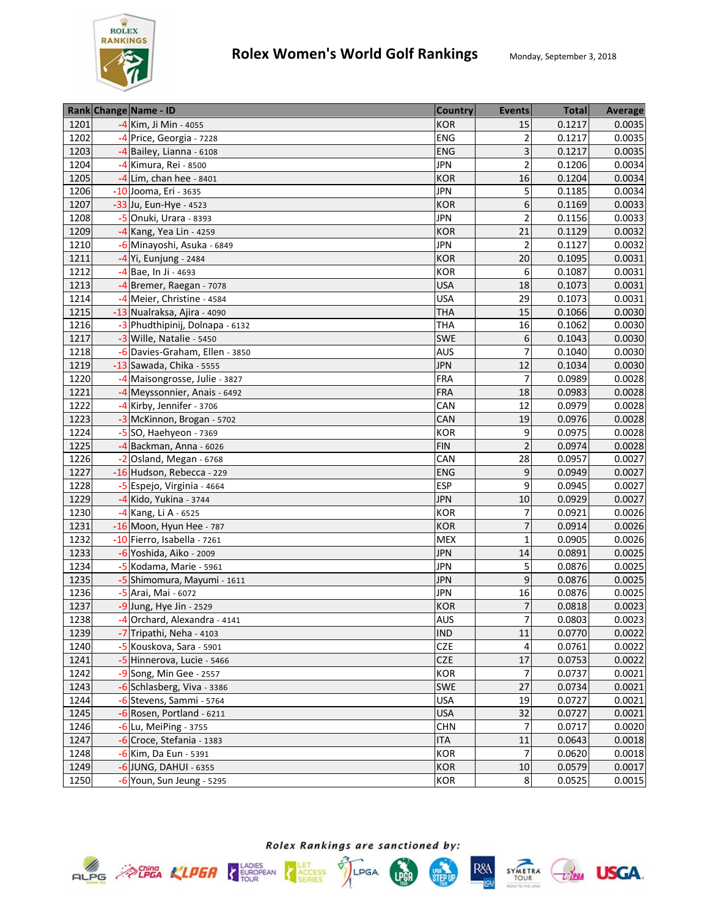# Rolex Women's World Golf Rankings

Monday, September 3, 2018

| Rank | Change | Name - ID | Country | Events | Total | Average |
|---|---|---|---|---|---|---|
| 1201 | -4 | Kim, Ji Min - 4055 | KOR | 15 | 0.1217 | 0.0035 |
| 1202 | -4 | Price, Georgia - 7228 | ENG | 2 | 0.1217 | 0.0035 |
| 1203 | -4 | Bailey, Lianna - 6108 | ENG | 3 | 0.1217 | 0.0035 |
| 1204 | -4 | Kimura, Rei - 8500 | JPN | 2 | 0.1206 | 0.0034 |
| 1205 | -4 | Lim, chan hee - 8401 | KOR | 16 | 0.1204 | 0.0034 |
| 1206 | -10 | Jooma, Eri - 3635 | JPN | 5 | 0.1185 | 0.0034 |
| 1207 | -33 | Ju, Eun-Hye - 4523 | KOR | 6 | 0.1169 | 0.0033 |
| 1208 | -5 | Onuki, Urara - 8393 | JPN | 2 | 0.1156 | 0.0033 |
| 1209 | -4 | Kang, Yea Lin - 4259 | KOR | 21 | 0.1129 | 0.0032 |
| 1210 | -6 | Minayoshi, Asuka - 6849 | JPN | 2 | 0.1127 | 0.0032 |
| 1211 | -4 | Yi, Eunjung - 2484 | KOR | 20 | 0.1095 | 0.0031 |
| 1212 | -4 | Bae, In Ji - 4693 | KOR | 6 | 0.1087 | 0.0031 |
| 1213 | -4 | Bremer, Raegan - 7078 | USA | 18 | 0.1073 | 0.0031 |
| 1214 | -4 | Meier, Christine - 4584 | USA | 29 | 0.1073 | 0.0031 |
| 1215 | -13 | Nualraksa, Ajira - 4090 | THA | 15 | 0.1066 | 0.0030 |
| 1216 | -3 | Phudthipinij, Dolnapa - 6132 | THA | 16 | 0.1062 | 0.0030 |
| 1217 | -3 | Wille, Natalie - 5450 | SWE | 6 | 0.1043 | 0.0030 |
| 1218 | -6 | Davies-Graham, Ellen - 3850 | AUS | 7 | 0.1040 | 0.0030 |
| 1219 | -13 | Sawada, Chika - 5555 | JPN | 12 | 0.1034 | 0.0030 |
| 1220 | -4 | Maisongrosse, Julie - 3827 | FRA | 7 | 0.0989 | 0.0028 |
| 1221 | -4 | Meyssonnier, Anais - 6492 | FRA | 18 | 0.0983 | 0.0028 |
| 1222 | -4 | Kirby, Jennifer - 3706 | CAN | 12 | 0.0979 | 0.0028 |
| 1223 | -3 | McKinnon, Brogan - 5702 | CAN | 19 | 0.0976 | 0.0028 |
| 1224 | -5 | SO, Haehyeon - 7369 | KOR | 9 | 0.0975 | 0.0028 |
| 1225 | -4 | Backman, Anna - 6026 | FIN | 2 | 0.0974 | 0.0028 |
| 1226 | -2 | Osland, Megan - 6768 | CAN | 28 | 0.0957 | 0.0027 |
| 1227 | -16 | Hudson, Rebecca - 229 | ENG | 9 | 0.0949 | 0.0027 |
| 1228 | -5 | Espejo, Virginia - 4664 | ESP | 9 | 0.0945 | 0.0027 |
| 1229 | -4 | Kido, Yukina - 3744 | JPN | 10 | 0.0929 | 0.0027 |
| 1230 | -4 | Kang, Li A - 6525 | KOR | 7 | 0.0921 | 0.0026 |
| 1231 | -16 | Moon, Hyun Hee - 787 | KOR | 7 | 0.0914 | 0.0026 |
| 1232 | -10 | Fierro, Isabella - 7261 | MEX | 1 | 0.0905 | 0.0026 |
| 1233 | -6 | Yoshida, Aiko - 2009 | JPN | 14 | 0.0891 | 0.0025 |
| 1234 | -5 | Kodama, Marie - 5961 | JPN | 5 | 0.0876 | 0.0025 |
| 1235 | -5 | Shimomura, Mayumi - 1611 | JPN | 9 | 0.0876 | 0.0025 |
| 1236 | -5 | Arai, Mai - 6072 | JPN | 16 | 0.0876 | 0.0025 |
| 1237 | -9 | Jung, Hye Jin - 2529 | KOR | 7 | 0.0818 | 0.0023 |
| 1238 | -4 | Orchard, Alexandra - 4141 | AUS | 7 | 0.0803 | 0.0023 |
| 1239 | -7 | Tripathi, Neha - 4103 | IND | 11 | 0.0770 | 0.0022 |
| 1240 | -5 | Kouskova, Sara - 5901 | CZE | 4 | 0.0761 | 0.0022 |
| 1241 | -5 | Hinnerova, Lucie - 5466 | CZE | 17 | 0.0753 | 0.0022 |
| 1242 | -9 | Song, Min Gee - 2557 | KOR | 7 | 0.0737 | 0.0021 |
| 1243 | -6 | Schlasberg, Viva - 3386 | SWE | 27 | 0.0734 | 0.0021 |
| 1244 | -6 | Stevens, Sammi - 5764 | USA | 19 | 0.0727 | 0.0021 |
| 1245 | -6 | Rosen, Portland - 6211 | USA | 32 | 0.0727 | 0.0021 |
| 1246 | -6 | Lu, MeiPing - 3755 | CHN | 7 | 0.0717 | 0.0020 |
| 1247 | -6 | Croce, Stefania - 1383 | ITA | 11 | 0.0643 | 0.0018 |
| 1248 | -6 | Kim, Da Eun - 5391 | KOR | 7 | 0.0620 | 0.0018 |
| 1249 | -6 | JUNG, DAHUI - 6355 | KOR | 10 | 0.0579 | 0.0017 |
| 1250 | -6 | Youn, Sun Jeung - 5295 | KOR | 8 | 0.0525 | 0.0015 |

*Rolex Rankings are sanctioned by:*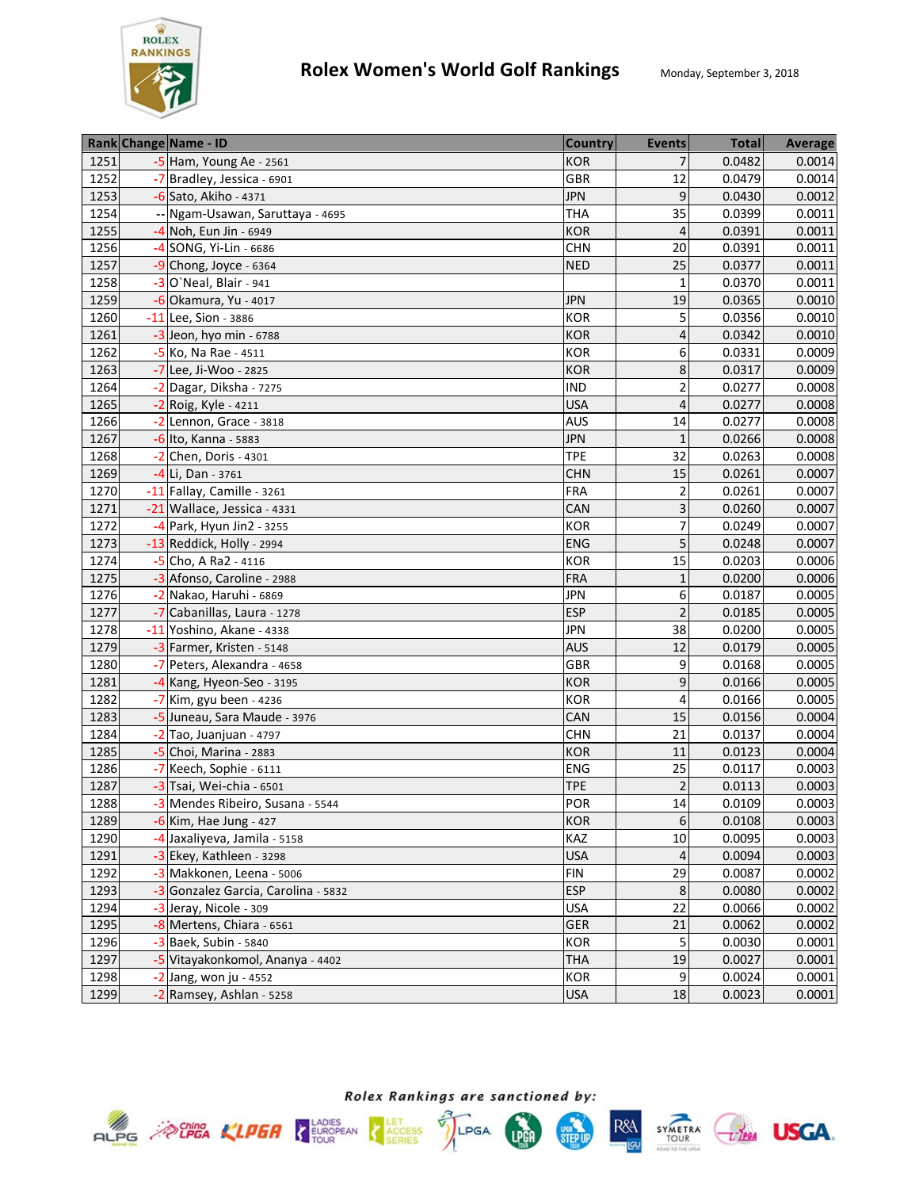# Rolex Women's World Golf Rankings

Monday, September 3, 2018

| Rank | Change | Name - ID | Country | Events | Total | Average |
|---|---|---|---|---|---|---|
| 1251 | -5 | Ham, Young Ae - 2561 | KOR | 7 | 0.0482 | 0.0014 |
| 1252 | -7 | Bradley, Jessica - 6901 | GBR | 12 | 0.0479 | 0.0014 |
| 1253 | -6 | Sato, Akiho - 4371 | JPN | 9 | 0.0430 | 0.0012 |
| 1254 | -- | Ngam-Usawan, Saruttaya - 4695 | THA | 35 | 0.0399 | 0.0011 |
| 1255 | -4 | Noh, Eun Jin - 6949 | KOR | 4 | 0.0391 | 0.0011 |
| 1256 | -4 | SONG, Yi-Lin - 6686 | CHN | 20 | 0.0391 | 0.0011 |
| 1257 | -9 | Chong, Joyce - 6364 | NED | 25 | 0.0377 | 0.0011 |
| 1258 | -3 | O`Neal, Blair - 941 | | 1 | 0.0370 | 0.0011 |
| 1259 | -6 | Okamura, Yu - 4017 | JPN | 19 | 0.0365 | 0.0010 |
| 1260 | -11 | Lee, Sion - 3886 | KOR | 5 | 0.0356 | 0.0010 |
| 1261 | -3 | Jeon, hyo min - 6788 | KOR | 4 | 0.0342 | 0.0010 |
| 1262 | -5 | Ko, Na Rae - 4511 | KOR | 6 | 0.0331 | 0.0009 |
| 1263 | -7 | Lee, Ji-Woo - 2825 | KOR | 8 | 0.0317 | 0.0009 |
| 1264 | -2 | Dagar, Diksha - 7275 | IND | 2 | 0.0277 | 0.0008 |
| 1265 | -2 | Roig, Kyle - 4211 | USA | 4 | 0.0277 | 0.0008 |
| 1266 | -2 | Lennon, Grace - 3818 | AUS | 14 | 0.0277 | 0.0008 |
| 1267 | -6 | Ito, Kanna - 5883 | JPN | 1 | 0.0266 | 0.0008 |
| 1268 | -2 | Chen, Doris - 4301 | TPE | 32 | 0.0263 | 0.0008 |
| 1269 | -4 | Li, Dan - 3761 | CHN | 15 | 0.0261 | 0.0007 |
| 1270 | -11 | Fallay, Camille - 3261 | FRA | 2 | 0.0261 | 0.0007 |
| 1271 | -21 | Wallace, Jessica - 4331 | CAN | 3 | 0.0260 | 0.0007 |
| 1272 | -4 | Park, Hyun Jin2 - 3255 | KOR | 7 | 0.0249 | 0.0007 |
| 1273 | -13 | Reddick, Holly - 2994 | ENG | 5 | 0.0248 | 0.0007 |
| 1274 | -5 | Cho, A Ra2 - 4116 | KOR | 15 | 0.0203 | 0.0006 |
| 1275 | -3 | Afonso, Caroline - 2988 | FRA | 1 | 0.0200 | 0.0006 |
| 1276 | -2 | Nakao, Haruhi - 6869 | JPN | 6 | 0.0187 | 0.0005 |
| 1277 | -7 | Cabanillas, Laura - 1278 | ESP | 2 | 0.0185 | 0.0005 |
| 1278 | -11 | Yoshino, Akane - 4338 | JPN | 38 | 0.0200 | 0.0005 |
| 1279 | -3 | Farmer, Kristen - 5148 | AUS | 12 | 0.0179 | 0.0005 |
| 1280 | -7 | Peters, Alexandra - 4658 | GBR | 9 | 0.0168 | 0.0005 |
| 1281 | -4 | Kang, Hyeon-Seo - 3195 | KOR | 9 | 0.0166 | 0.0005 |
| 1282 | -7 | Kim, gyu been - 4236 | KOR | 4 | 0.0166 | 0.0005 |
| 1283 | -5 | Juneau, Sara Maude - 3976 | CAN | 15 | 0.0156 | 0.0004 |
| 1284 | -2 | Tao, Juanjuan - 4797 | CHN | 21 | 0.0137 | 0.0004 |
| 1285 | -5 | Choi, Marina - 2883 | KOR | 11 | 0.0123 | 0.0004 |
| 1286 | -7 | Keech, Sophie - 6111 | ENG | 25 | 0.0117 | 0.0003 |
| 1287 | -3 | Tsai, Wei-chia - 6501 | TPE | 2 | 0.0113 | 0.0003 |
| 1288 | -3 | Mendes Ribeiro, Susana - 5544 | POR | 14 | 0.0109 | 0.0003 |
| 1289 | -6 | Kim, Hae Jung - 427 | KOR | 6 | 0.0108 | 0.0003 |
| 1290 | -4 | Jaxaliyeva, Jamila - 5158 | KAZ | 10 | 0.0095 | 0.0003 |
| 1291 | -3 | Ekey, Kathleen - 3298 | USA | 4 | 0.0094 | 0.0003 |
| 1292 | -3 | Makkonen, Leena - 5006 | FIN | 29 | 0.0087 | 0.0002 |
| 1293 | -3 | Gonzalez Garcia, Carolina - 5832 | ESP | 8 | 0.0080 | 0.0002 |
| 1294 | -3 | Jeray, Nicole - 309 | USA | 22 | 0.0066 | 0.0002 |
| 1295 | -8 | Mertens, Chiara - 6561 | GER | 21 | 0.0062 | 0.0002 |
| 1296 | -3 | Baek, Subin - 5840 | KOR | 5 | 0.0030 | 0.0001 |
| 1297 | -5 | Vitayakonkomol, Ananya - 4402 | THA | 19 | 0.0027 | 0.0001 |
| 1298 | -2 | Jang, won ju - 4552 | KOR | 9 | 0.0024 | 0.0001 |
| 1299 | -2 | Ramsey, Ashlan - 5258 | USA | 18 | 0.0023 | 0.0001 |

*Rolex Rankings are sanctioned by:*